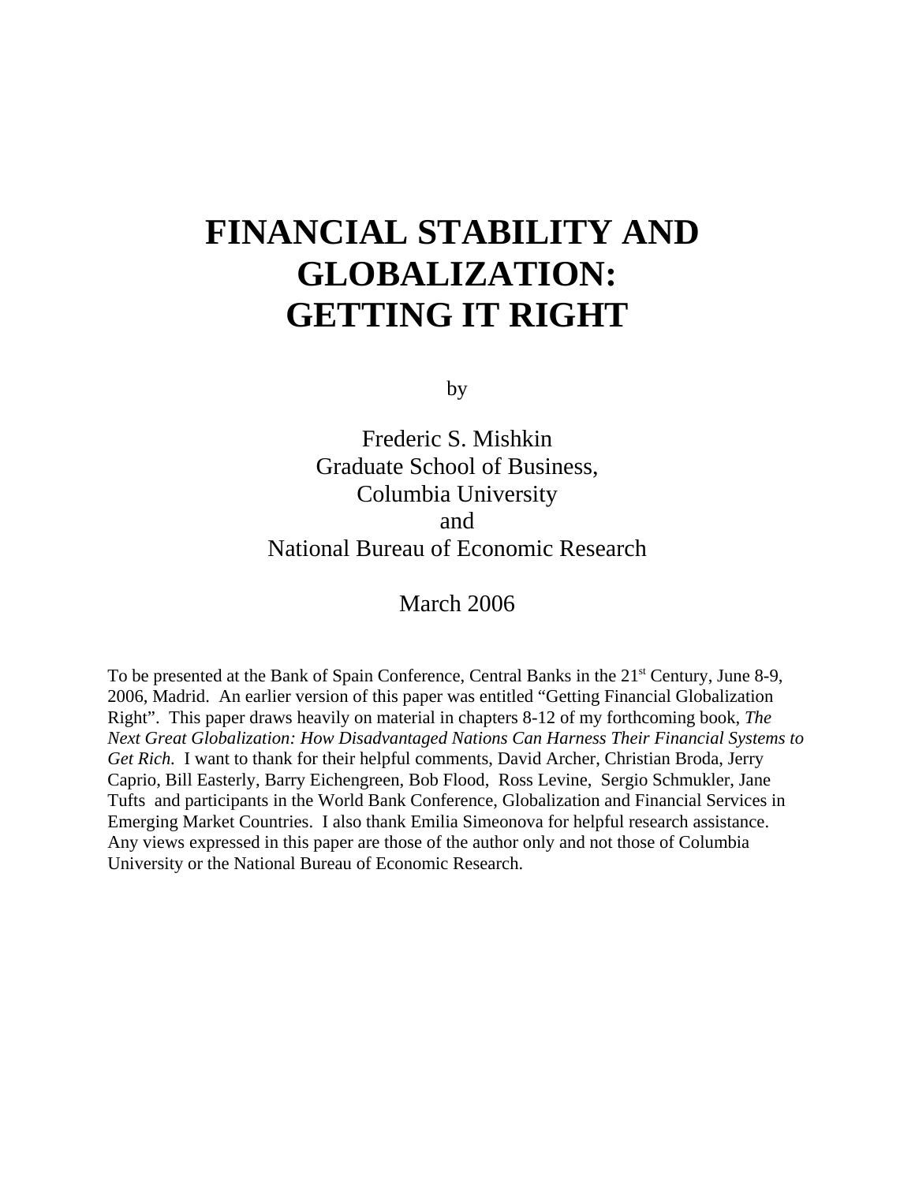# FINANCIAL STABILITY AND GLOBALIZATION: GETTING IT RIGHT

by

Frederic S. Mishkin
Graduate School of Business,
Columbia University
and
National Bureau of Economic Research

March 2006

To be presented at the Bank of Spain Conference, Central Banks in the 21st Century, June 8-9, 2006, Madrid. An earlier version of this paper was entitled "Getting Financial Globalization Right". This paper draws heavily on material in chapters 8-12 of my forthcoming book, *The Next Great Globalization: How Disadvantaged Nations Can Harness Their Financial Systems to Get Rich.* I want to thank for their helpful comments, David Archer, Christian Broda, Jerry Caprio, Bill Easterly, Barry Eichengreen, Bob Flood, Ross Levine, Sergio Schmukler, Jane Tufts and participants in the World Bank Conference, Globalization and Financial Services in Emerging Market Countries. I also thank Emilia Simeonova for helpful research assistance. Any views expressed in this paper are those of the author only and not those of Columbia University or the National Bureau of Economic Research.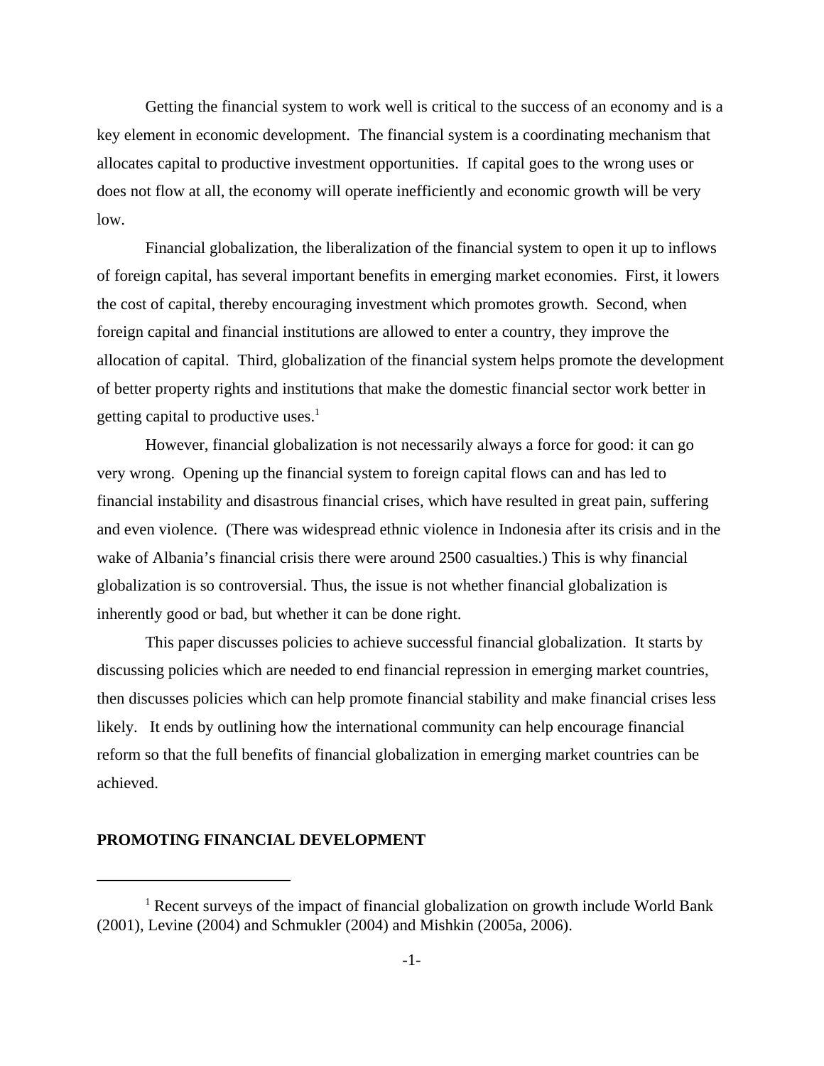Getting the financial system to work well is critical to the success of an economy and is a key element in economic development. The financial system is a coordinating mechanism that allocates capital to productive investment opportunities. If capital goes to the wrong uses or does not flow at all, the economy will operate inefficiently and economic growth will be very low.

Financial globalization, the liberalization of the financial system to open it up to inflows of foreign capital, has several important benefits in emerging market economies. First, it lowers the cost of capital, thereby encouraging investment which promotes growth. Second, when foreign capital and financial institutions are allowed to enter a country, they improve the allocation of capital. Third, globalization of the financial system helps promote the development of better property rights and institutions that make the domestic financial sector work better in getting capital to productive uses.[1]

However, financial globalization is not necessarily always a force for good: it can go very wrong. Opening up the financial system to foreign capital flows can and has led to financial instability and disastrous financial crises, which have resulted in great pain, suffering and even violence. (There was widespread ethnic violence in Indonesia after its crisis and in the wake of Albania's financial crisis there were around 2500 casualties.) This is why financial globalization is so controversial. Thus, the issue is not whether financial globalization is inherently good or bad, but whether it can be done right.

This paper discusses policies to achieve successful financial globalization. It starts by discussing policies which are needed to end financial repression in emerging market countries, then discusses policies which can help promote financial stability and make financial crises less likely. It ends by outlining how the international community can help encourage financial reform so that the full benefits of financial globalization in emerging market countries can be achieved.

## PROMOTING FINANCIAL DEVELOPMENT

---

[1] Recent surveys of the impact of financial globalization on growth include World Bank (2001), Levine (2004) and Schmukler (2004) and Mishkin (2005a, 2006).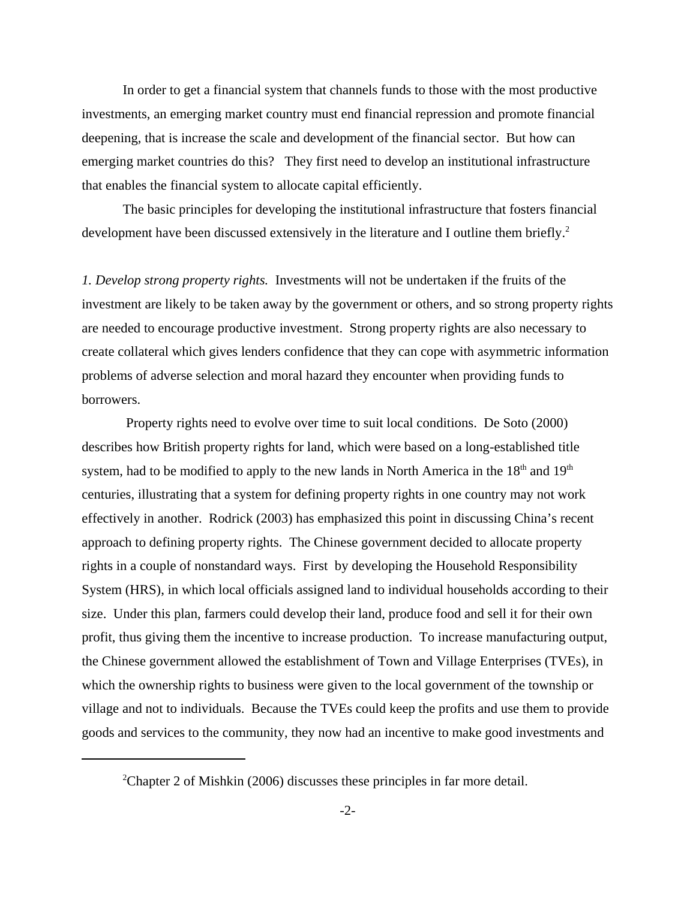In order to get a financial system that channels funds to those with the most productive investments, an emerging market country must end financial repression and promote financial deepening, that is increase the scale and development of the financial sector. But how can emerging market countries do this? They first need to develop an institutional infrastructure that enables the financial system to allocate capital efficiently.

The basic principles for developing the institutional infrastructure that fosters financial development have been discussed extensively in the literature and I outline them briefly.[2]

*1. Develop strong property rights.* Investments will not be undertaken if the fruits of the investment are likely to be taken away by the government or others, and so strong property rights are needed to encourage productive investment. Strong property rights are also necessary to create collateral which gives lenders confidence that they can cope with asymmetric information problems of adverse selection and moral hazard they encounter when providing funds to borrowers.

Property rights need to evolve over time to suit local conditions. De Soto (2000) describes how British property rights for land, which were based on a long-established title system, had to be modified to apply to the new lands in North America in the 18th and 19th centuries, illustrating that a system for defining property rights in one country may not work effectively in another. Rodrick (2003) has emphasized this point in discussing China's recent approach to defining property rights. The Chinese government decided to allocate property rights in a couple of nonstandard ways. First by developing the Household Responsibility System (HRS), in which local officials assigned land to individual households according to their size. Under this plan, farmers could develop their land, produce food and sell it for their own profit, thus giving them the incentive to increase production. To increase manufacturing output, the Chinese government allowed the establishment of Town and Village Enterprises (TVEs), in which the ownership rights to business were given to the local government of the township or village and not to individuals. Because the TVEs could keep the profits and use them to provide goods and services to the community, they now had an incentive to make good investments and

[2] Chapter 2 of Mishkin (2006) discusses these principles in far more detail.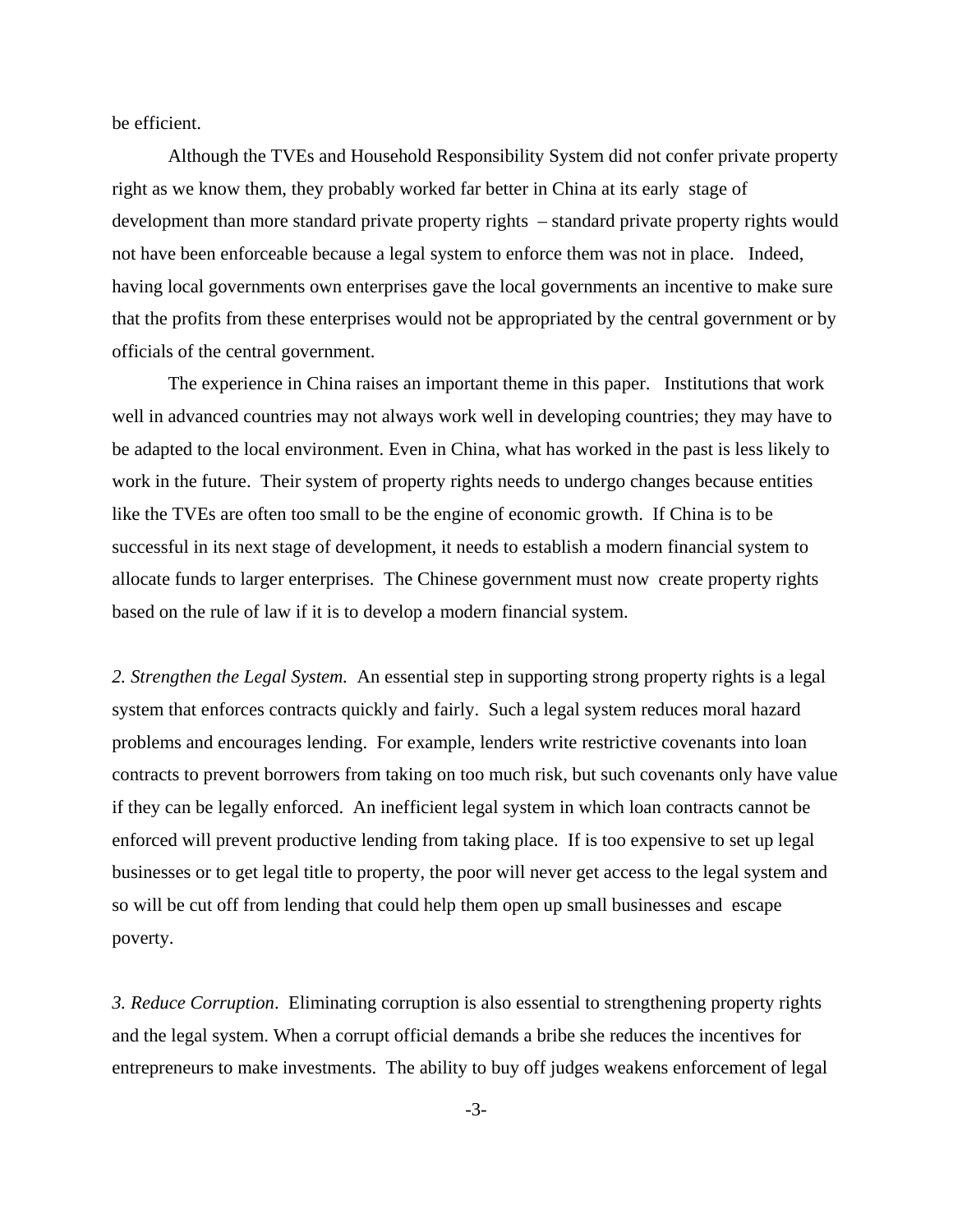be efficient.

Although the TVEs and Household Responsibility System did not confer private property right as we know them, they probably worked far better in China at its early stage of development than more standard private property rights – standard private property rights would not have been enforceable because a legal system to enforce them was not in place. Indeed, having local governments own enterprises gave the local governments an incentive to make sure that the profits from these enterprises would not be appropriated by the central government or by officials of the central government.

The experience in China raises an important theme in this paper. Institutions that work well in advanced countries may not always work well in developing countries; they may have to be adapted to the local environment. Even in China, what has worked in the past is less likely to work in the future. Their system of property rights needs to undergo changes because entities like the TVEs are often too small to be the engine of economic growth. If China is to be successful in its next stage of development, it needs to establish a modern financial system to allocate funds to larger enterprises. The Chinese government must now create property rights based on the rule of law if it is to develop a modern financial system.

*2. Strengthen the Legal System.* An essential step in supporting strong property rights is a legal system that enforces contracts quickly and fairly. Such a legal system reduces moral hazard problems and encourages lending. For example, lenders write restrictive covenants into loan contracts to prevent borrowers from taking on too much risk, but such covenants only have value if they can be legally enforced. An inefficient legal system in which loan contracts cannot be enforced will prevent productive lending from taking place. If is too expensive to set up legal businesses or to get legal title to property, the poor will never get access to the legal system and so will be cut off from lending that could help them open up small businesses and escape poverty.

*3. Reduce Corruption*. Eliminating corruption is also essential to strengthening property rights and the legal system. When a corrupt official demands a bribe she reduces the incentives for entrepreneurs to make investments. The ability to buy off judges weakens enforcement of legal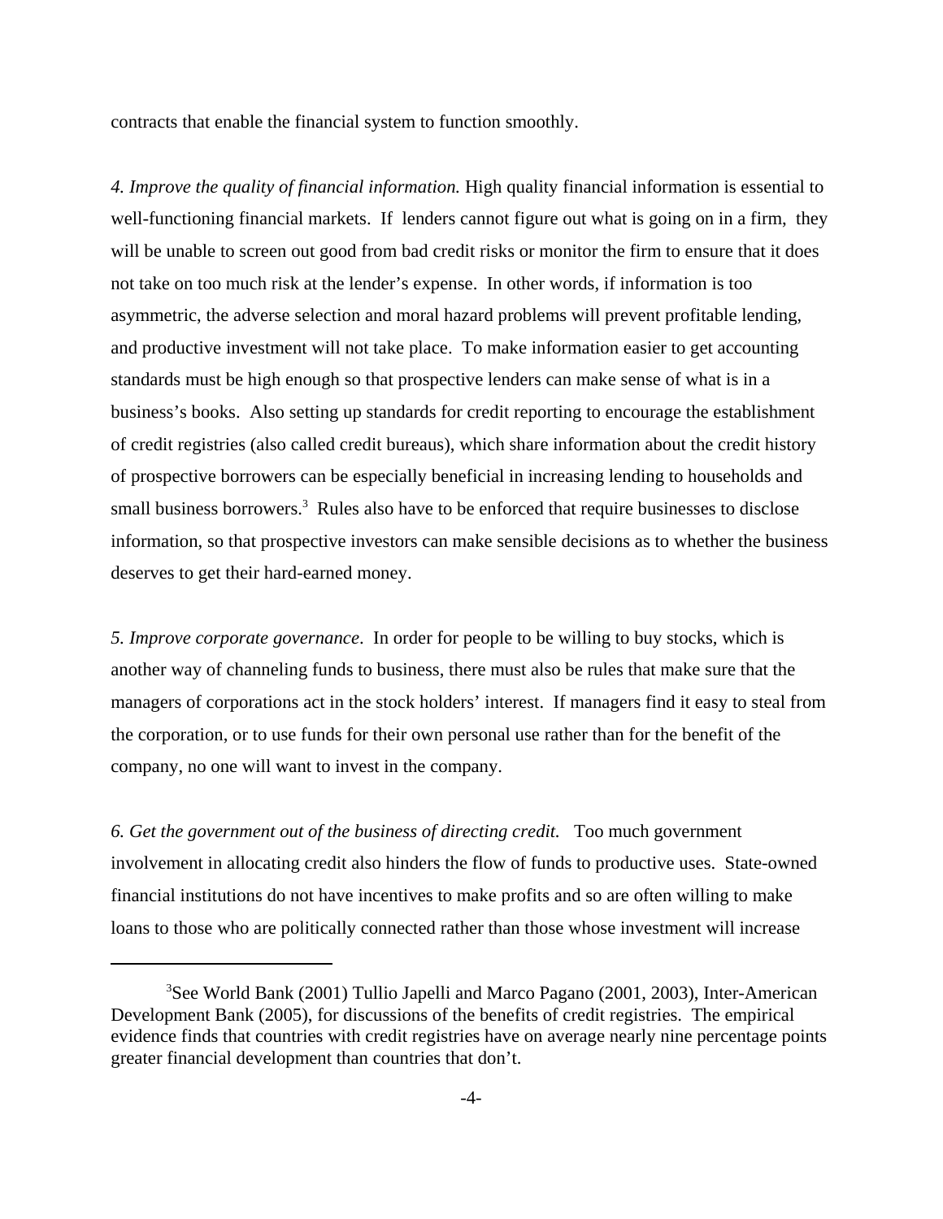contracts that enable the financial system to function smoothly.

*4. Improve the quality of financial information.* High quality financial information is essential to well-functioning financial markets. If lenders cannot figure out what is going on in a firm, they will be unable to screen out good from bad credit risks or monitor the firm to ensure that it does not take on too much risk at the lender's expense. In other words, if information is too asymmetric, the adverse selection and moral hazard problems will prevent profitable lending, and productive investment will not take place. To make information easier to get accounting standards must be high enough so that prospective lenders can make sense of what is in a business's books. Also setting up standards for credit reporting to encourage the establishment of credit registries (also called credit bureaus), which share information about the credit history of prospective borrowers can be especially beneficial in increasing lending to households and small business borrowers.[3] Rules also have to be enforced that require businesses to disclose information, so that prospective investors can make sensible decisions as to whether the business deserves to get their hard-earned money.

*5. Improve corporate governance*. In order for people to be willing to buy stocks, which is another way of channeling funds to business, there must also be rules that make sure that the managers of corporations act in the stock holders' interest. If managers find it easy to steal from the corporation, or to use funds for their own personal use rather than for the benefit of the company, no one will want to invest in the company.

*6. Get the government out of the business of directing credit.* Too much government involvement in allocating credit also hinders the flow of funds to productive uses. State-owned financial institutions do not have incentives to make profits and so are often willing to make loans to those who are politically connected rather than those whose investment will increase

[3] See World Bank (2001) Tullio Japelli and Marco Pagano (2001, 2003), Inter-American Development Bank (2005), for discussions of the benefits of credit registries. The empirical evidence finds that countries with credit registries have on average nearly nine percentage points greater financial development than countries that don't.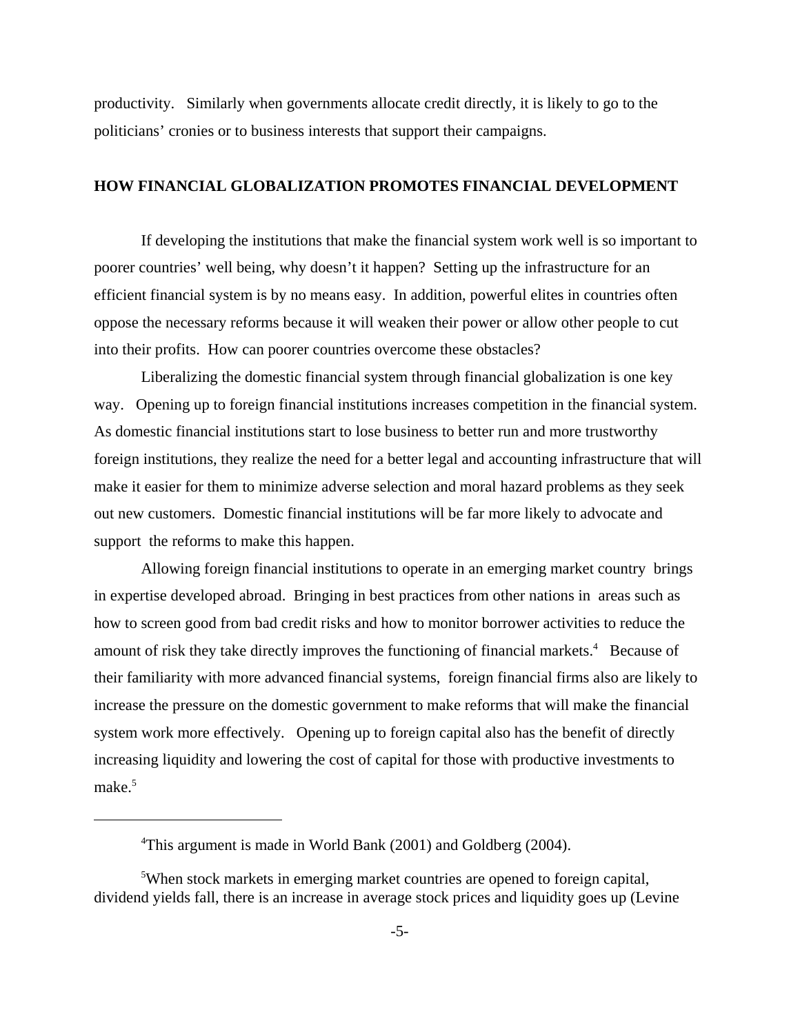productivity. Similarly when governments allocate credit directly, it is likely to go to the politicians' cronies or to business interests that support their campaigns.

## HOW FINANCIAL GLOBALIZATION PROMOTES FINANCIAL DEVELOPMENT

If developing the institutions that make the financial system work well is so important to poorer countries' well being, why doesn't it happen? Setting up the infrastructure for an efficient financial system is by no means easy. In addition, powerful elites in countries often oppose the necessary reforms because it will weaken their power or allow other people to cut into their profits. How can poorer countries overcome these obstacles?

Liberalizing the domestic financial system through financial globalization is one key way. Opening up to foreign financial institutions increases competition in the financial system. As domestic financial institutions start to lose business to better run and more trustworthy foreign institutions, they realize the need for a better legal and accounting infrastructure that will make it easier for them to minimize adverse selection and moral hazard problems as they seek out new customers. Domestic financial institutions will be far more likely to advocate and support the reforms to make this happen.

Allowing foreign financial institutions to operate in an emerging market country brings in expertise developed abroad. Bringing in best practices from other nations in areas such as how to screen good from bad credit risks and how to monitor borrower activities to reduce the amount of risk they take directly improves the functioning of financial markets.[4] Because of their familiarity with more advanced financial systems, foreign financial firms also are likely to increase the pressure on the domestic government to make reforms that will make the financial system work more effectively. Opening up to foreign capital also has the benefit of directly increasing liquidity and lowering the cost of capital for those with productive investments to make.[5]

---

[4]This argument is made in World Bank (2001) and Goldberg (2004).

[5]When stock markets in emerging market countries are opened to foreign capital, dividend yields fall, there is an increase in average stock prices and liquidity goes up (Levine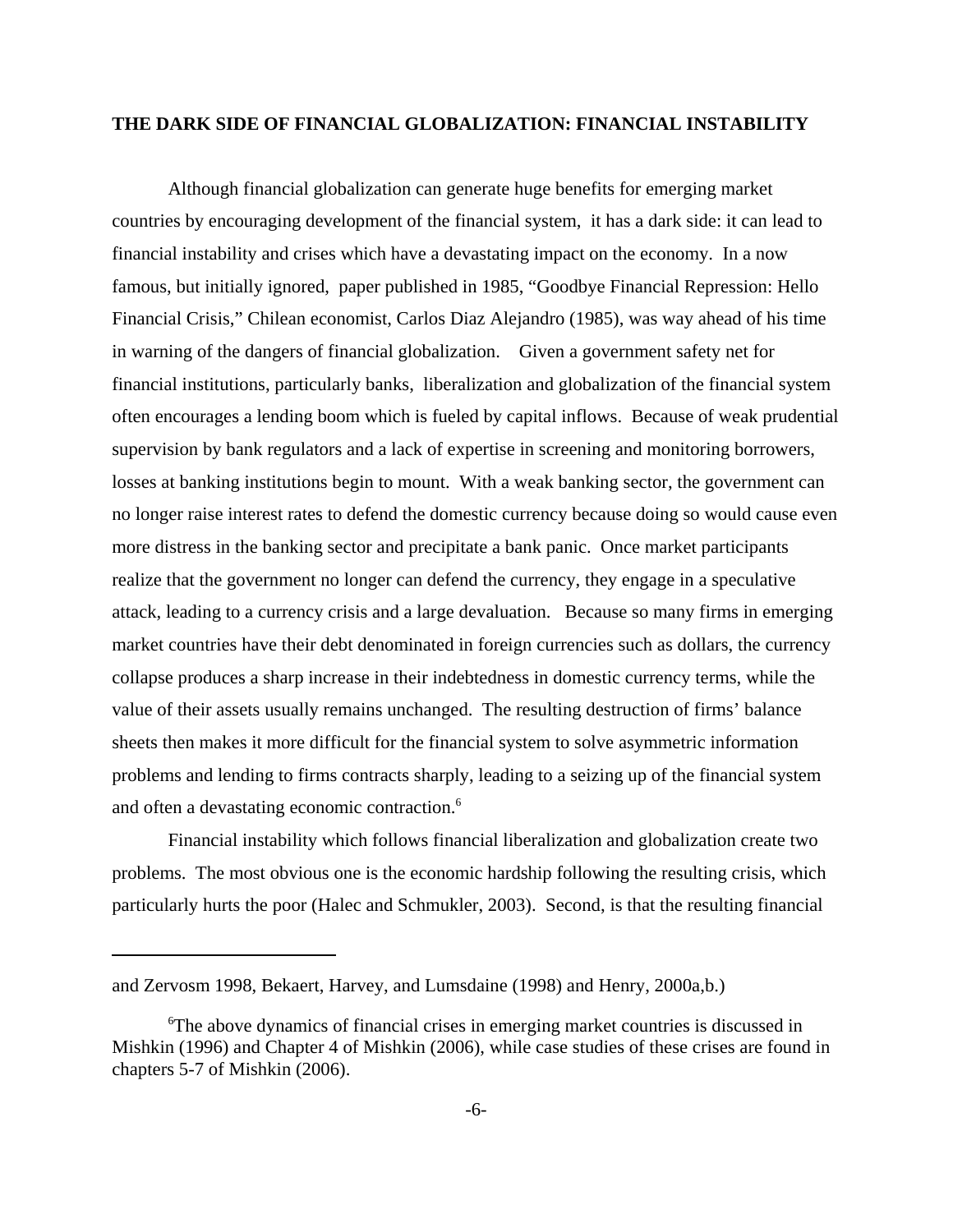## THE DARK SIDE OF FINANCIAL GLOBALIZATION: FINANCIAL INSTABILITY

Although financial globalization can generate huge benefits for emerging market countries by encouraging development of the financial system, it has a dark side: it can lead to financial instability and crises which have a devastating impact on the economy. In a now famous, but initially ignored, paper published in 1985, "Goodbye Financial Repression: Hello Financial Crisis," Chilean economist, Carlos Diaz Alejandro (1985), was way ahead of his time in warning of the dangers of financial globalization. Given a government safety net for financial institutions, particularly banks, liberalization and globalization of the financial system often encourages a lending boom which is fueled by capital inflows. Because of weak prudential supervision by bank regulators and a lack of expertise in screening and monitoring borrowers, losses at banking institutions begin to mount. With a weak banking sector, the government can no longer raise interest rates to defend the domestic currency because doing so would cause even more distress in the banking sector and precipitate a bank panic. Once market participants realize that the government no longer can defend the currency, they engage in a speculative attack, leading to a currency crisis and a large devaluation. Because so many firms in emerging market countries have their debt denominated in foreign currencies such as dollars, the currency collapse produces a sharp increase in their indebtedness in domestic currency terms, while the value of their assets usually remains unchanged. The resulting destruction of firms' balance sheets then makes it more difficult for the financial system to solve asymmetric information problems and lending to firms contracts sharply, leading to a seizing up of the financial system and often a devastating economic contraction.[6]

Financial instability which follows financial liberalization and globalization create two problems. The most obvious one is the economic hardship following the resulting crisis, which particularly hurts the poor (Halec and Schmukler, 2003). Second, is that the resulting financial

---

and Zervosm 1998, Bekaert, Harvey, and Lumsdaine (1998) and Henry, 2000a,b.)

[6] The above dynamics of financial crises in emerging market countries is discussed in Mishkin (1996) and Chapter 4 of Mishkin (2006), while case studies of these crises are found in chapters 5-7 of Mishkin (2006).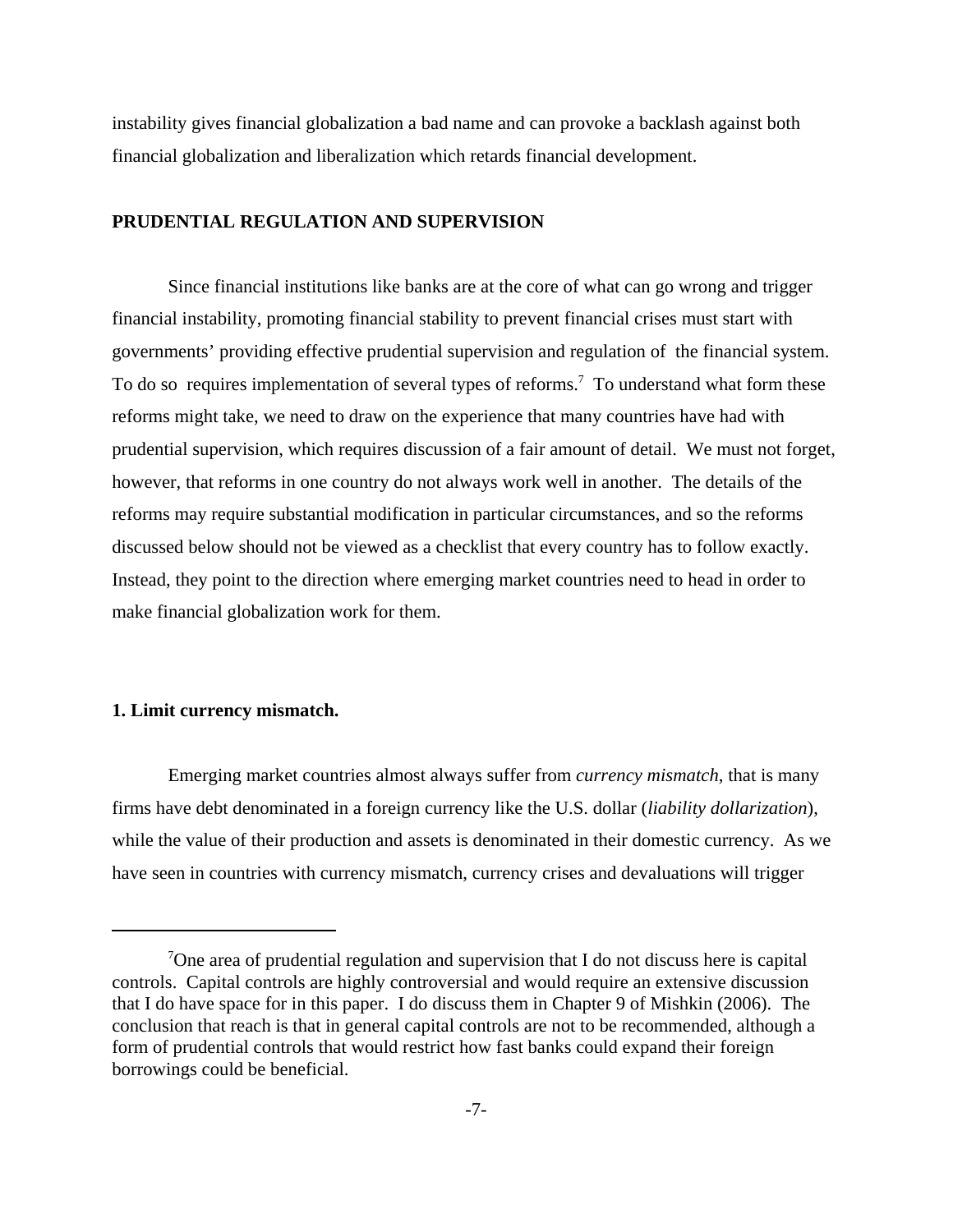instability gives financial globalization a bad name and can provoke a backlash against both financial globalization and liberalization which retards financial development.

## PRUDENTIAL REGULATION AND SUPERVISION

Since financial institutions like banks are at the core of what can go wrong and trigger financial instability, promoting financial stability to prevent financial crises must start with governments' providing effective prudential supervision and regulation of the financial system. To do so requires implementation of several types of reforms.[7] To understand what form these reforms might take, we need to draw on the experience that many countries have had with prudential supervision, which requires discussion of a fair amount of detail. We must not forget, however, that reforms in one country do not always work well in another. The details of the reforms may require substantial modification in particular circumstances, and so the reforms discussed below should not be viewed as a checklist that every country has to follow exactly. Instead, they point to the direction where emerging market countries need to head in order to make financial globalization work for them.

### 1. Limit currency mismatch.

Emerging market countries almost always suffer from *currency mismatch*, that is many firms have debt denominated in a foreign currency like the U.S. dollar (*liability dollarization*), while the value of their production and assets is denominated in their domestic currency. As we have seen in countries with currency mismatch, currency crises and devaluations will trigger

---

[7]One area of prudential regulation and supervision that I do not discuss here is capital controls. Capital controls are highly controversial and would require an extensive discussion that I do have space for in this paper. I do discuss them in Chapter 9 of Mishkin (2006). The conclusion that reach is that in general capital controls are not to be recommended, although a form of prudential controls that would restrict how fast banks could expand their foreign borrowings could be beneficial.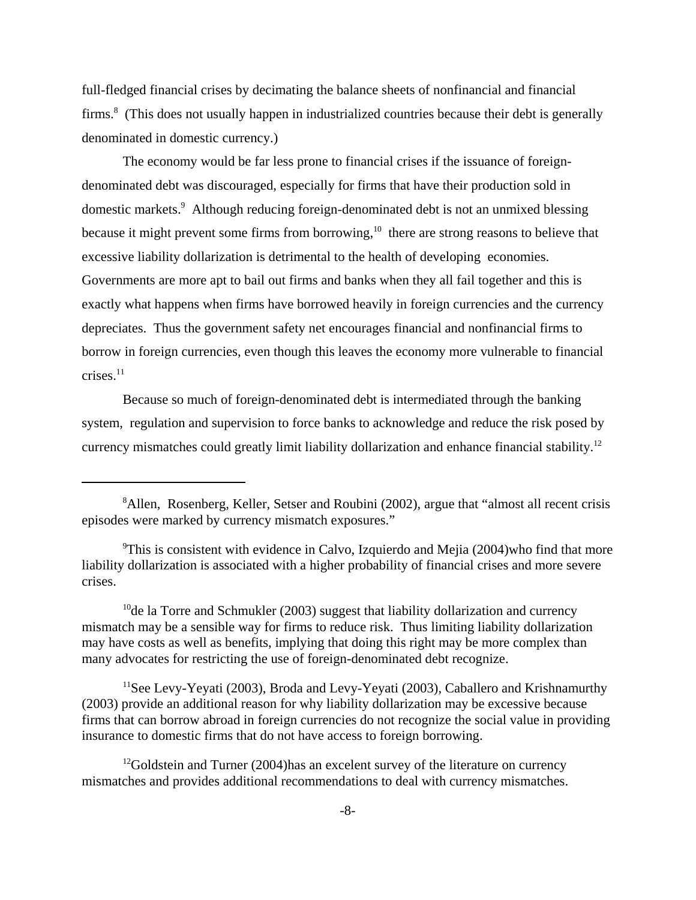full-fledged financial crises by decimating the balance sheets of nonfinancial and financial firms.[8] (This does not usually happen in industrialized countries because their debt is generally denominated in domestic currency.)

The economy would be far less prone to financial crises if the issuance of foreign-denominated debt was discouraged, especially for firms that have their production sold in domestic markets.[9] Although reducing foreign-denominated debt is not an unmixed blessing because it might prevent some firms from borrowing,[10] there are strong reasons to believe that excessive liability dollarization is detrimental to the health of developing economies. Governments are more apt to bail out firms and banks when they all fail together and this is exactly what happens when firms have borrowed heavily in foreign currencies and the currency depreciates. Thus the government safety net encourages financial and nonfinancial firms to borrow in foreign currencies, even though this leaves the economy more vulnerable to financial crises.[11]

Because so much of foreign-denominated debt is intermediated through the banking system, regulation and supervision to force banks to acknowledge and reduce the risk posed by currency mismatches could greatly limit liability dollarization and enhance financial stability.[12]

---

[8] Allen, Rosenberg, Keller, Setser and Roubini (2002), argue that "almost all recent crisis episodes were marked by currency mismatch exposures."

[9] This is consistent with evidence in Calvo, Izquierdo and Mejia (2004)who find that more liability dollarization is associated with a higher probability of financial crises and more severe crises.

[10] de la Torre and Schmukler (2003) suggest that liability dollarization and currency mismatch may be a sensible way for firms to reduce risk. Thus limiting liability dollarization may have costs as well as benefits, implying that doing this right may be more complex than many advocates for restricting the use of foreign-denominated debt recognize.

[11] See Levy-Yeyati (2003), Broda and Levy-Yeyati (2003), Caballero and Krishnamurthy (2003) provide an additional reason for why liability dollarization may be excessive because firms that can borrow abroad in foreign currencies do not recognize the social value in providing insurance to domestic firms that do not have access to foreign borrowing.

[12] Goldstein and Turner (2004)has an excelent survey of the literature on currency mismatches and provides additional recommendations to deal with currency mismatches.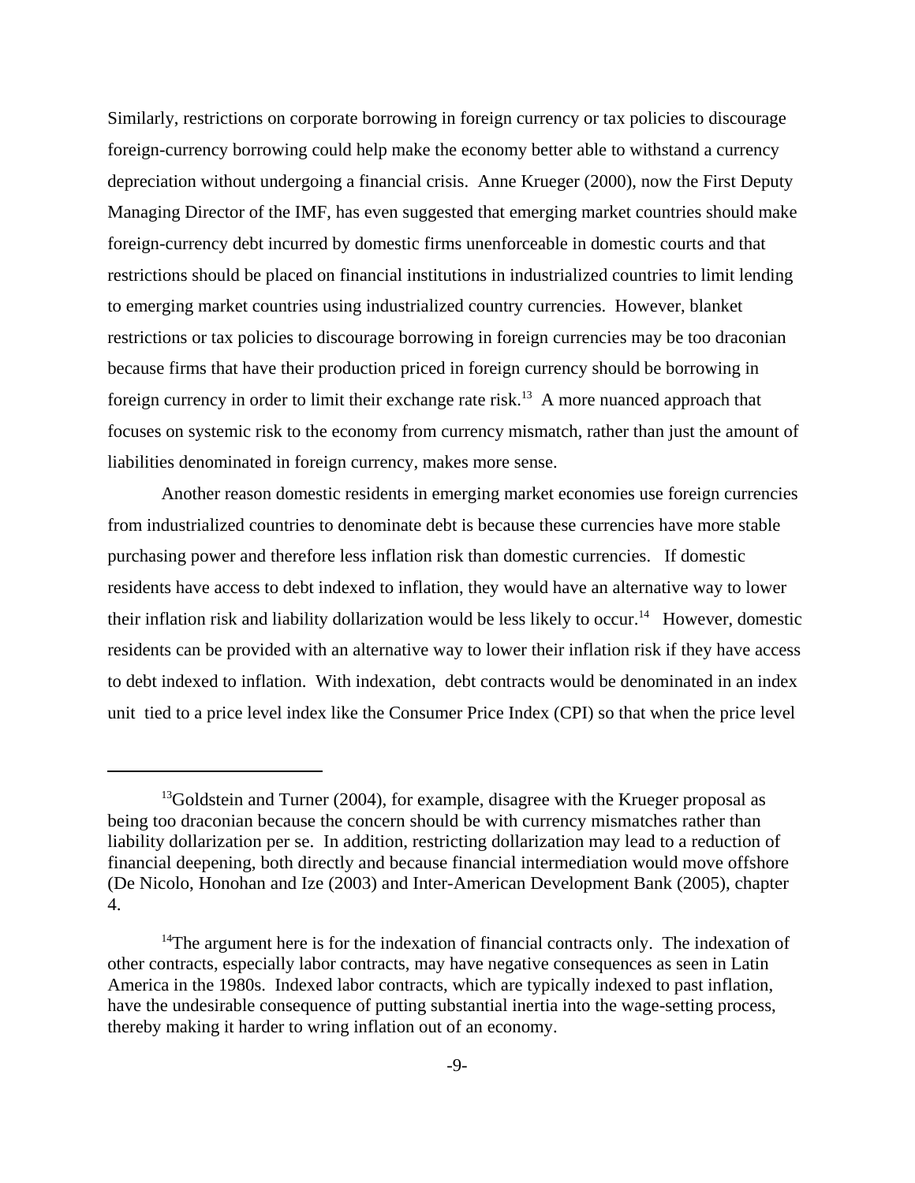Similarly, restrictions on corporate borrowing in foreign currency or tax policies to discourage foreign-currency borrowing could help make the economy better able to withstand a currency depreciation without undergoing a financial crisis. Anne Krueger (2000), now the First Deputy Managing Director of the IMF, has even suggested that emerging market countries should make foreign-currency debt incurred by domestic firms unenforceable in domestic courts and that restrictions should be placed on financial institutions in industrialized countries to limit lending to emerging market countries using industrialized country currencies. However, blanket restrictions or tax policies to discourage borrowing in foreign currencies may be too draconian because firms that have their production priced in foreign currency should be borrowing in foreign currency in order to limit their exchange rate risk.[13] A more nuanced approach that focuses on systemic risk to the economy from currency mismatch, rather than just the amount of liabilities denominated in foreign currency, makes more sense.

Another reason domestic residents in emerging market economies use foreign currencies from industrialized countries to denominate debt is because these currencies have more stable purchasing power and therefore less inflation risk than domestic currencies. If domestic residents have access to debt indexed to inflation, they would have an alternative way to lower their inflation risk and liability dollarization would be less likely to occur.[14] However, domestic residents can be provided with an alternative way to lower their inflation risk if they have access to debt indexed to inflation. With indexation, debt contracts would be denominated in an index unit tied to a price level index like the Consumer Price Index (CPI) so that when the price level

---

[13] Goldstein and Turner (2004), for example, disagree with the Krueger proposal as being too draconian because the concern should be with currency mismatches rather than liability dollarization per se. In addition, restricting dollarization may lead to a reduction of financial deepening, both directly and because financial intermediation would move offshore (De Nicolo, Honohan and Ize (2003) and Inter-American Development Bank (2005), chapter 4.

[14] The argument here is for the indexation of financial contracts only. The indexation of other contracts, especially labor contracts, may have negative consequences as seen in Latin America in the 1980s. Indexed labor contracts, which are typically indexed to past inflation, have the undesirable consequence of putting substantial inertia into the wage-setting process, thereby making it harder to wring inflation out of an economy.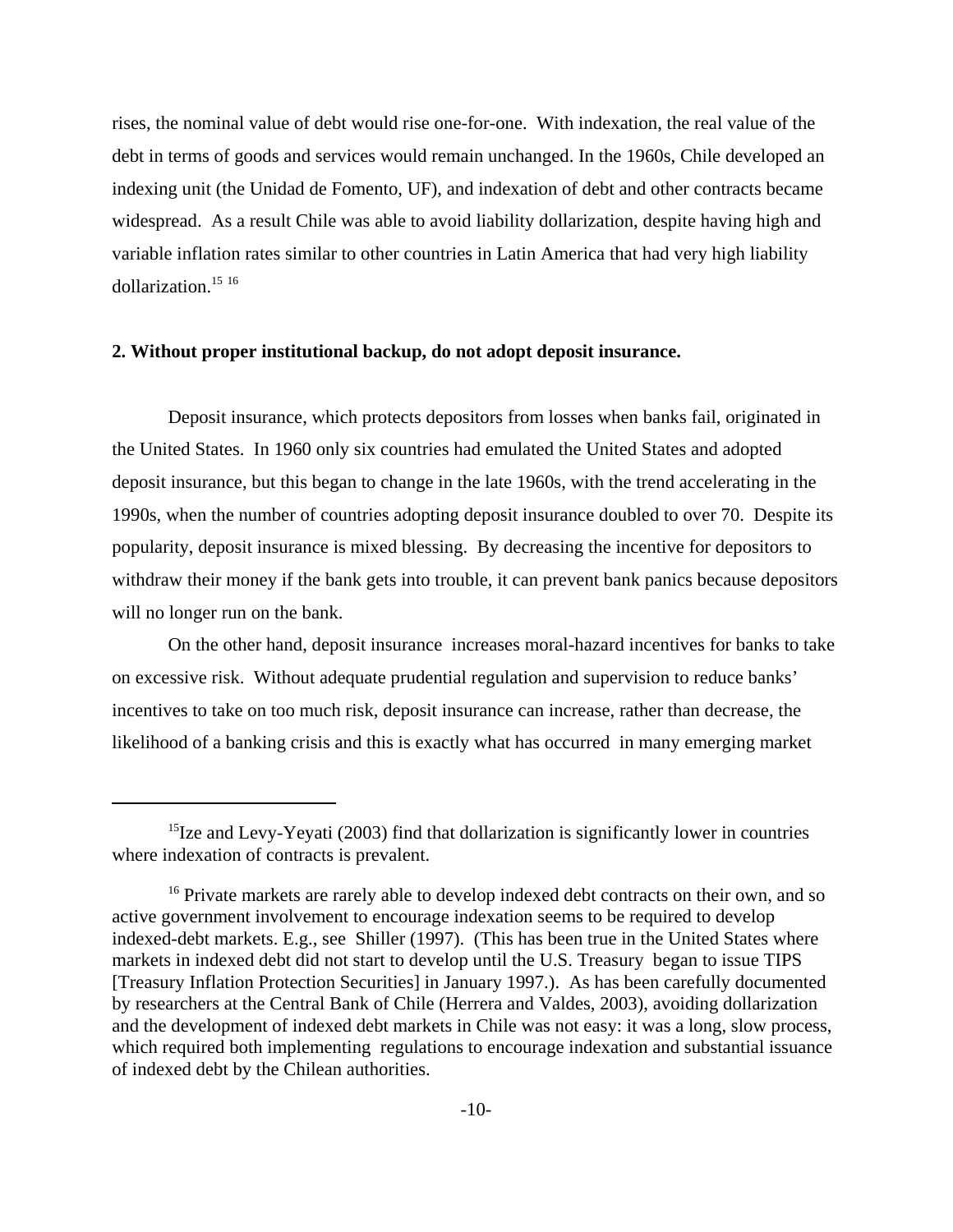rises, the nominal value of debt would rise one-for-one. With indexation, the real value of the debt in terms of goods and services would remain unchanged. In the 1960s, Chile developed an indexing unit (the Unidad de Fomento, UF), and indexation of debt and other contracts became widespread. As a result Chile was able to avoid liability dollarization, despite having high and variable inflation rates similar to other countries in Latin America that had very high liability dollarization.[15] [16]

**2. Without proper institutional backup, do not adopt deposit insurance.**

Deposit insurance, which protects depositors from losses when banks fail, originated in the United States. In 1960 only six countries had emulated the United States and adopted deposit insurance, but this began to change in the late 1960s, with the trend accelerating in the 1990s, when the number of countries adopting deposit insurance doubled to over 70. Despite its popularity, deposit insurance is mixed blessing. By decreasing the incentive for depositors to withdraw their money if the bank gets into trouble, it can prevent bank panics because depositors will no longer run on the bank.

On the other hand, deposit insurance increases moral-hazard incentives for banks to take on excessive risk. Without adequate prudential regulation and supervision to reduce banks' incentives to take on too much risk, deposit insurance can increase, rather than decrease, the likelihood of a banking crisis and this is exactly what has occurred in many emerging market

---

[15] Ize and Levy-Yeyati (2003) find that dollarization is significantly lower in countries where indexation of contracts is prevalent.

[16] Private markets are rarely able to develop indexed debt contracts on their own, and so active government involvement to encourage indexation seems to be required to develop indexed-debt markets. E.g., see Shiller (1997). (This has been true in the United States where markets in indexed debt did not start to develop until the U.S. Treasury began to issue TIPS [Treasury Inflation Protection Securities] in January 1997.). As has been carefully documented by researchers at the Central Bank of Chile (Herrera and Valdes, 2003), avoiding dollarization and the development of indexed debt markets in Chile was not easy: it was a long, slow process, which required both implementing regulations to encourage indexation and substantial issuance of indexed debt by the Chilean authorities.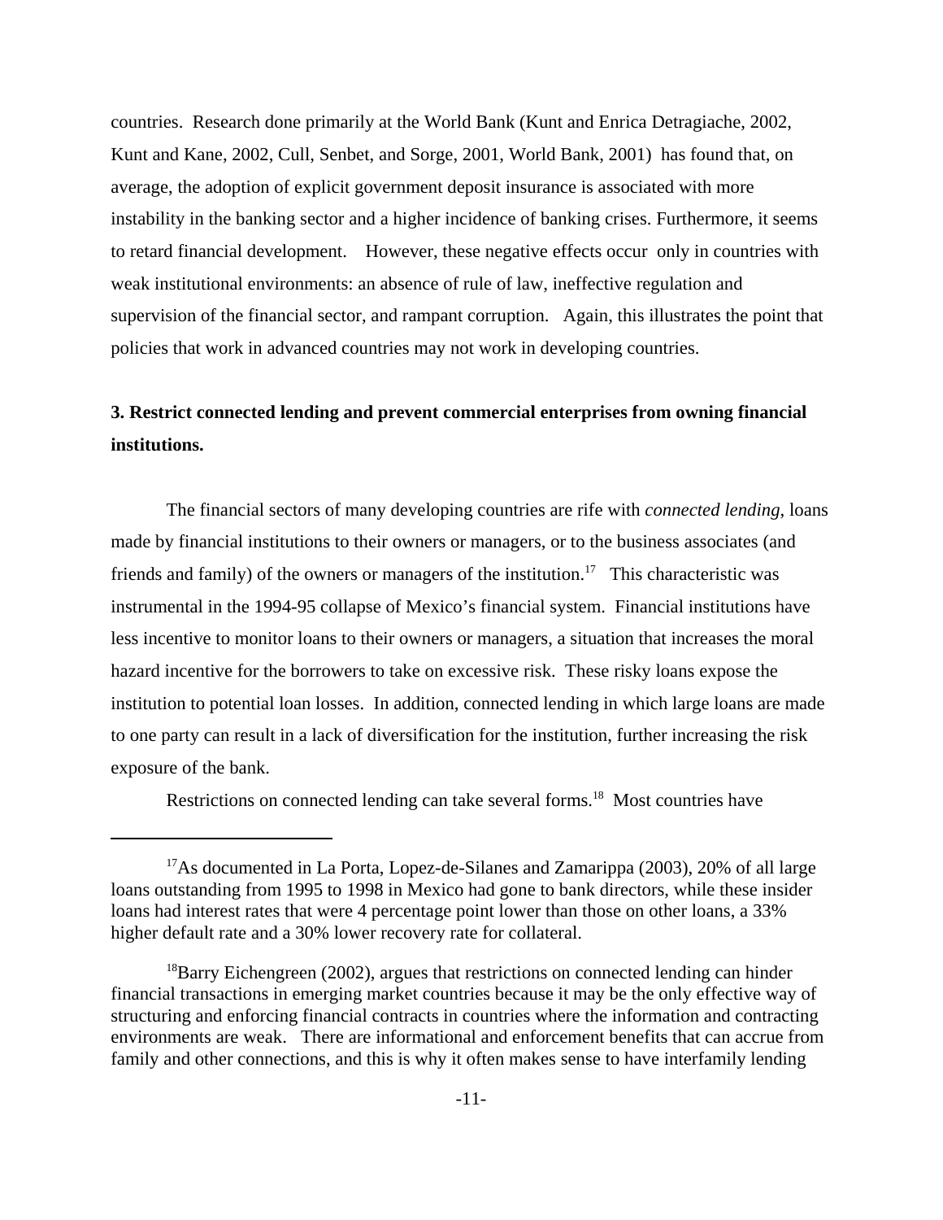countries. Research done primarily at the World Bank (Kunt and Enrica Detragiache, 2002, Kunt and Kane, 2002, Cull, Senbet, and Sorge, 2001, World Bank, 2001) has found that, on average, the adoption of explicit government deposit insurance is associated with more instability in the banking sector and a higher incidence of banking crises. Furthermore, it seems to retard financial development. However, these negative effects occur only in countries with weak institutional environments: an absence of rule of law, ineffective regulation and supervision of the financial sector, and rampant corruption. Again, this illustrates the point that policies that work in advanced countries may not work in developing countries.

**3. Restrict connected lending and prevent commercial enterprises from owning financial institutions.**

The financial sectors of many developing countries are rife with *connected lending*, loans made by financial institutions to their owners or managers, or to the business associates (and friends and family) of the owners or managers of the institution.[17] This characteristic was instrumental in the 1994-95 collapse of Mexico's financial system. Financial institutions have less incentive to monitor loans to their owners or managers, a situation that increases the moral hazard incentive for the borrowers to take on excessive risk. These risky loans expose the institution to potential loan losses. In addition, connected lending in which large loans are made to one party can result in a lack of diversification for the institution, further increasing the risk exposure of the bank.

Restrictions on connected lending can take several forms.[18] Most countries have

---

[17] As documented in La Porta, Lopez-de-Silanes and Zamarippa (2003), 20% of all large loans outstanding from 1995 to 1998 in Mexico had gone to bank directors, while these insider loans had interest rates that were 4 percentage point lower than those on other loans, a 33% higher default rate and a 30% lower recovery rate for collateral.

[18] Barry Eichengreen (2002), argues that restrictions on connected lending can hinder financial transactions in emerging market countries because it may be the only effective way of structuring and enforcing financial contracts in countries where the information and contracting environments are weak. There are informational and enforcement benefits that can accrue from family and other connections, and this is why it often makes sense to have interfamily lending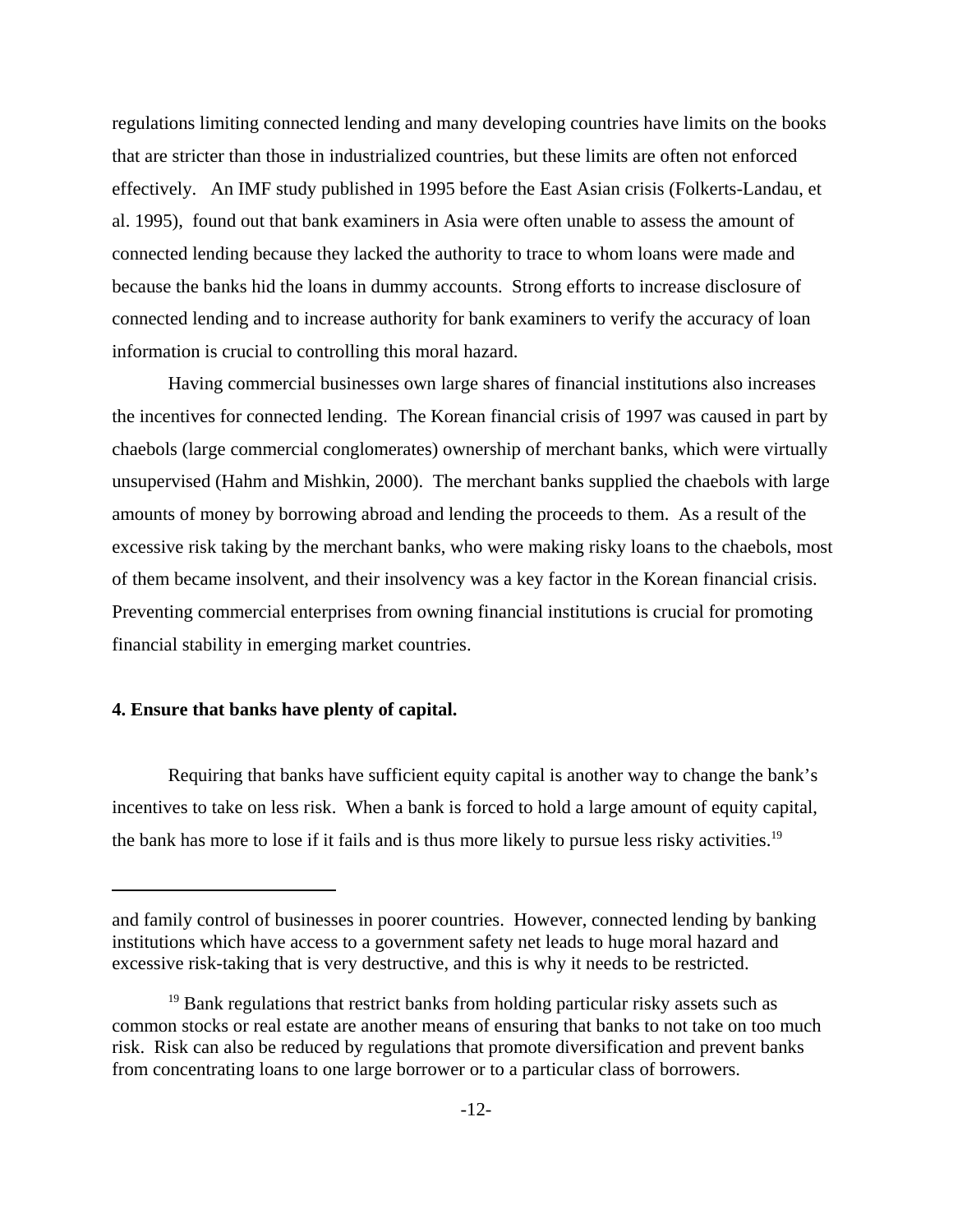regulations limiting connected lending and many developing countries have limits on the books that are stricter than those in industrialized countries, but these limits are often not enforced effectively. An IMF study published in 1995 before the East Asian crisis (Folkerts-Landau, et al. 1995), found out that bank examiners in Asia were often unable to assess the amount of connected lending because they lacked the authority to trace to whom loans were made and because the banks hid the loans in dummy accounts. Strong efforts to increase disclosure of connected lending and to increase authority for bank examiners to verify the accuracy of loan information is crucial to controlling this moral hazard.

Having commercial businesses own large shares of financial institutions also increases the incentives for connected lending. The Korean financial crisis of 1997 was caused in part by chaebols (large commercial conglomerates) ownership of merchant banks, which were virtually unsupervised (Hahm and Mishkin, 2000). The merchant banks supplied the chaebols with large amounts of money by borrowing abroad and lending the proceeds to them. As a result of the excessive risk taking by the merchant banks, who were making risky loans to the chaebols, most of them became insolvent, and their insolvency was a key factor in the Korean financial crisis. Preventing commercial enterprises from owning financial institutions is crucial for promoting financial stability in emerging market countries.

**4. Ensure that banks have plenty of capital.**

Requiring that banks have sufficient equity capital is another way to change the bank's incentives to take on less risk. When a bank is forced to hold a large amount of equity capital, the bank has more to lose if it fails and is thus more likely to pursue less risky activities.[19]

---

and family control of businesses in poorer countries. However, connected lending by banking institutions which have access to a government safety net leads to huge moral hazard and excessive risk-taking that is very destructive, and this is why it needs to be restricted.

[19] Bank regulations that restrict banks from holding particular risky assets such as common stocks or real estate are another means of ensuring that banks to not take on too much risk. Risk can also be reduced by regulations that promote diversification and prevent banks from concentrating loans to one large borrower or to a particular class of borrowers.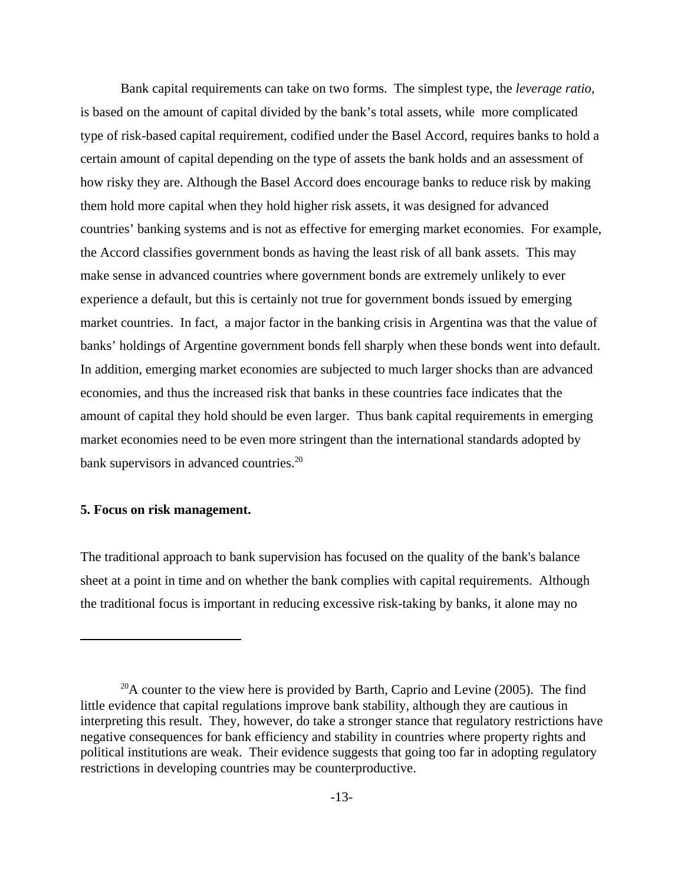Bank capital requirements can take on two forms. The simplest type, the *leverage ratio*, is based on the amount of capital divided by the bank's total assets, while more complicated type of risk-based capital requirement, codified under the Basel Accord, requires banks to hold a certain amount of capital depending on the type of assets the bank holds and an assessment of how risky they are. Although the Basel Accord does encourage banks to reduce risk by making them hold more capital when they hold higher risk assets, it was designed for advanced countries' banking systems and is not as effective for emerging market economies. For example, the Accord classifies government bonds as having the least risk of all bank assets. This may make sense in advanced countries where government bonds are extremely unlikely to ever experience a default, but this is certainly not true for government bonds issued by emerging market countries. In fact, a major factor in the banking crisis in Argentina was that the value of banks' holdings of Argentine government bonds fell sharply when these bonds went into default. In addition, emerging market economies are subjected to much larger shocks than are advanced economies, and thus the increased risk that banks in these countries face indicates that the amount of capital they hold should be even larger. Thus bank capital requirements in emerging market economies need to be even more stringent than the international standards adopted by bank supervisors in advanced countries.[20]

**5. Focus on risk management.**

The traditional approach to bank supervision has focused on the quality of the bank's balance sheet at a point in time and on whether the bank complies with capital requirements. Although the traditional focus is important in reducing excessive risk-taking by banks, it alone may no

[20] A counter to the view here is provided by Barth, Caprio and Levine (2005). The find little evidence that capital regulations improve bank stability, although they are cautious in interpreting this result. They, however, do take a stronger stance that regulatory restrictions have negative consequences for bank efficiency and stability in countries where property rights and political institutions are weak. Their evidence suggests that going too far in adopting regulatory restrictions in developing countries may be counterproductive.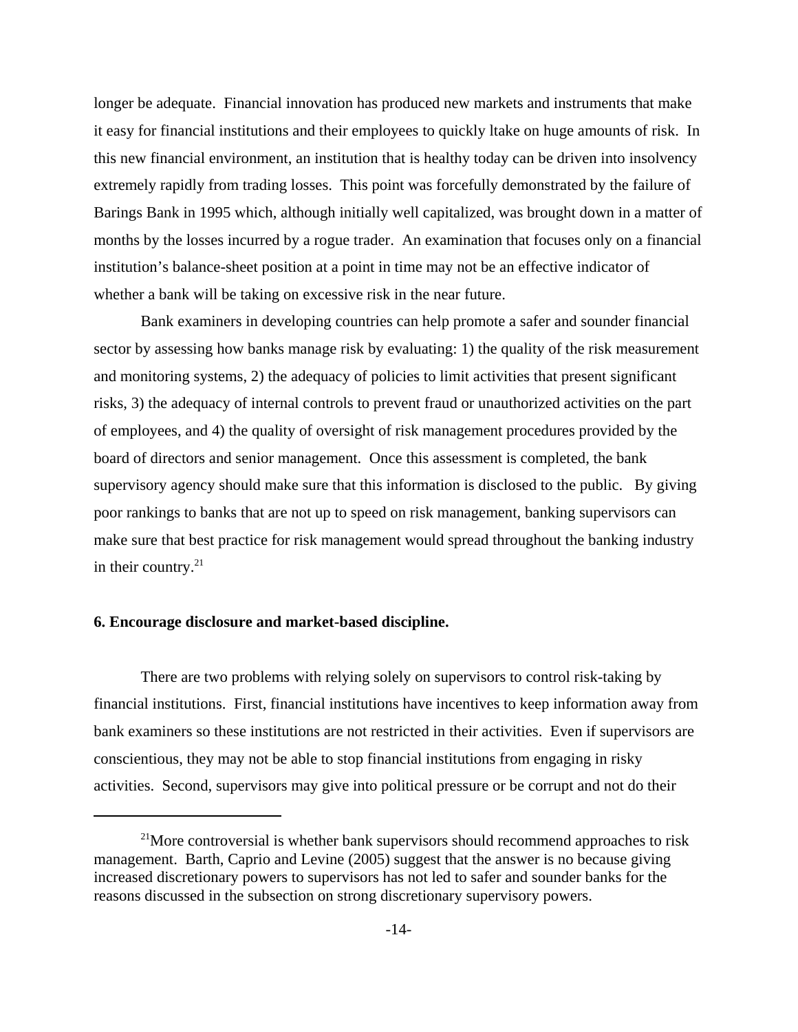longer be adequate. Financial innovation has produced new markets and instruments that make it easy for financial institutions and their employees to quickly ltake on huge amounts of risk. In this new financial environment, an institution that is healthy today can be driven into insolvency extremely rapidly from trading losses. This point was forcefully demonstrated by the failure of Barings Bank in 1995 which, although initially well capitalized, was brought down in a matter of months by the losses incurred by a rogue trader. An examination that focuses only on a financial institution's balance-sheet position at a point in time may not be an effective indicator of whether a bank will be taking on excessive risk in the near future.

Bank examiners in developing countries can help promote a safer and sounder financial sector by assessing how banks manage risk by evaluating: 1) the quality of the risk measurement and monitoring systems, 2) the adequacy of policies to limit activities that present significant risks, 3) the adequacy of internal controls to prevent fraud or unauthorized activities on the part of employees, and 4) the quality of oversight of risk management procedures provided by the board of directors and senior management. Once this assessment is completed, the bank supervisory agency should make sure that this information is disclosed to the public. By giving poor rankings to banks that are not up to speed on risk management, banking supervisors can make sure that best practice for risk management would spread throughout the banking industry in their country.[21]

**6. Encourage disclosure and market-based discipline.**

There are two problems with relying solely on supervisors to control risk-taking by financial institutions. First, financial institutions have incentives to keep information away from bank examiners so these institutions are not restricted in their activities. Even if supervisors are conscientious, they may not be able to stop financial institutions from engaging in risky activities. Second, supervisors may give into political pressure or be corrupt and not do their

[21]More controversial is whether bank supervisors should recommend approaches to risk management. Barth, Caprio and Levine (2005) suggest that the answer is no because giving increased discretionary powers to supervisors has not led to safer and sounder banks for the reasons discussed in the subsection on strong discretionary supervisory powers.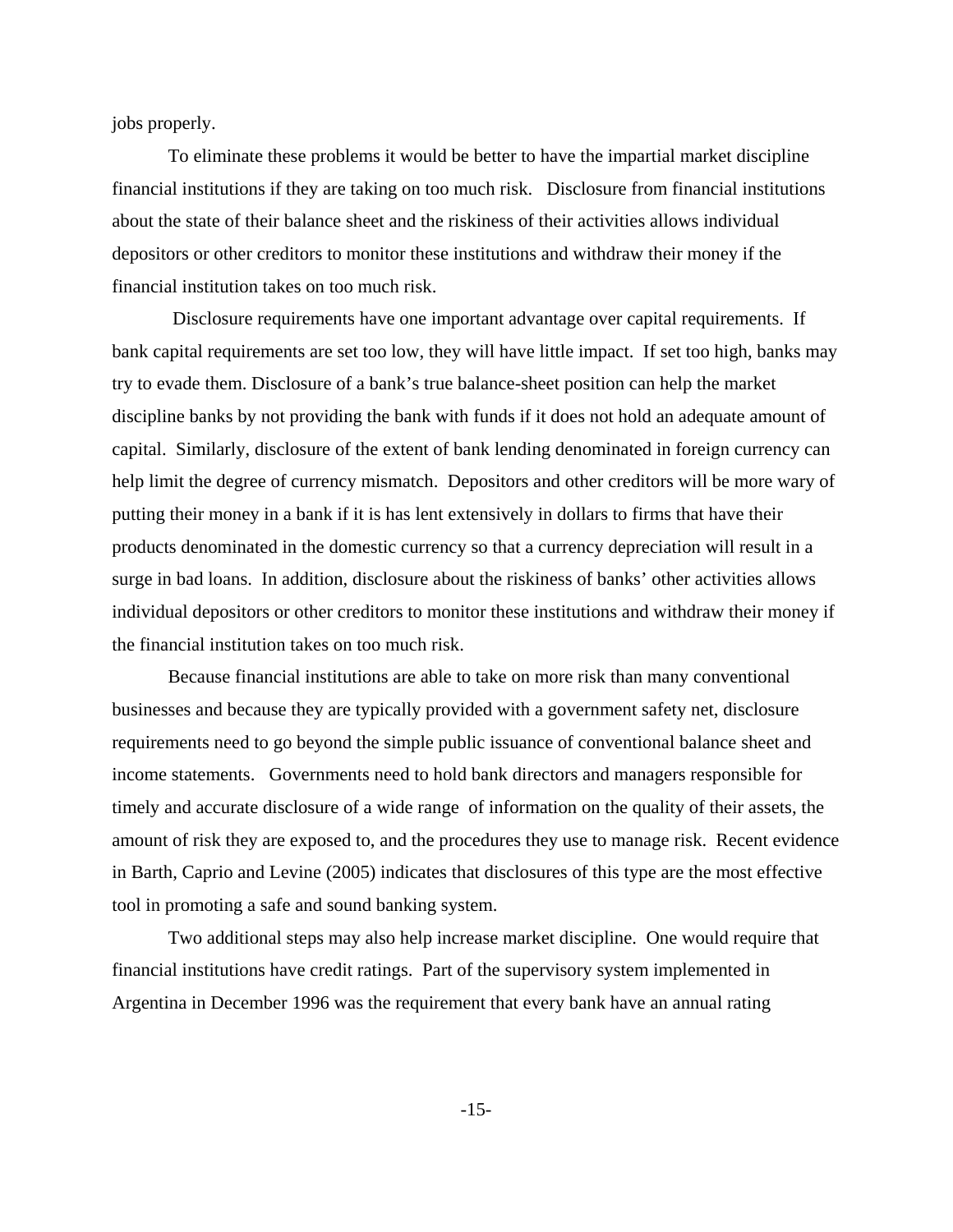jobs properly.

To eliminate these problems it would be better to have the impartial market discipline financial institutions if they are taking on too much risk.  Disclosure from financial institutions about the state of their balance sheet and the riskiness of their activities allows individual depositors or other creditors to monitor these institutions and withdraw their money if the financial institution takes on too much risk.

Disclosure requirements have one important advantage over capital requirements.  If bank capital requirements are set too low, they will have little impact.  If set too high, banks may try to evade them. Disclosure of a bank's true balance-sheet position can help the market discipline banks by not providing the bank with funds if it does not hold an adequate amount of capital.  Similarly, disclosure of the extent of bank lending denominated in foreign currency can help limit the degree of currency mismatch.  Depositors and other creditors will be more wary of putting their money in a bank if it is has lent extensively in dollars to firms that have their products denominated in the domestic currency so that a currency depreciation will result in a surge in bad loans.  In addition, disclosure about the riskiness of banks' other activities allows individual depositors or other creditors to monitor these institutions and withdraw their money if the financial institution takes on too much risk.

Because financial institutions are able to take on more risk than many conventional businesses and because they are typically provided with a government safety net, disclosure requirements need to go beyond the simple public issuance of conventional balance sheet and income statements.  Governments need to hold bank directors and managers responsible for timely and accurate disclosure of a wide range of information on the quality of their assets, the amount of risk they are exposed to, and the procedures they use to manage risk.  Recent evidence in Barth, Caprio and Levine (2005) indicates that disclosures of this type are the most effective tool in promoting a safe and sound banking system.

Two additional steps may also help increase market discipline.  One would require that financial institutions have credit ratings.  Part of the supervisory system implemented in Argentina in December 1996 was the requirement that every bank have an annual rating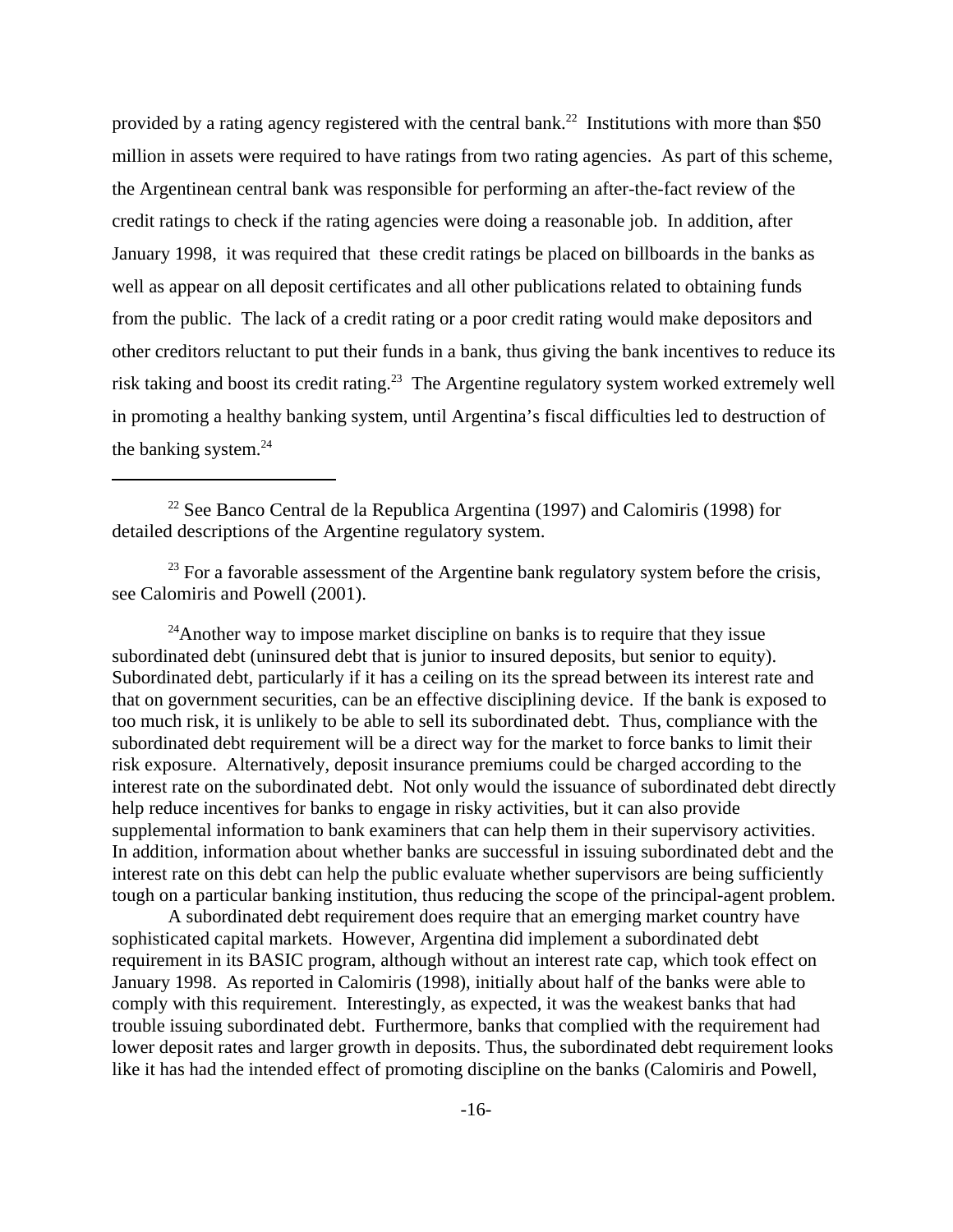provided by a rating agency registered with the central bank.[22] Institutions with more than $50 million in assets were required to have ratings from two rating agencies. As part of this scheme, the Argentinean central bank was responsible for performing an after-the-fact review of the credit ratings to check if the rating agencies were doing a reasonable job. In addition, after January 1998, it was required that these credit ratings be placed on billboards in the banks as well as appear on all deposit certificates and all other publications related to obtaining funds from the public. The lack of a credit rating or a poor credit rating would make depositors and other creditors reluctant to put their funds in a bank, thus giving the bank incentives to reduce its risk taking and boost its credit rating.[23] The Argentine regulatory system worked extremely well in promoting a healthy banking system, until Argentina's fiscal difficulties led to destruction of the banking system.[24]

---

[22] See Banco Central de la Republica Argentina (1997) and Calomiris (1998) for detailed descriptions of the Argentine regulatory system.

[23] For a favorable assessment of the Argentine bank regulatory system before the crisis, see Calomiris and Powell (2001).

[24]Another way to impose market discipline on banks is to require that they issue subordinated debt (uninsured debt that is junior to insured deposits, but senior to equity). Subordinated debt, particularly if it has a ceiling on its the spread between its interest rate and that on government securities, can be an effective disciplining device. If the bank is exposed to too much risk, it is unlikely to be able to sell its subordinated debt. Thus, compliance with the subordinated debt requirement will be a direct way for the market to force banks to limit their risk exposure. Alternatively, deposit insurance premiums could be charged according to the interest rate on the subordinated debt. Not only would the issuance of subordinated debt directly help reduce incentives for banks to engage in risky activities, but it can also provide supplemental information to bank examiners that can help them in their supervisory activities. In addition, information about whether banks are successful in issuing subordinated debt and the interest rate on this debt can help the public evaluate whether supervisors are being sufficiently tough on a particular banking institution, thus reducing the scope of the principal-agent problem.

A subordinated debt requirement does require that an emerging market country have sophisticated capital markets. However, Argentina did implement a subordinated debt requirement in its BASIC program, although without an interest rate cap, which took effect on January 1998. As reported in Calomiris (1998), initially about half of the banks were able to comply with this requirement. Interestingly, as expected, it was the weakest banks that had trouble issuing subordinated debt. Furthermore, banks that complied with the requirement had lower deposit rates and larger growth in deposits. Thus, the subordinated debt requirement looks like it has had the intended effect of promoting discipline on the banks (Calomiris and Powell,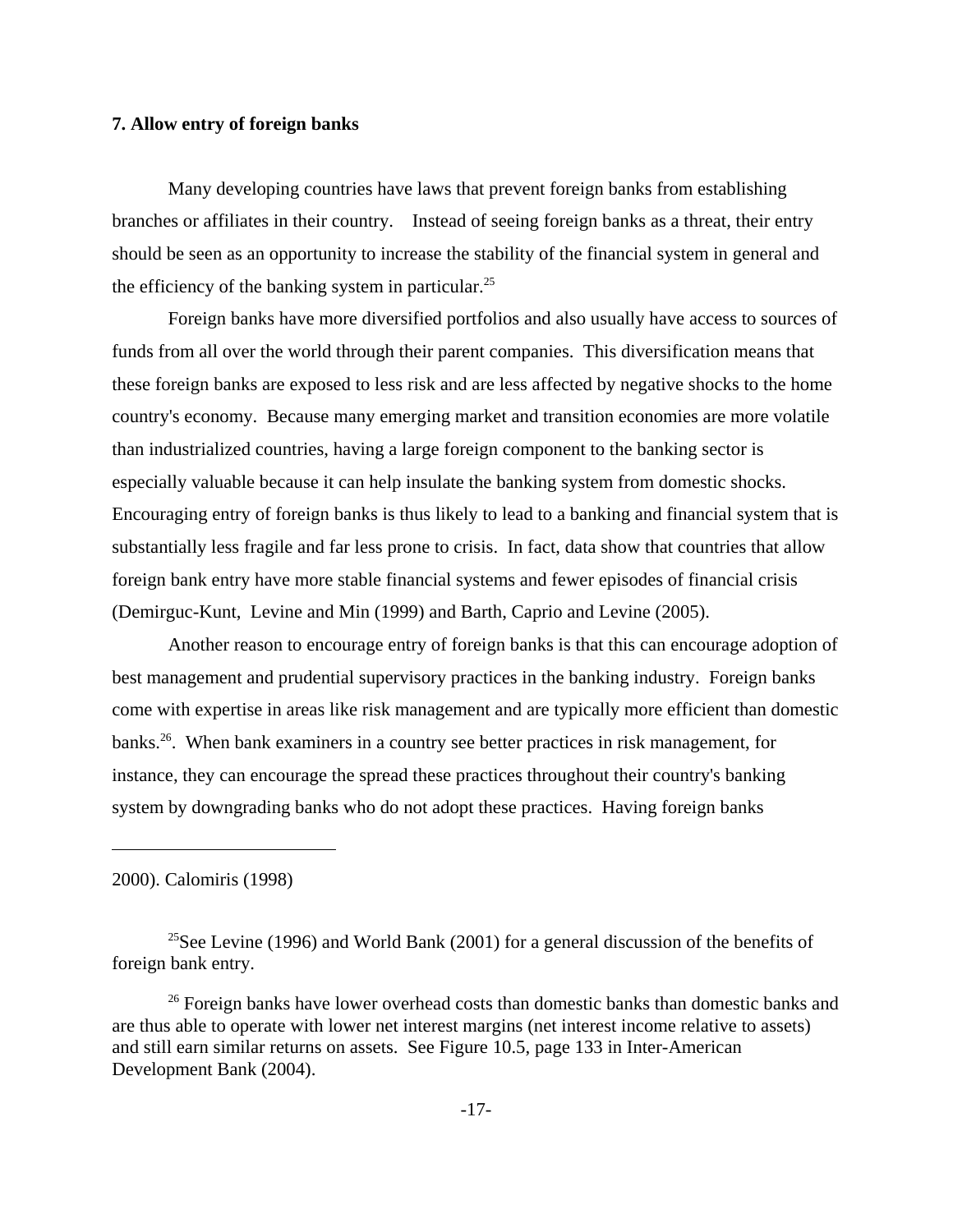### 7. Allow entry of foreign banks

Many developing countries have laws that prevent foreign banks from establishing branches or affiliates in their country. Instead of seeing foreign banks as a threat, their entry should be seen as an opportunity to increase the stability of the financial system in general and the efficiency of the banking system in particular.[25]

Foreign banks have more diversified portfolios and also usually have access to sources of funds from all over the world through their parent companies. This diversification means that these foreign banks are exposed to less risk and are less affected by negative shocks to the home country's economy. Because many emerging market and transition economies are more volatile than industrialized countries, having a large foreign component to the banking sector is especially valuable because it can help insulate the banking system from domestic shocks. Encouraging entry of foreign banks is thus likely to lead to a banking and financial system that is substantially less fragile and far less prone to crisis. In fact, data show that countries that allow foreign bank entry have more stable financial systems and fewer episodes of financial crisis (Demirguc-Kunt, Levine and Min (1999) and Barth, Caprio and Levine (2005).

Another reason to encourage entry of foreign banks is that this can encourage adoption of best management and prudential supervisory practices in the banking industry. Foreign banks come with expertise in areas like risk management and are typically more efficient than domestic banks.[26]. When bank examiners in a country see better practices in risk management, for instance, they can encourage the spread these practices throughout their country's banking system by downgrading banks who do not adopt these practices. Having foreign banks

---

2000). Calomiris (1998)

[25]See Levine (1996) and World Bank (2001) for a general discussion of the benefits of foreign bank entry.

[26] Foreign banks have lower overhead costs than domestic banks than domestic banks and are thus able to operate with lower net interest margins (net interest income relative to assets) and still earn similar returns on assets. See Figure 10.5, page 133 in Inter-American Development Bank (2004).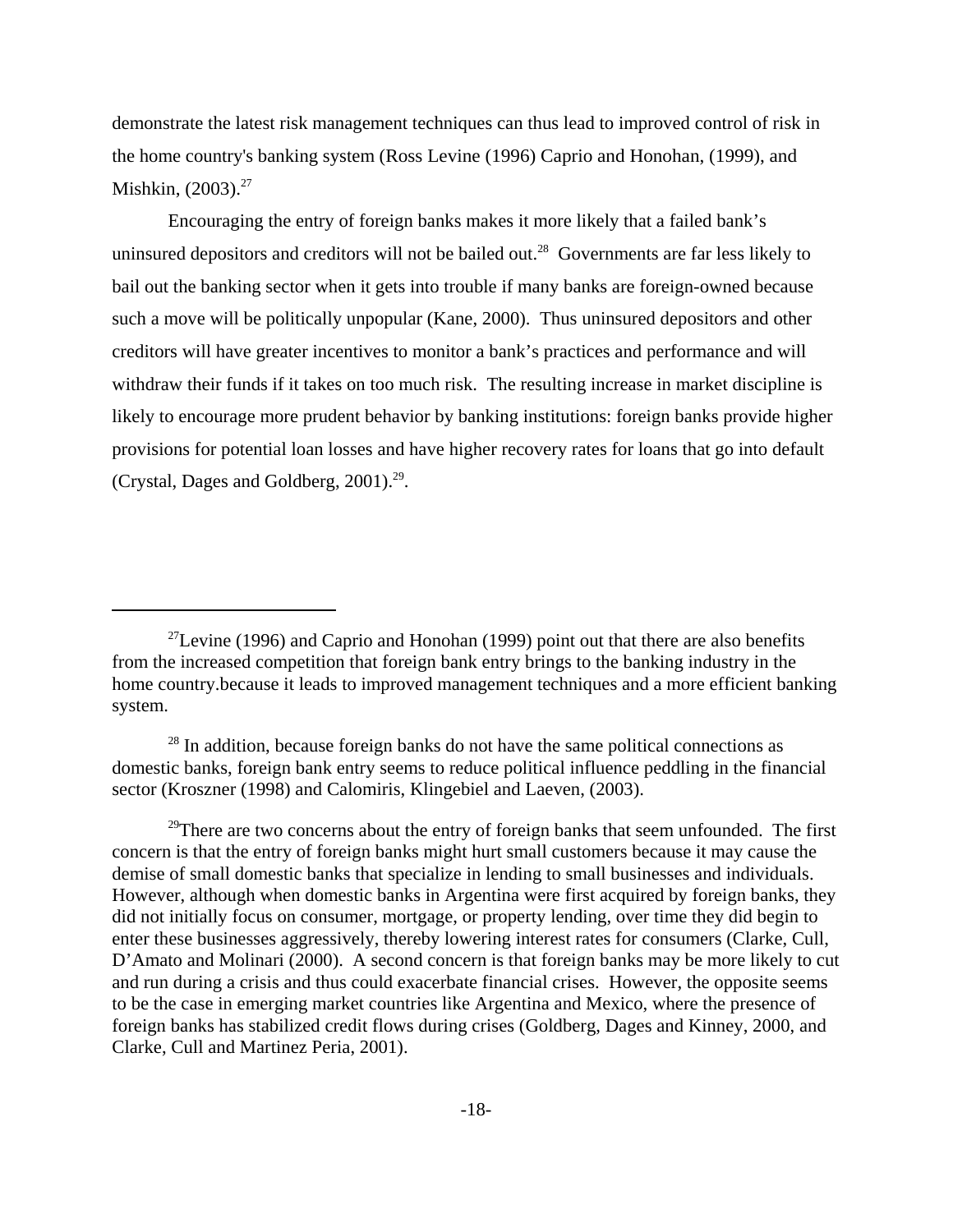demonstrate the latest risk management techniques can thus lead to improved control of risk in the home country's banking system (Ross Levine (1996) Caprio and Honohan, (1999), and Mishkin, (2003).[27]

Encouraging the entry of foreign banks makes it more likely that a failed bank's uninsured depositors and creditors will not be bailed out.[28] Governments are far less likely to bail out the banking sector when it gets into trouble if many banks are foreign-owned because such a move will be politically unpopular (Kane, 2000). Thus uninsured depositors and other creditors will have greater incentives to monitor a bank's practices and performance and will withdraw their funds if it takes on too much risk. The resulting increase in market discipline is likely to encourage more prudent behavior by banking institutions: foreign banks provide higher provisions for potential loan losses and have higher recovery rates for loans that go into default (Crystal, Dages and Goldberg, 2001).[29].

---

[27]Levine (1996) and Caprio and Honohan (1999) point out that there are also benefits from the increased competition that foreign bank entry brings to the banking industry in the home country.because it leads to improved management techniques and a more efficient banking system.

[28] In addition, because foreign banks do not have the same political connections as domestic banks, foreign bank entry seems to reduce political influence peddling in the financial sector (Kroszner (1998) and Calomiris, Klingebiel and Laeven, (2003).

[29]There are two concerns about the entry of foreign banks that seem unfounded. The first concern is that the entry of foreign banks might hurt small customers because it may cause the demise of small domestic banks that specialize in lending to small businesses and individuals. However, although when domestic banks in Argentina were first acquired by foreign banks, they did not initially focus on consumer, mortgage, or property lending, over time they did begin to enter these businesses aggressively, thereby lowering interest rates for consumers (Clarke, Cull, D'Amato and Molinari (2000). A second concern is that foreign banks may be more likely to cut and run during a crisis and thus could exacerbate financial crises. However, the opposite seems to be the case in emerging market countries like Argentina and Mexico, where the presence of foreign banks has stabilized credit flows during crises (Goldberg, Dages and Kinney, 2000, and Clarke, Cull and Martinez Peria, 2001).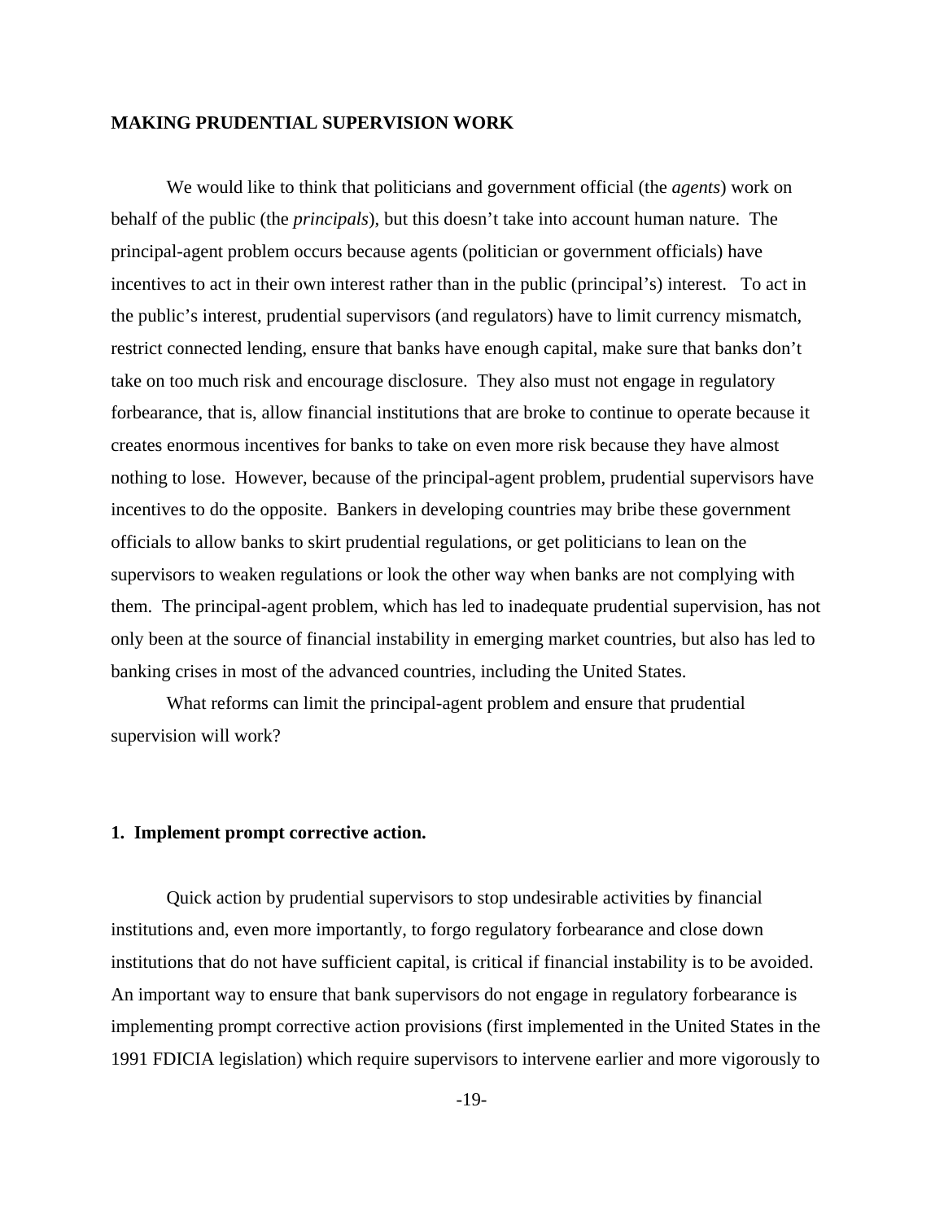**MAKING PRUDENTIAL SUPERVISION WORK**

We would like to think that politicians and government official (the *agents*) work on behalf of the public (the *principals*), but this doesn't take into account human nature. The principal-agent problem occurs because agents (politician or government officials) have incentives to act in their own interest rather than in the public (principal's) interest. To act in the public's interest, prudential supervisors (and regulators) have to limit currency mismatch, restrict connected lending, ensure that banks have enough capital, make sure that banks don't take on too much risk and encourage disclosure. They also must not engage in regulatory forbearance, that is, allow financial institutions that are broke to continue to operate because it creates enormous incentives for banks to take on even more risk because they have almost nothing to lose. However, because of the principal-agent problem, prudential supervisors have incentives to do the opposite. Bankers in developing countries may bribe these government officials to allow banks to skirt prudential regulations, or get politicians to lean on the supervisors to weaken regulations or look the other way when banks are not complying with them. The principal-agent problem, which has led to inadequate prudential supervision, has not only been at the source of financial instability in emerging market countries, but also has led to banking crises in most of the advanced countries, including the United States.

What reforms can limit the principal-agent problem and ensure that prudential supervision will work?

**1. Implement prompt corrective action.**

Quick action by prudential supervisors to stop undesirable activities by financial institutions and, even more importantly, to forgo regulatory forbearance and close down institutions that do not have sufficient capital, is critical if financial instability is to be avoided. An important way to ensure that bank supervisors do not engage in regulatory forbearance is implementing prompt corrective action provisions (first implemented in the United States in the 1991 FDICIA legislation) which require supervisors to intervene earlier and more vigorously to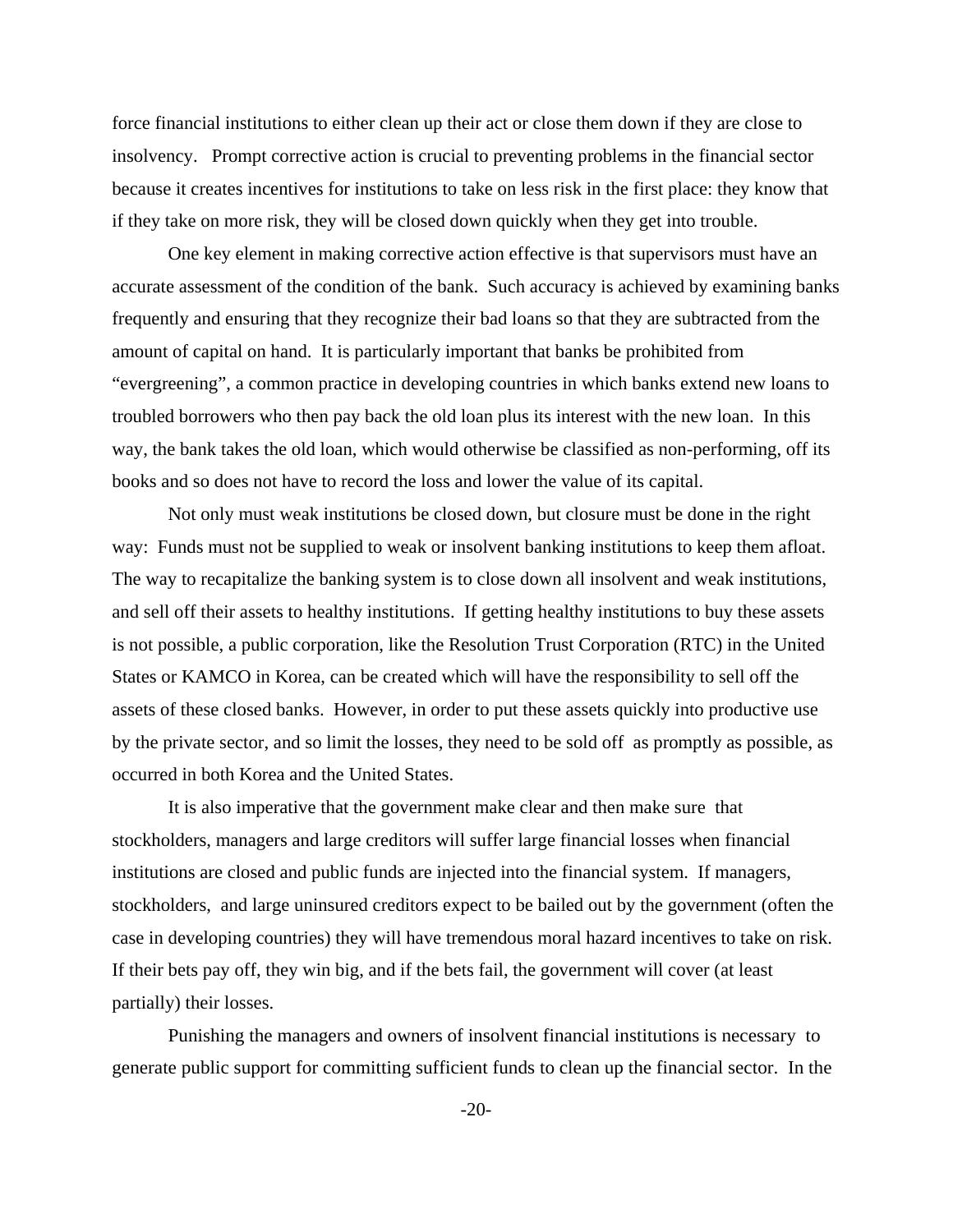force financial institutions to either clean up their act or close them down if they are close to insolvency. Prompt corrective action is crucial to preventing problems in the financial sector because it creates incentives for institutions to take on less risk in the first place: they know that if they take on more risk, they will be closed down quickly when they get into trouble.

One key element in making corrective action effective is that supervisors must have an accurate assessment of the condition of the bank. Such accuracy is achieved by examining banks frequently and ensuring that they recognize their bad loans so that they are subtracted from the amount of capital on hand. It is particularly important that banks be prohibited from "evergreening", a common practice in developing countries in which banks extend new loans to troubled borrowers who then pay back the old loan plus its interest with the new loan. In this way, the bank takes the old loan, which would otherwise be classified as non-performing, off its books and so does not have to record the loss and lower the value of its capital.

Not only must weak institutions be closed down, but closure must be done in the right way: Funds must not be supplied to weak or insolvent banking institutions to keep them afloat. The way to recapitalize the banking system is to close down all insolvent and weak institutions, and sell off their assets to healthy institutions. If getting healthy institutions to buy these assets is not possible, a public corporation, like the Resolution Trust Corporation (RTC) in the United States or KAMCO in Korea, can be created which will have the responsibility to sell off the assets of these closed banks. However, in order to put these assets quickly into productive use by the private sector, and so limit the losses, they need to be sold off as promptly as possible, as occurred in both Korea and the United States.

It is also imperative that the government make clear and then make sure that stockholders, managers and large creditors will suffer large financial losses when financial institutions are closed and public funds are injected into the financial system. If managers, stockholders, and large uninsured creditors expect to be bailed out by the government (often the case in developing countries) they will have tremendous moral hazard incentives to take on risk. If their bets pay off, they win big, and if the bets fail, the government will cover (at least partially) their losses.

Punishing the managers and owners of insolvent financial institutions is necessary to generate public support for committing sufficient funds to clean up the financial sector. In the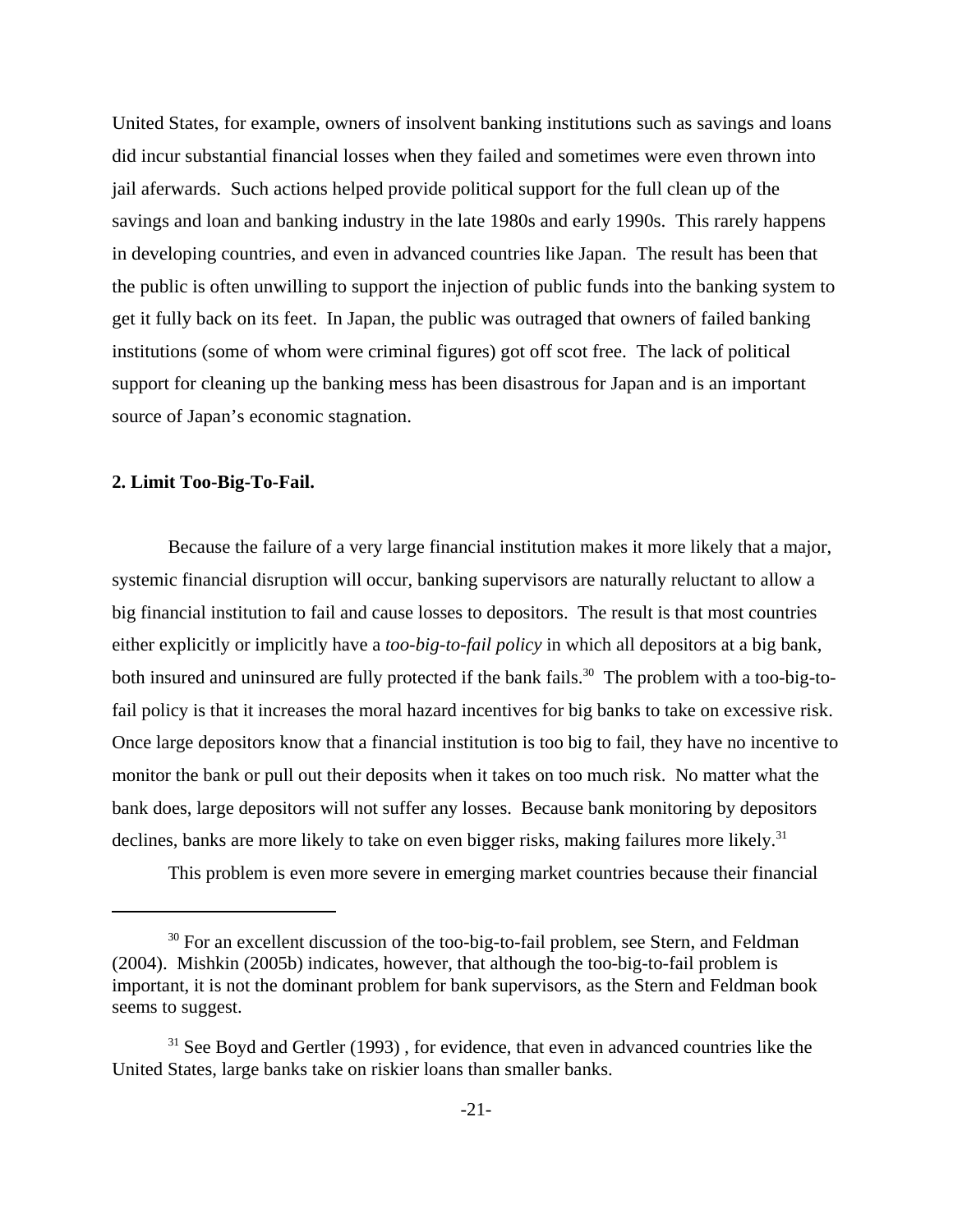United States, for example, owners of insolvent banking institutions such as savings and loans did incur substantial financial losses when they failed and sometimes were even thrown into jail aferwards. Such actions helped provide political support for the full clean up of the savings and loan and banking industry in the late 1980s and early 1990s. This rarely happens in developing countries, and even in advanced countries like Japan. The result has been that the public is often unwilling to support the injection of public funds into the banking system to get it fully back on its feet. In Japan, the public was outraged that owners of failed banking institutions (some of whom were criminal figures) got off scot free. The lack of political support for cleaning up the banking mess has been disastrous for Japan and is an important source of Japan's economic stagnation.

**2. Limit Too-Big-To-Fail.**

Because the failure of a very large financial institution makes it more likely that a major, systemic financial disruption will occur, banking supervisors are naturally reluctant to allow a big financial institution to fail and cause losses to depositors. The result is that most countries either explicitly or implicitly have a *too-big-to-fail policy* in which all depositors at a big bank, both insured and uninsured are fully protected if the bank fails.[30] The problem with a too-big-to-fail policy is that it increases the moral hazard incentives for big banks to take on excessive risk. Once large depositors know that a financial institution is too big to fail, they have no incentive to monitor the bank or pull out their deposits when it takes on too much risk. No matter what the bank does, large depositors will not suffer any losses. Because bank monitoring by depositors declines, banks are more likely to take on even bigger risks, making failures more likely.[31]

This problem is even more severe in emerging market countries because their financial

[30] For an excellent discussion of the too-big-to-fail problem, see Stern, and Feldman (2004). Mishkin (2005b) indicates, however, that although the too-big-to-fail problem is important, it is not the dominant problem for bank supervisors, as the Stern and Feldman book seems to suggest.

[31] See Boyd and Gertler (1993) , for evidence, that even in advanced countries like the United States, large banks take on riskier loans than smaller banks.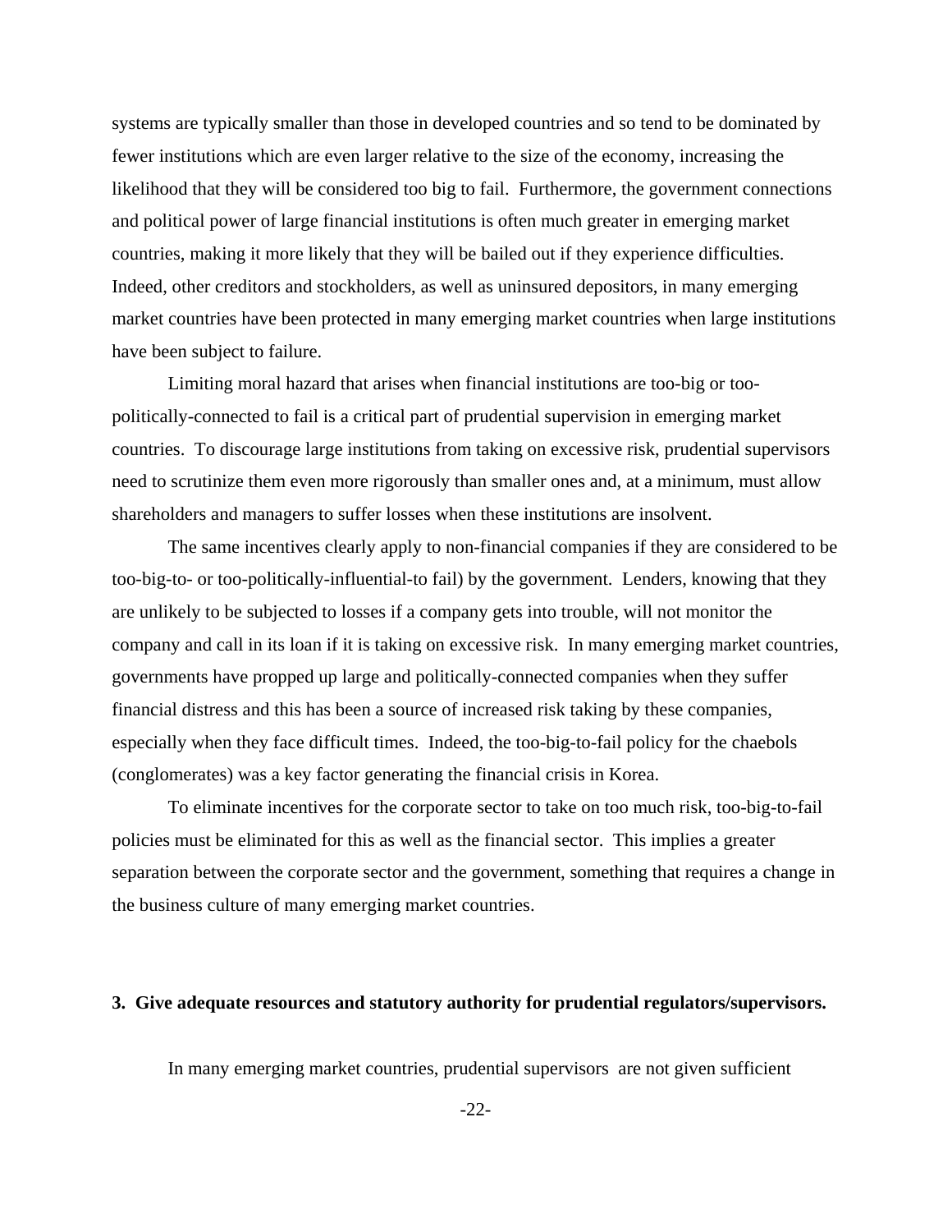systems are typically smaller than those in developed countries and so tend to be dominated by fewer institutions which are even larger relative to the size of the economy, increasing the likelihood that they will be considered too big to fail. Furthermore, the government connections and political power of large financial institutions is often much greater in emerging market countries, making it more likely that they will be bailed out if they experience difficulties. Indeed, other creditors and stockholders, as well as uninsured depositors, in many emerging market countries have been protected in many emerging market countries when large institutions have been subject to failure.

Limiting moral hazard that arises when financial institutions are too-big or too-politically-connected to fail is a critical part of prudential supervision in emerging market countries. To discourage large institutions from taking on excessive risk, prudential supervisors need to scrutinize them even more rigorously than smaller ones and, at a minimum, must allow shareholders and managers to suffer losses when these institutions are insolvent.

The same incentives clearly apply to non-financial companies if they are considered to be too-big-to- or too-politically-influential-to fail) by the government. Lenders, knowing that they are unlikely to be subjected to losses if a company gets into trouble, will not monitor the company and call in its loan if it is taking on excessive risk. In many emerging market countries, governments have propped up large and politically-connected companies when they suffer financial distress and this has been a source of increased risk taking by these companies, especially when they face difficult times. Indeed, the too-big-to-fail policy for the chaebols (conglomerates) was a key factor generating the financial crisis in Korea.

To eliminate incentives for the corporate sector to take on too much risk, too-big-to-fail policies must be eliminated for this as well as the financial sector. This implies a greater separation between the corporate sector and the government, something that requires a change in the business culture of many emerging market countries.

**3. Give adequate resources and statutory authority for prudential regulators/supervisors.**

In many emerging market countries, prudential supervisors are not given sufficient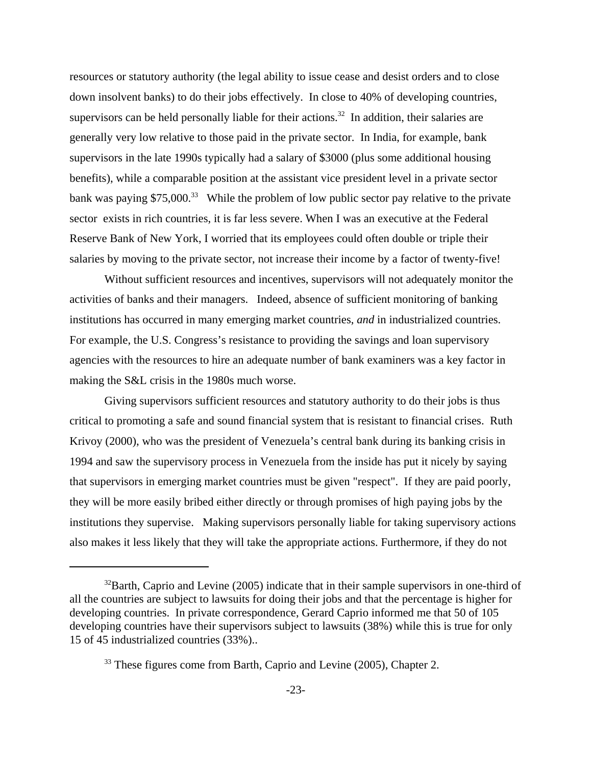resources or statutory authority (the legal ability to issue cease and desist orders and to close down insolvent banks) to do their jobs effectively. In close to 40% of developing countries, supervisors can be held personally liable for their actions.[32] In addition, their salaries are generally very low relative to those paid in the private sector. In India, for example, bank supervisors in the late 1990s typically had a salary of $3000 (plus some additional housing benefits), while a comparable position at the assistant vice president level in a private sector bank was paying $75,000.[33] While the problem of low public sector pay relative to the private sector exists in rich countries, it is far less severe. When I was an executive at the Federal Reserve Bank of New York, I worried that its employees could often double or triple their salaries by moving to the private sector, not increase their income by a factor of twenty-five!

Without sufficient resources and incentives, supervisors will not adequately monitor the activities of banks and their managers. Indeed, absence of sufficient monitoring of banking institutions has occurred in many emerging market countries, *and* in industrialized countries. For example, the U.S. Congress's resistance to providing the savings and loan supervisory agencies with the resources to hire an adequate number of bank examiners was a key factor in making the S&L crisis in the 1980s much worse.

Giving supervisors sufficient resources and statutory authority to do their jobs is thus critical to promoting a safe and sound financial system that is resistant to financial crises. Ruth Krivoy (2000), who was the president of Venezuela's central bank during its banking crisis in 1994 and saw the supervisory process in Venezuela from the inside has put it nicely by saying that supervisors in emerging market countries must be given "respect". If they are paid poorly, they will be more easily bribed either directly or through promises of high paying jobs by the institutions they supervise. Making supervisors personally liable for taking supervisory actions also makes it less likely that they will take the appropriate actions. Furthermore, if they do not

---

[32] Barth, Caprio and Levine (2005) indicate that in their sample supervisors in one-third of all the countries are subject to lawsuits for doing their jobs and that the percentage is higher for developing countries. In private correspondence, Gerard Caprio informed me that 50 of 105 developing countries have their supervisors subject to lawsuits (38%) while this is true for only 15 of 45 industrialized countries (33%)..

[33] These figures come from Barth, Caprio and Levine (2005), Chapter 2.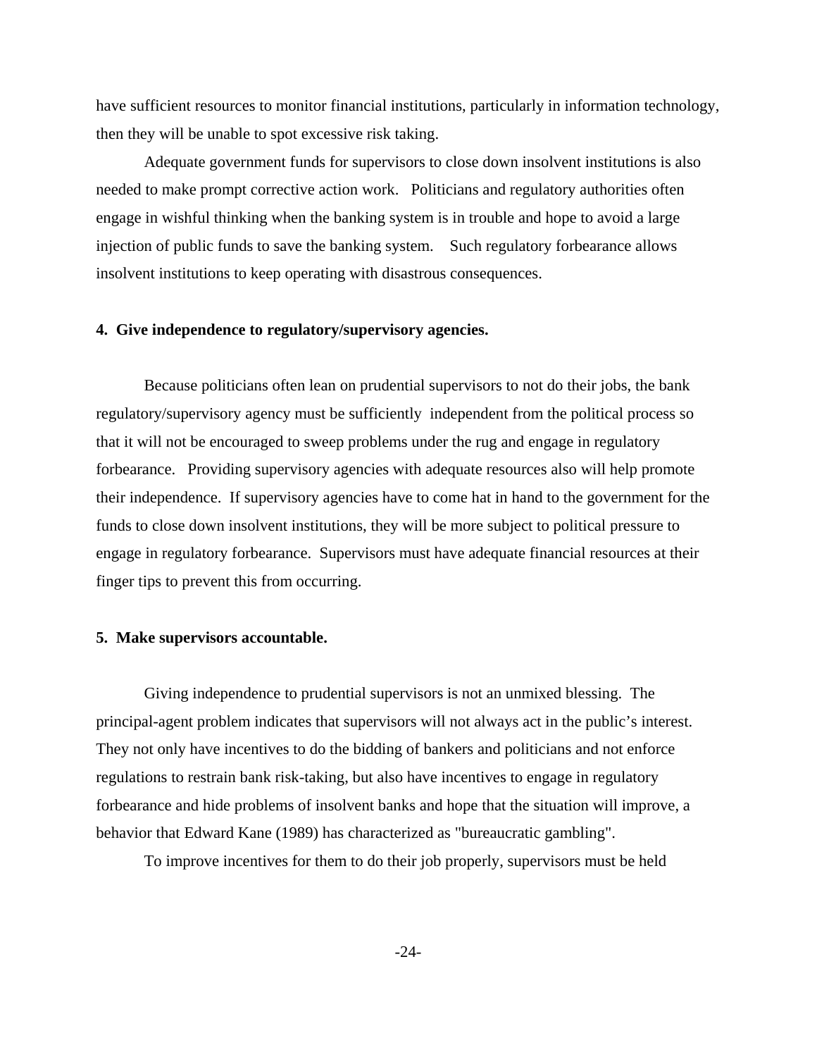have sufficient resources to monitor financial institutions, particularly in information technology, then they will be unable to spot excessive risk taking.

Adequate government funds for supervisors to close down insolvent institutions is also needed to make prompt corrective action work. Politicians and regulatory authorities often engage in wishful thinking when the banking system is in trouble and hope to avoid a large injection of public funds to save the banking system. Such regulatory forbearance allows insolvent institutions to keep operating with disastrous consequences.

**4. Give independence to regulatory/supervisory agencies.**

Because politicians often lean on prudential supervisors to not do their jobs, the bank regulatory/supervisory agency must be sufficiently independent from the political process so that it will not be encouraged to sweep problems under the rug and engage in regulatory forbearance. Providing supervisory agencies with adequate resources also will help promote their independence. If supervisory agencies have to come hat in hand to the government for the funds to close down insolvent institutions, they will be more subject to political pressure to engage in regulatory forbearance. Supervisors must have adequate financial resources at their finger tips to prevent this from occurring.

**5. Make supervisors accountable.**

Giving independence to prudential supervisors is not an unmixed blessing. The principal-agent problem indicates that supervisors will not always act in the public's interest. They not only have incentives to do the bidding of bankers and politicians and not enforce regulations to restrain bank risk-taking, but also have incentives to engage in regulatory forbearance and hide problems of insolvent banks and hope that the situation will improve, a behavior that Edward Kane (1989) has characterized as "bureaucratic gambling".

To improve incentives for them to do their job properly, supervisors must be held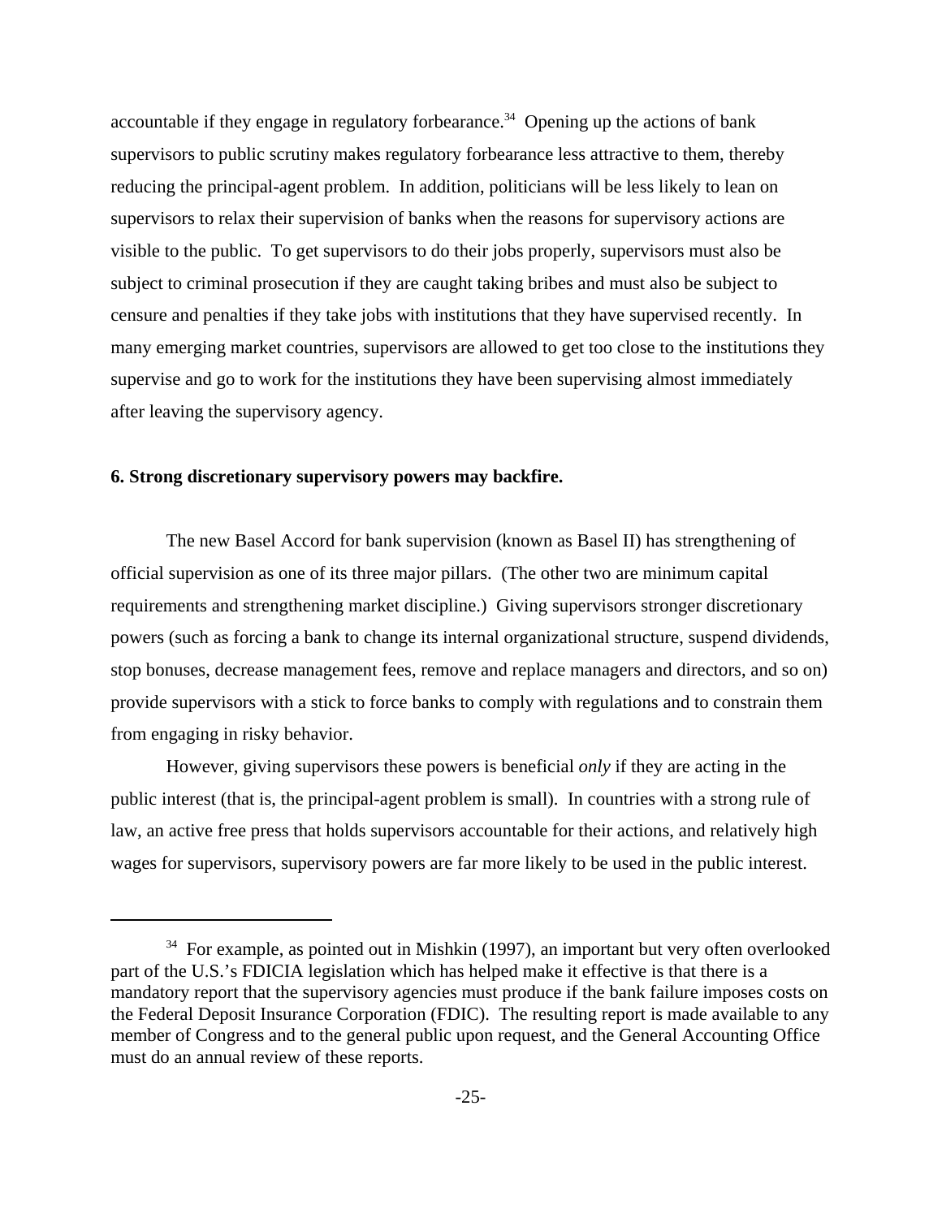accountable if they engage in regulatory forbearance.[34] Opening up the actions of bank supervisors to public scrutiny makes regulatory forbearance less attractive to them, thereby reducing the principal-agent problem. In addition, politicians will be less likely to lean on supervisors to relax their supervision of banks when the reasons for supervisory actions are visible to the public. To get supervisors to do their jobs properly, supervisors must also be subject to criminal prosecution if they are caught taking bribes and must also be subject to censure and penalties if they take jobs with institutions that they have supervised recently. In many emerging market countries, supervisors are allowed to get too close to the institutions they supervise and go to work for the institutions they have been supervising almost immediately after leaving the supervisory agency.

**6. Strong discretionary supervisory powers may backfire.**

The new Basel Accord for bank supervision (known as Basel II) has strengthening of official supervision as one of its three major pillars. (The other two are minimum capital requirements and strengthening market discipline.) Giving supervisors stronger discretionary powers (such as forcing a bank to change its internal organizational structure, suspend dividends, stop bonuses, decrease management fees, remove and replace managers and directors, and so on) provide supervisors with a stick to force banks to comply with regulations and to constrain them from engaging in risky behavior.

However, giving supervisors these powers is beneficial *only* if they are acting in the public interest (that is, the principal-agent problem is small). In countries with a strong rule of law, an active free press that holds supervisors accountable for their actions, and relatively high wages for supervisors, supervisory powers are far more likely to be used in the public interest.

---

[34] For example, as pointed out in Mishkin (1997), an important but very often overlooked part of the U.S.'s FDICIA legislation which has helped make it effective is that there is a mandatory report that the supervisory agencies must produce if the bank failure imposes costs on the Federal Deposit Insurance Corporation (FDIC). The resulting report is made available to any member of Congress and to the general public upon request, and the General Accounting Office must do an annual review of these reports.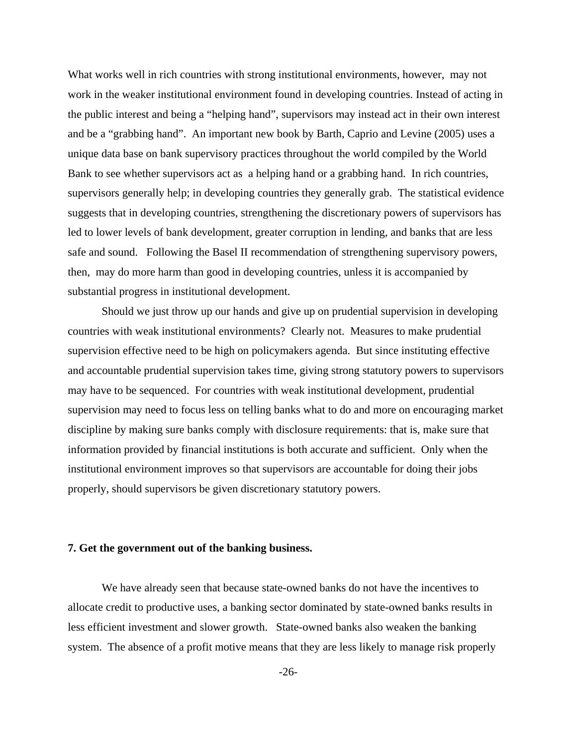What works well in rich countries with strong institutional environments, however, may not work in the weaker institutional environment found in developing countries. Instead of acting in the public interest and being a "helping hand", supervisors may instead act in their own interest and be a "grabbing hand". An important new book by Barth, Caprio and Levine (2005) uses a unique data base on bank supervisory practices throughout the world compiled by the World Bank to see whether supervisors act as a helping hand or a grabbing hand. In rich countries, supervisors generally help; in developing countries they generally grab. The statistical evidence suggests that in developing countries, strengthening the discretionary powers of supervisors has led to lower levels of bank development, greater corruption in lending, and banks that are less safe and sound. Following the Basel II recommendation of strengthening supervisory powers, then, may do more harm than good in developing countries, unless it is accompanied by substantial progress in institutional development.

Should we just throw up our hands and give up on prudential supervision in developing countries with weak institutional environments? Clearly not. Measures to make prudential supervision effective need to be high on policymakers agenda. But since instituting effective and accountable prudential supervision takes time, giving strong statutory powers to supervisors may have to be sequenced. For countries with weak institutional development, prudential supervision may need to focus less on telling banks what to do and more on encouraging market discipline by making sure banks comply with disclosure requirements: that is, make sure that information provided by financial institutions is both accurate and sufficient. Only when the institutional environment improves so that supervisors are accountable for doing their jobs properly, should supervisors be given discretionary statutory powers.

### 7. Get the government out of the banking business.

We have already seen that because state-owned banks do not have the incentives to allocate credit to productive uses, a banking sector dominated by state-owned banks results in less efficient investment and slower growth. State-owned banks also weaken the banking system. The absence of a profit motive means that they are less likely to manage risk properly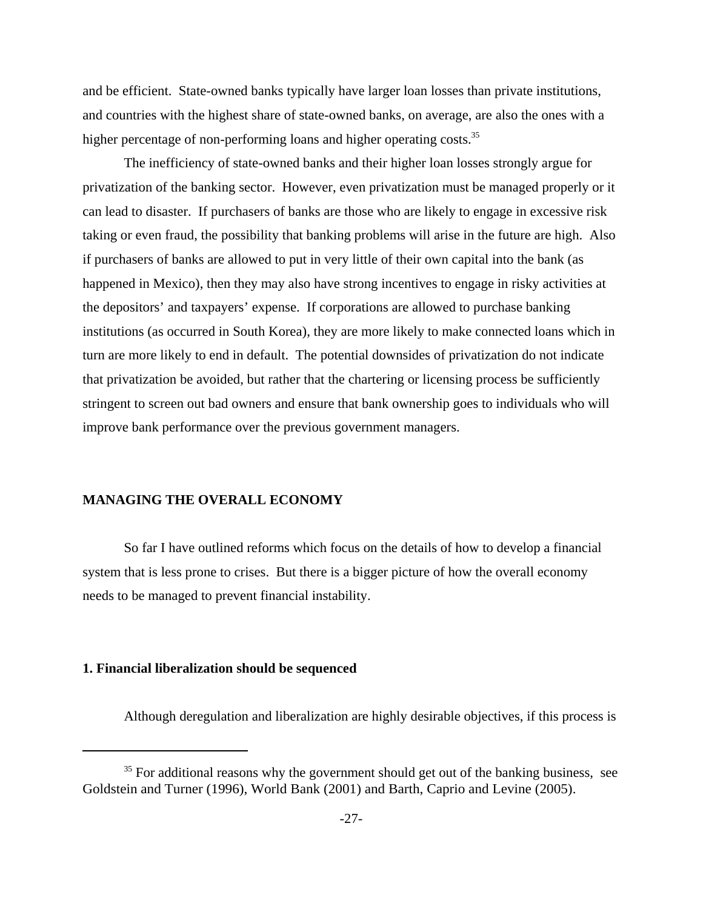and be efficient. State-owned banks typically have larger loan losses than private institutions, and countries with the highest share of state-owned banks, on average, are also the ones with a higher percentage of non-performing loans and higher operating costs.[35]

The inefficiency of state-owned banks and their higher loan losses strongly argue for privatization of the banking sector. However, even privatization must be managed properly or it can lead to disaster. If purchasers of banks are those who are likely to engage in excessive risk taking or even fraud, the possibility that banking problems will arise in the future are high. Also if purchasers of banks are allowed to put in very little of their own capital into the bank (as happened in Mexico), then they may also have strong incentives to engage in risky activities at the depositors' and taxpayers' expense. If corporations are allowed to purchase banking institutions (as occurred in South Korea), they are more likely to make connected loans which in turn are more likely to end in default. The potential downsides of privatization do not indicate that privatization be avoided, but rather that the chartering or licensing process be sufficiently stringent to screen out bad owners and ensure that bank ownership goes to individuals who will improve bank performance over the previous government managers.

## MANAGING THE OVERALL ECONOMY

So far I have outlined reforms which focus on the details of how to develop a financial system that is less prone to crises. But there is a bigger picture of how the overall economy needs to be managed to prevent financial instability.

### 1. Financial liberalization should be sequenced

Although deregulation and liberalization are highly desirable objectives, if this process is

[35] For additional reasons why the government should get out of the banking business, see Goldstein and Turner (1996), World Bank (2001) and Barth, Caprio and Levine (2005).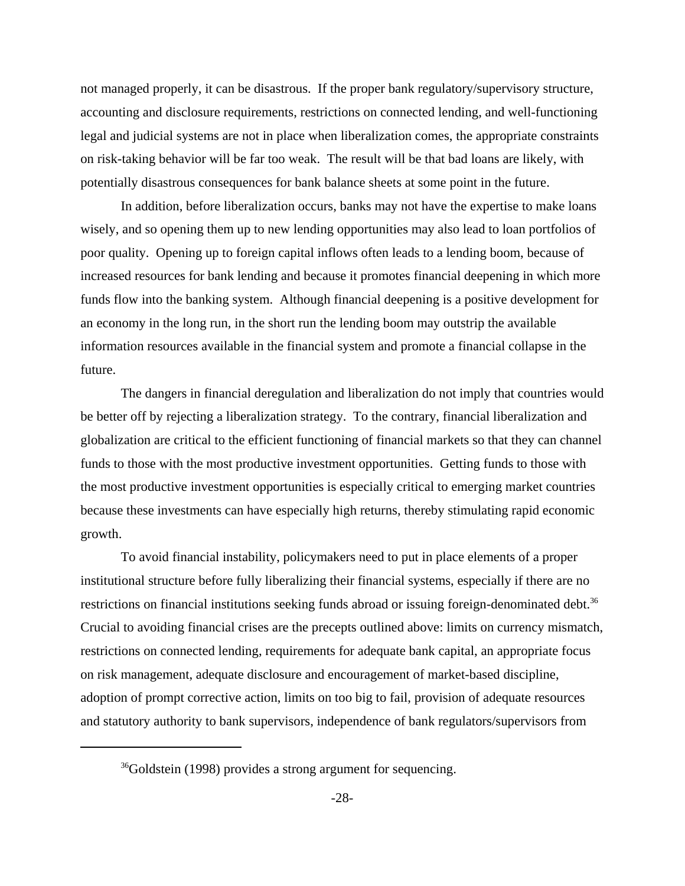not managed properly, it can be disastrous. If the proper bank regulatory/supervisory structure, accounting and disclosure requirements, restrictions on connected lending, and well-functioning legal and judicial systems are not in place when liberalization comes, the appropriate constraints on risk-taking behavior will be far too weak. The result will be that bad loans are likely, with potentially disastrous consequences for bank balance sheets at some point in the future.

In addition, before liberalization occurs, banks may not have the expertise to make loans wisely, and so opening them up to new lending opportunities may also lead to loan portfolios of poor quality. Opening up to foreign capital inflows often leads to a lending boom, because of increased resources for bank lending and because it promotes financial deepening in which more funds flow into the banking system. Although financial deepening is a positive development for an economy in the long run, in the short run the lending boom may outstrip the available information resources available in the financial system and promote a financial collapse in the future.

The dangers in financial deregulation and liberalization do not imply that countries would be better off by rejecting a liberalization strategy. To the contrary, financial liberalization and globalization are critical to the efficient functioning of financial markets so that they can channel funds to those with the most productive investment opportunities. Getting funds to those with the most productive investment opportunities is especially critical to emerging market countries because these investments can have especially high returns, thereby stimulating rapid economic growth.

To avoid financial instability, policymakers need to put in place elements of a proper institutional structure before fully liberalizing their financial systems, especially if there are no restrictions on financial institutions seeking funds abroad or issuing foreign-denominated debt.[36] Crucial to avoiding financial crises are the precepts outlined above: limits on currency mismatch, restrictions on connected lending, requirements for adequate bank capital, an appropriate focus on risk management, adequate disclosure and encouragement of market-based discipline, adoption of prompt corrective action, limits on too big to fail, provision of adequate resources and statutory authority to bank supervisors, independence of bank regulators/supervisors from

[36]Goldstein (1998) provides a strong argument for sequencing.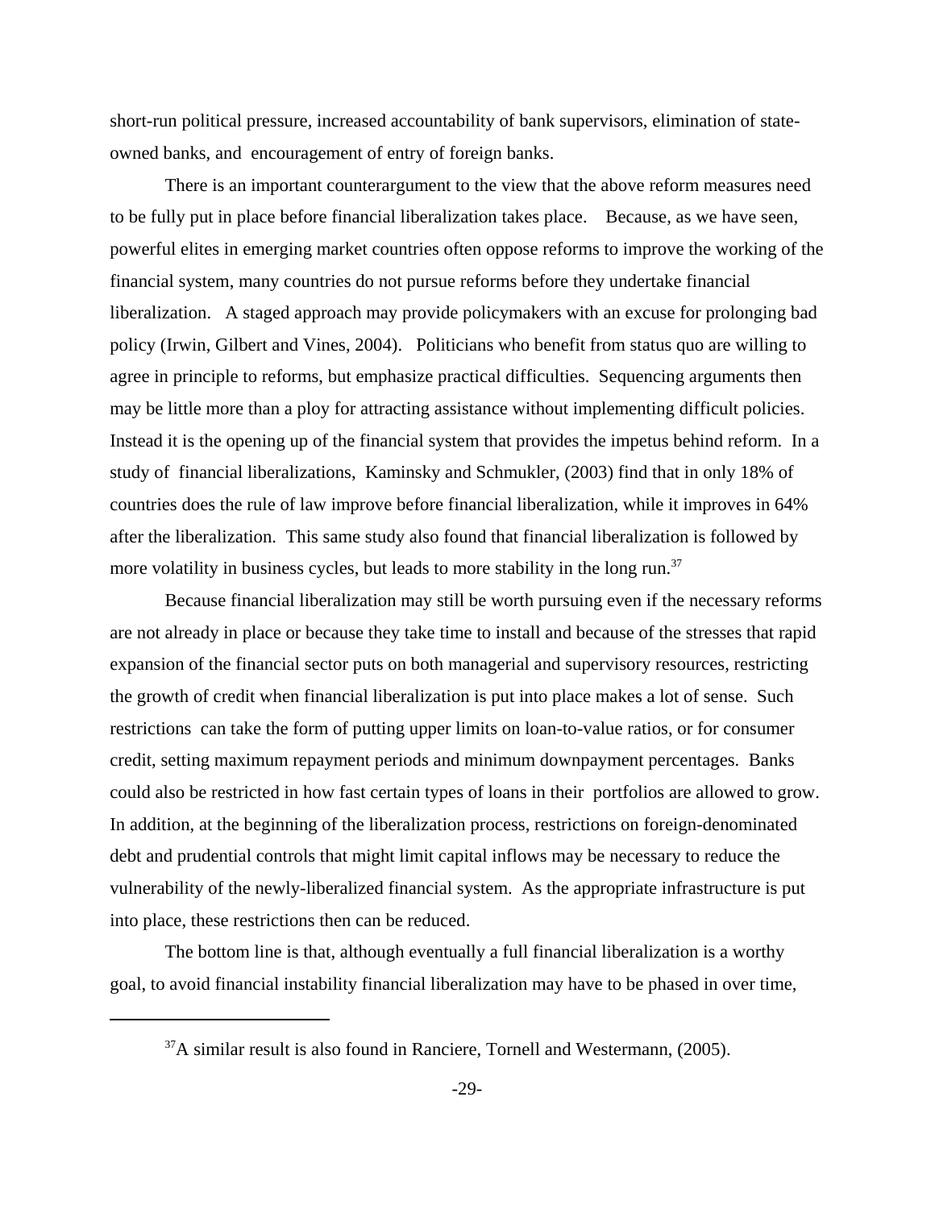short-run political pressure, increased accountability of bank supervisors, elimination of state-owned banks, and encouragement of entry of foreign banks.

There is an important counterargument to the view that the above reform measures need to be fully put in place before financial liberalization takes place. Because, as we have seen, powerful elites in emerging market countries often oppose reforms to improve the working of the financial system, many countries do not pursue reforms before they undertake financial liberalization. A staged approach may provide policymakers with an excuse for prolonging bad policy (Irwin, Gilbert and Vines, 2004). Politicians who benefit from status quo are willing to agree in principle to reforms, but emphasize practical difficulties. Sequencing arguments then may be little more than a ploy for attracting assistance without implementing difficult policies. Instead it is the opening up of the financial system that provides the impetus behind reform. In a study of financial liberalizations, Kaminsky and Schmukler, (2003) find that in only 18% of countries does the rule of law improve before financial liberalization, while it improves in 64% after the liberalization. This same study also found that financial liberalization is followed by more volatility in business cycles, but leads to more stability in the long run.[37]

Because financial liberalization may still be worth pursuing even if the necessary reforms are not already in place or because they take time to install and because of the stresses that rapid expansion of the financial sector puts on both managerial and supervisory resources, restricting the growth of credit when financial liberalization is put into place makes a lot of sense. Such restrictions can take the form of putting upper limits on loan-to-value ratios, or for consumer credit, setting maximum repayment periods and minimum downpayment percentages. Banks could also be restricted in how fast certain types of loans in their portfolios are allowed to grow. In addition, at the beginning of the liberalization process, restrictions on foreign-denominated debt and prudential controls that might limit capital inflows may be necessary to reduce the vulnerability of the newly-liberalized financial system. As the appropriate infrastructure is put into place, these restrictions then can be reduced.

The bottom line is that, although eventually a full financial liberalization is a worthy goal, to avoid financial instability financial liberalization may have to be phased in over time,

---

[37] A similar result is also found in Ranciere, Tornell and Westermann, (2005).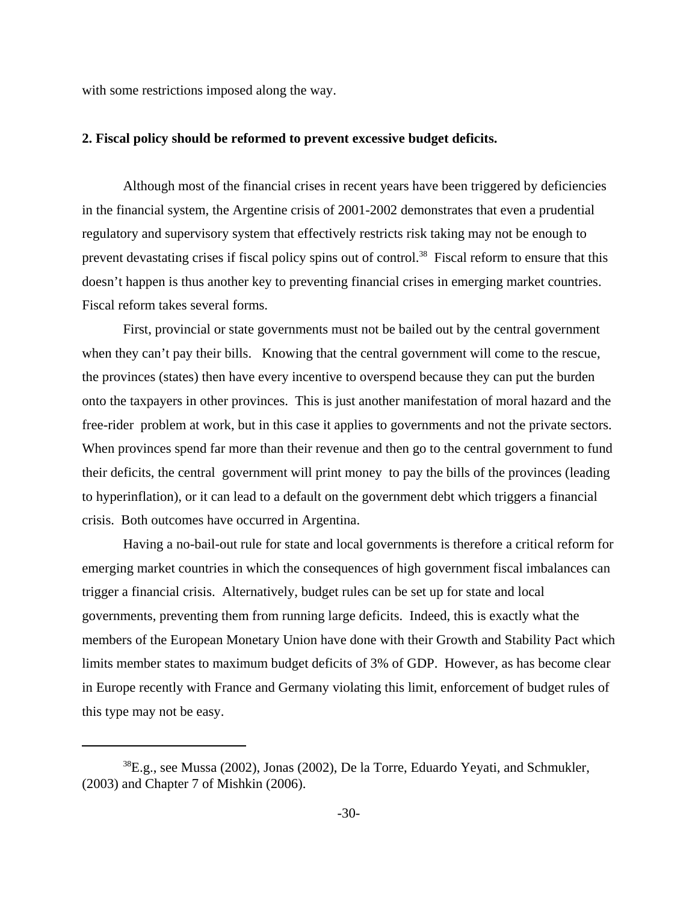with some restrictions imposed along the way.

**2. Fiscal policy should be reformed to prevent excessive budget deficits.**

Although most of the financial crises in recent years have been triggered by deficiencies in the financial system, the Argentine crisis of 2001-2002 demonstrates that even a prudential regulatory and supervisory system that effectively restricts risk taking may not be enough to prevent devastating crises if fiscal policy spins out of control.[38] Fiscal reform to ensure that this doesn't happen is thus another key to preventing financial crises in emerging market countries. Fiscal reform takes several forms.

First, provincial or state governments must not be bailed out by the central government when they can't pay their bills. Knowing that the central government will come to the rescue, the provinces (states) then have every incentive to overspend because they can put the burden onto the taxpayers in other provinces. This is just another manifestation of moral hazard and the free-rider problem at work, but in this case it applies to governments and not the private sectors. When provinces spend far more than their revenue and then go to the central government to fund their deficits, the central government will print money to pay the bills of the provinces (leading to hyperinflation), or it can lead to a default on the government debt which triggers a financial crisis. Both outcomes have occurred in Argentina.

Having a no-bail-out rule for state and local governments is therefore a critical reform for emerging market countries in which the consequences of high government fiscal imbalances can trigger a financial crisis. Alternatively, budget rules can be set up for state and local governments, preventing them from running large deficits. Indeed, this is exactly what the members of the European Monetary Union have done with their Growth and Stability Pact which limits member states to maximum budget deficits of 3% of GDP. However, as has become clear in Europe recently with France and Germany violating this limit, enforcement of budget rules of this type may not be easy.

---

[38] E.g., see Mussa (2002), Jonas (2002), De la Torre, Eduardo Yeyati, and Schmukler, (2003) and Chapter 7 of Mishkin (2006).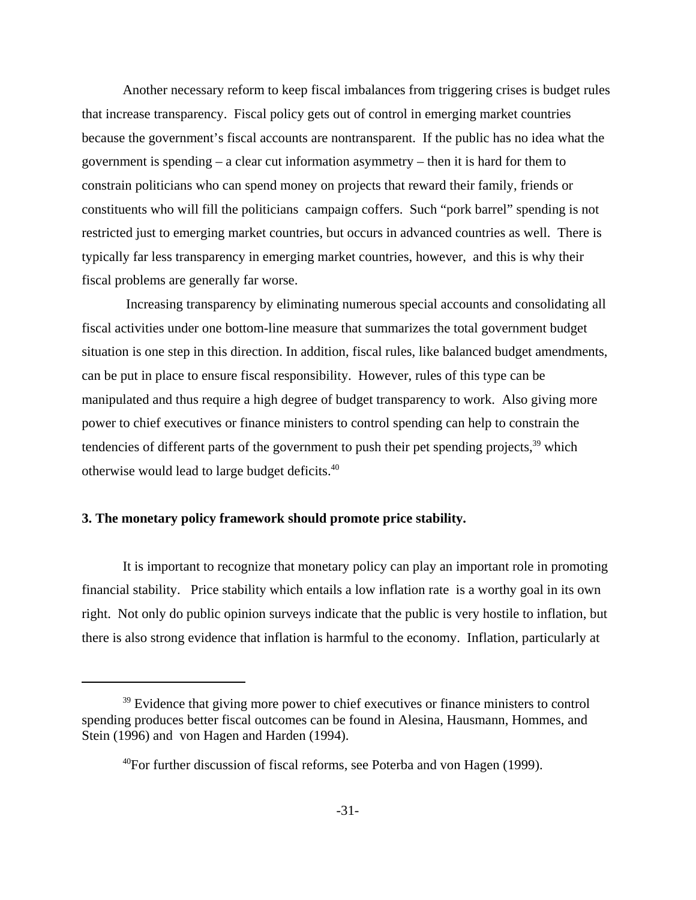Another necessary reform to keep fiscal imbalances from triggering crises is budget rules that increase transparency. Fiscal policy gets out of control in emerging market countries because the government's fiscal accounts are nontransparent. If the public has no idea what the government is spending – a clear cut information asymmetry – then it is hard for them to constrain politicians who can spend money on projects that reward their family, friends or constituents who will fill the politicians campaign coffers. Such "pork barrel" spending is not restricted just to emerging market countries, but occurs in advanced countries as well. There is typically far less transparency in emerging market countries, however, and this is why their fiscal problems are generally far worse.

Increasing transparency by eliminating numerous special accounts and consolidating all fiscal activities under one bottom-line measure that summarizes the total government budget situation is one step in this direction. In addition, fiscal rules, like balanced budget amendments, can be put in place to ensure fiscal responsibility. However, rules of this type can be manipulated and thus require a high degree of budget transparency to work. Also giving more power to chief executives or finance ministers to control spending can help to constrain the tendencies of different parts of the government to push their pet spending projects,[39] which otherwise would lead to large budget deficits.[40]

**3. The monetary policy framework should promote price stability.**

It is important to recognize that monetary policy can play an important role in promoting financial stability. Price stability which entails a low inflation rate is a worthy goal in its own right. Not only do public opinion surveys indicate that the public is very hostile to inflation, but there is also strong evidence that inflation is harmful to the economy. Inflation, particularly at

---

[39] Evidence that giving more power to chief executives or finance ministers to control spending produces better fiscal outcomes can be found in Alesina, Hausmann, Hommes, and Stein (1996) and von Hagen and Harden (1994).

[40] For further discussion of fiscal reforms, see Poterba and von Hagen (1999).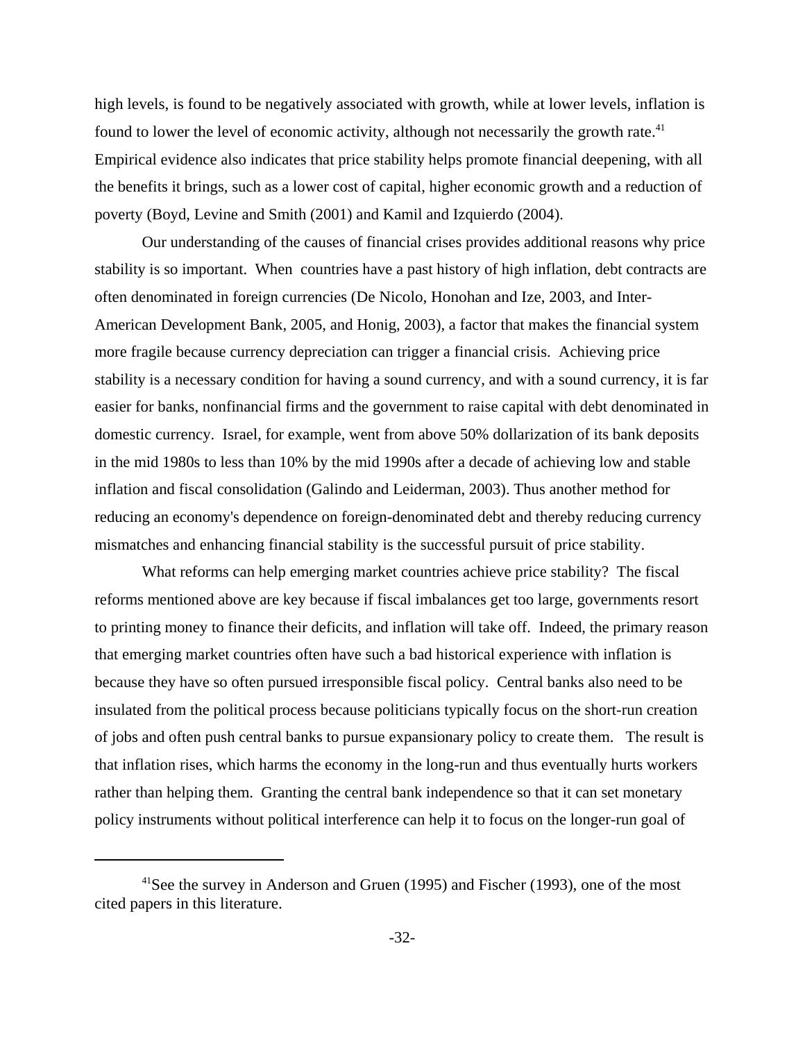high levels, is found to be negatively associated with growth, while at lower levels, inflation is found to lower the level of economic activity, although not necessarily the growth rate.[41] Empirical evidence also indicates that price stability helps promote financial deepening, with all the benefits it brings, such as a lower cost of capital, higher economic growth and a reduction of poverty (Boyd, Levine and Smith (2001) and Kamil and Izquierdo (2004).

Our understanding of the causes of financial crises provides additional reasons why price stability is so important. When countries have a past history of high inflation, debt contracts are often denominated in foreign currencies (De Nicolo, Honohan and Ize, 2003, and Inter-American Development Bank, 2005, and Honig, 2003), a factor that makes the financial system more fragile because currency depreciation can trigger a financial crisis. Achieving price stability is a necessary condition for having a sound currency, and with a sound currency, it is far easier for banks, nonfinancial firms and the government to raise capital with debt denominated in domestic currency. Israel, for example, went from above 50% dollarization of its bank deposits in the mid 1980s to less than 10% by the mid 1990s after a decade of achieving low and stable inflation and fiscal consolidation (Galindo and Leiderman, 2003). Thus another method for reducing an economy's dependence on foreign-denominated debt and thereby reducing currency mismatches and enhancing financial stability is the successful pursuit of price stability.

What reforms can help emerging market countries achieve price stability? The fiscal reforms mentioned above are key because if fiscal imbalances get too large, governments resort to printing money to finance their deficits, and inflation will take off. Indeed, the primary reason that emerging market countries often have such a bad historical experience with inflation is because they have so often pursued irresponsible fiscal policy. Central banks also need to be insulated from the political process because politicians typically focus on the short-run creation of jobs and often push central banks to pursue expansionary policy to create them. The result is that inflation rises, which harms the economy in the long-run and thus eventually hurts workers rather than helping them. Granting the central bank independence so that it can set monetary policy instruments without political interference can help it to focus on the longer-run goal of

[41] See the survey in Anderson and Gruen (1995) and Fischer (1993), one of the most cited papers in this literature.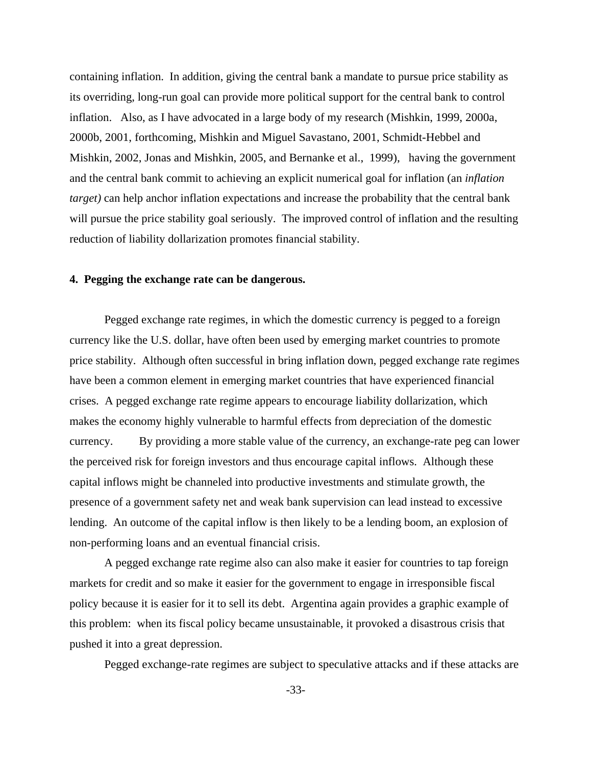containing inflation. In addition, giving the central bank a mandate to pursue price stability as its overriding, long-run goal can provide more political support for the central bank to control inflation. Also, as I have advocated in a large body of my research (Mishkin, 1999, 2000a, 2000b, 2001, forthcoming, Mishkin and Miguel Savastano, 2001, Schmidt-Hebbel and Mishkin, 2002, Jonas and Mishkin, 2005, and Bernanke et al., 1999), having the government and the central bank commit to achieving an explicit numerical goal for inflation (an *inflation target)* can help anchor inflation expectations and increase the probability that the central bank will pursue the price stability goal seriously. The improved control of inflation and the resulting reduction of liability dollarization promotes financial stability.

**4. Pegging the exchange rate can be dangerous.**

Pegged exchange rate regimes, in which the domestic currency is pegged to a foreign currency like the U.S. dollar, have often been used by emerging market countries to promote price stability. Although often successful in bring inflation down, pegged exchange rate regimes have been a common element in emerging market countries that have experienced financial crises. A pegged exchange rate regime appears to encourage liability dollarization, which makes the economy highly vulnerable to harmful effects from depreciation of the domestic currency. By providing a more stable value of the currency, an exchange-rate peg can lower the perceived risk for foreign investors and thus encourage capital inflows. Although these capital inflows might be channeled into productive investments and stimulate growth, the presence of a government safety net and weak bank supervision can lead instead to excessive lending. An outcome of the capital inflow is then likely to be a lending boom, an explosion of non-performing loans and an eventual financial crisis.

A pegged exchange rate regime also can also make it easier for countries to tap foreign markets for credit and so make it easier for the government to engage in irresponsible fiscal policy because it is easier for it to sell its debt. Argentina again provides a graphic example of this problem: when its fiscal policy became unsustainable, it provoked a disastrous crisis that pushed it into a great depression.

Pegged exchange-rate regimes are subject to speculative attacks and if these attacks are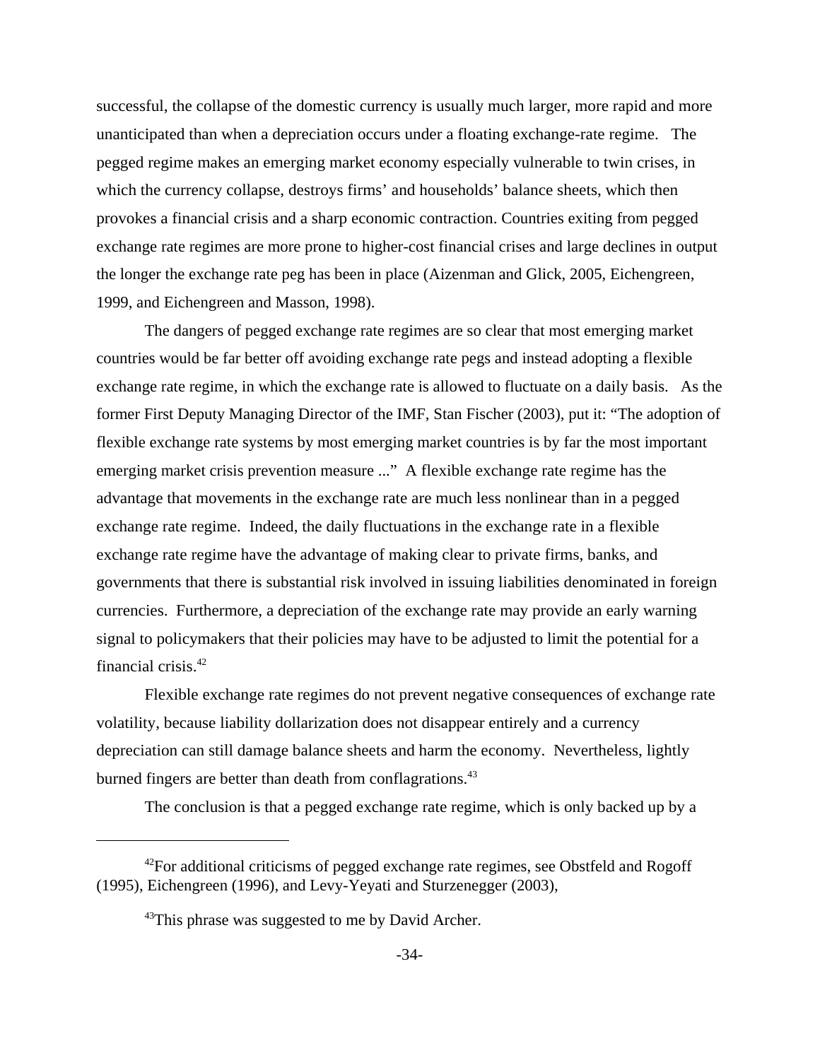successful, the collapse of the domestic currency is usually much larger, more rapid and more unanticipated than when a depreciation occurs under a floating exchange-rate regime. The pegged regime makes an emerging market economy especially vulnerable to twin crises, in which the currency collapse, destroys firms' and households' balance sheets, which then provokes a financial crisis and a sharp economic contraction. Countries exiting from pegged exchange rate regimes are more prone to higher-cost financial crises and large declines in output the longer the exchange rate peg has been in place (Aizenman and Glick, 2005, Eichengreen, 1999, and Eichengreen and Masson, 1998).

The dangers of pegged exchange rate regimes are so clear that most emerging market countries would be far better off avoiding exchange rate pegs and instead adopting a flexible exchange rate regime, in which the exchange rate is allowed to fluctuate on a daily basis. As the former First Deputy Managing Director of the IMF, Stan Fischer (2003), put it: "The adoption of flexible exchange rate systems by most emerging market countries is by far the most important emerging market crisis prevention measure ..." A flexible exchange rate regime has the advantage that movements in the exchange rate are much less nonlinear than in a pegged exchange rate regime. Indeed, the daily fluctuations in the exchange rate in a flexible exchange rate regime have the advantage of making clear to private firms, banks, and governments that there is substantial risk involved in issuing liabilities denominated in foreign currencies. Furthermore, a depreciation of the exchange rate may provide an early warning signal to policymakers that their policies may have to be adjusted to limit the potential for a financial crisis.[42]

Flexible exchange rate regimes do not prevent negative consequences of exchange rate volatility, because liability dollarization does not disappear entirely and a currency depreciation can still damage balance sheets and harm the economy. Nevertheless, lightly burned fingers are better than death from conflagrations.[43]

The conclusion is that a pegged exchange rate regime, which is only backed up by a

---

[42]For additional criticisms of pegged exchange rate regimes, see Obstfeld and Rogoff (1995), Eichengreen (1996), and Levy-Yeyati and Sturzenegger (2003),

[43]This phrase was suggested to me by David Archer.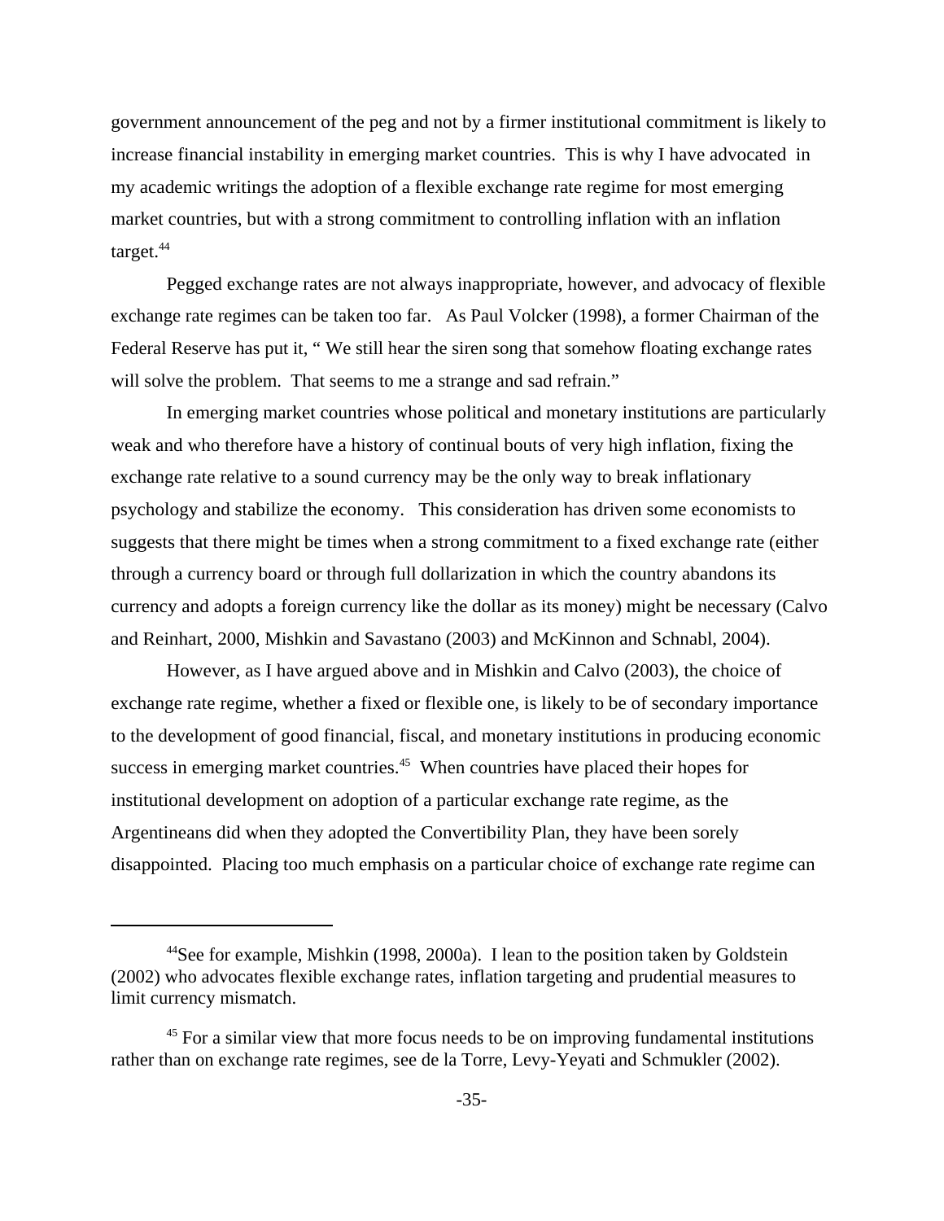government announcement of the peg and not by a firmer institutional commitment is likely to increase financial instability in emerging market countries. This is why I have advocated in my academic writings the adoption of a flexible exchange rate regime for most emerging market countries, but with a strong commitment to controlling inflation with an inflation target.[44]

Pegged exchange rates are not always inappropriate, however, and advocacy of flexible exchange rate regimes can be taken too far. As Paul Volcker (1998), a former Chairman of the Federal Reserve has put it, " We still hear the siren song that somehow floating exchange rates will solve the problem. That seems to me a strange and sad refrain."

In emerging market countries whose political and monetary institutions are particularly weak and who therefore have a history of continual bouts of very high inflation, fixing the exchange rate relative to a sound currency may be the only way to break inflationary psychology and stabilize the economy. This consideration has driven some economists to suggests that there might be times when a strong commitment to a fixed exchange rate (either through a currency board or through full dollarization in which the country abandons its currency and adopts a foreign currency like the dollar as its money) might be necessary (Calvo and Reinhart, 2000, Mishkin and Savastano (2003) and McKinnon and Schnabl, 2004).

However, as I have argued above and in Mishkin and Calvo (2003), the choice of exchange rate regime, whether a fixed or flexible one, is likely to be of secondary importance to the development of good financial, fiscal, and monetary institutions in producing economic success in emerging market countries.[45] When countries have placed their hopes for institutional development on adoption of a particular exchange rate regime, as the Argentineans did when they adopted the Convertibility Plan, they have been sorely disappointed. Placing too much emphasis on a particular choice of exchange rate regime can

---

[44] See for example, Mishkin (1998, 2000a). I lean to the position taken by Goldstein (2002) who advocates flexible exchange rates, inflation targeting and prudential measures to limit currency mismatch.

[45] For a similar view that more focus needs to be on improving fundamental institutions rather than on exchange rate regimes, see de la Torre, Levy-Yeyati and Schmukler (2002).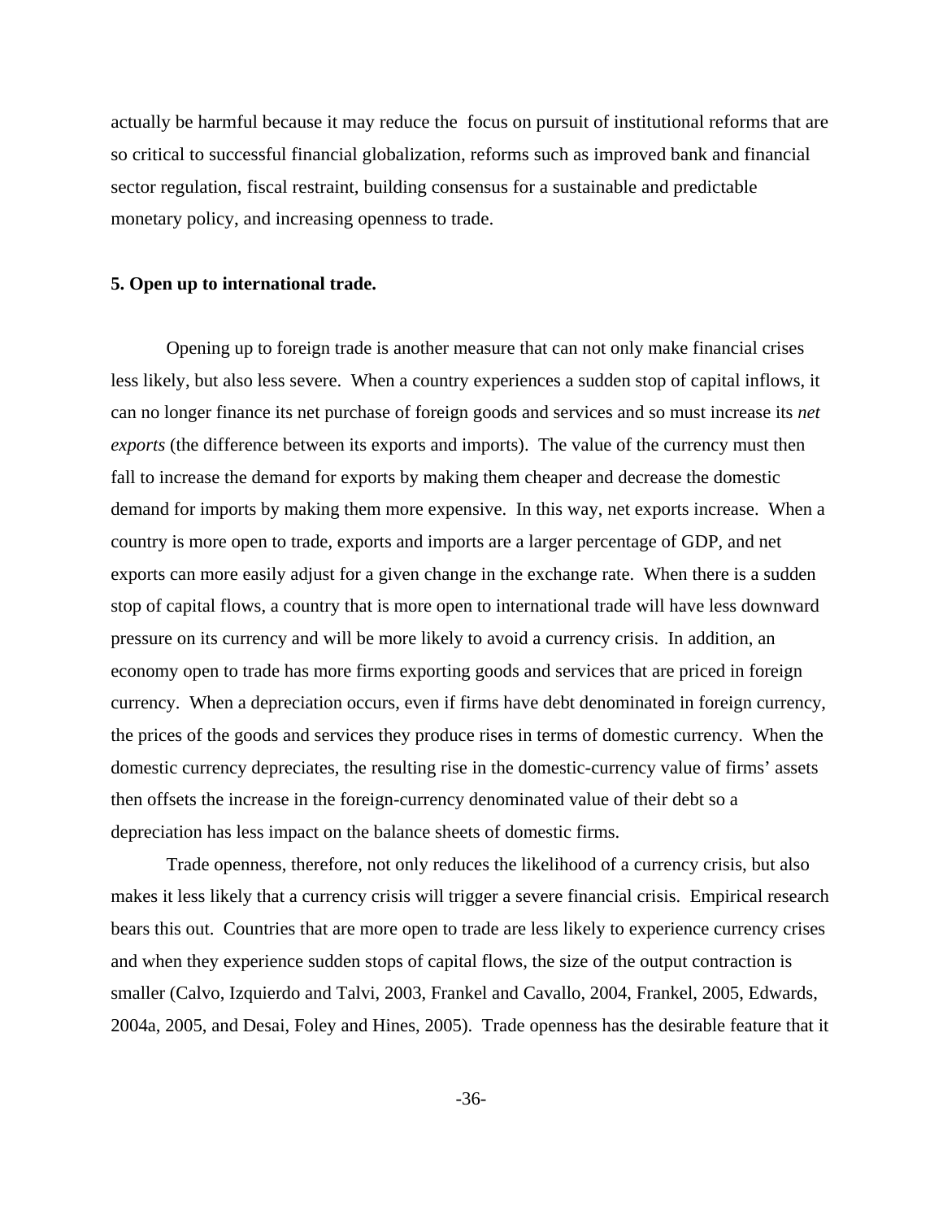actually be harmful because it may reduce the focus on pursuit of institutional reforms that are so critical to successful financial globalization, reforms such as improved bank and financial sector regulation, fiscal restraint, building consensus for a sustainable and predictable monetary policy, and increasing openness to trade.

**5. Open up to international trade.**

Opening up to foreign trade is another measure that can not only make financial crises less likely, but also less severe. When a country experiences a sudden stop of capital inflows, it can no longer finance its net purchase of foreign goods and services and so must increase its *net exports* (the difference between its exports and imports). The value of the currency must then fall to increase the demand for exports by making them cheaper and decrease the domestic demand for imports by making them more expensive. In this way, net exports increase. When a country is more open to trade, exports and imports are a larger percentage of GDP, and net exports can more easily adjust for a given change in the exchange rate. When there is a sudden stop of capital flows, a country that is more open to international trade will have less downward pressure on its currency and will be more likely to avoid a currency crisis. In addition, an economy open to trade has more firms exporting goods and services that are priced in foreign currency. When a depreciation occurs, even if firms have debt denominated in foreign currency, the prices of the goods and services they produce rises in terms of domestic currency. When the domestic currency depreciates, the resulting rise in the domestic-currency value of firms' assets then offsets the increase in the foreign-currency denominated value of their debt so a depreciation has less impact on the balance sheets of domestic firms.

Trade openness, therefore, not only reduces the likelihood of a currency crisis, but also makes it less likely that a currency crisis will trigger a severe financial crisis. Empirical research bears this out. Countries that are more open to trade are less likely to experience currency crises and when they experience sudden stops of capital flows, the size of the output contraction is smaller (Calvo, Izquierdo and Talvi, 2003, Frankel and Cavallo, 2004, Frankel, 2005, Edwards, 2004a, 2005, and Desai, Foley and Hines, 2005). Trade openness has the desirable feature that it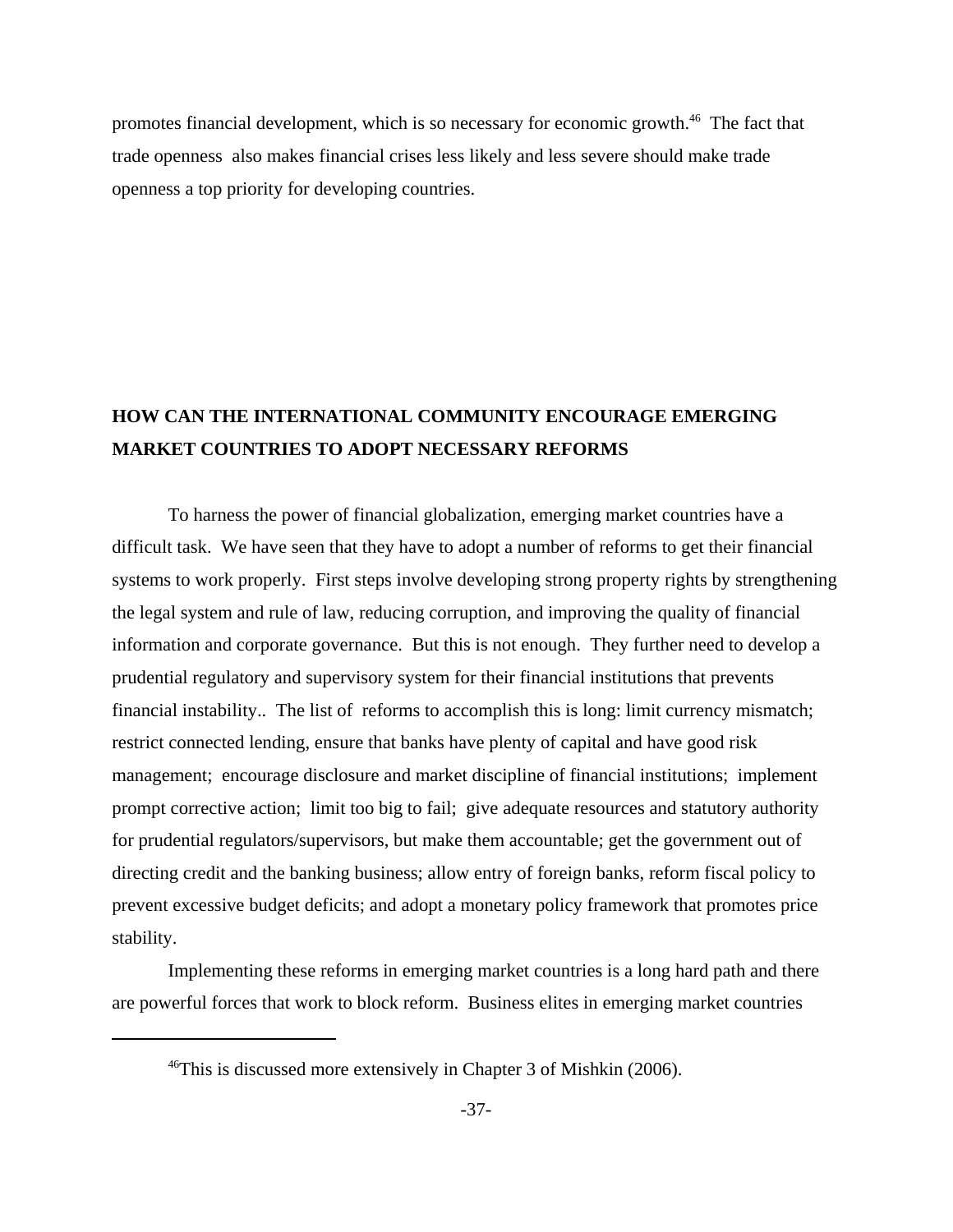promotes financial development, which is so necessary for economic growth.[46] The fact that trade openness also makes financial crises less likely and less severe should make trade openness a top priority for developing countries.

## HOW CAN THE INTERNATIONAL COMMUNITY ENCOURAGE EMERGING MARKET COUNTRIES TO ADOPT NECESSARY REFORMS

To harness the power of financial globalization, emerging market countries have a difficult task. We have seen that they have to adopt a number of reforms to get their financial systems to work properly. First steps involve developing strong property rights by strengthening the legal system and rule of law, reducing corruption, and improving the quality of financial information and corporate governance. But this is not enough. They further need to develop a prudential regulatory and supervisory system for their financial institutions that prevents financial instability.. The list of reforms to accomplish this is long: limit currency mismatch; restrict connected lending, ensure that banks have plenty of capital and have good risk management; encourage disclosure and market discipline of financial institutions; implement prompt corrective action; limit too big to fail; give adequate resources and statutory authority for prudential regulators/supervisors, but make them accountable; get the government out of directing credit and the banking business; allow entry of foreign banks, reform fiscal policy to prevent excessive budget deficits; and adopt a monetary policy framework that promotes price stability.

Implementing these reforms in emerging market countries is a long hard path and there are powerful forces that work to block reform. Business elites in emerging market countries

---

[46] This is discussed more extensively in Chapter 3 of Mishkin (2006).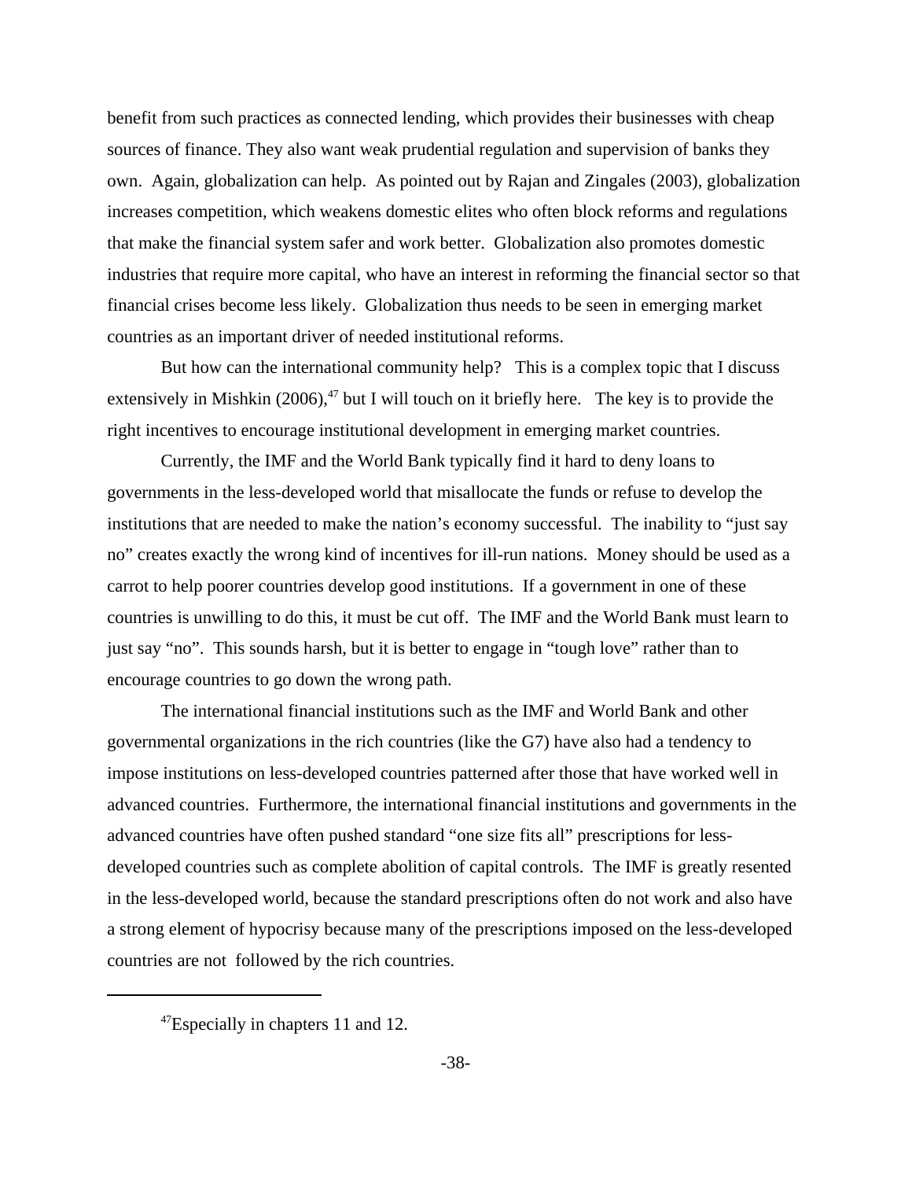benefit from such practices as connected lending, which provides their businesses with cheap sources of finance. They also want weak prudential regulation and supervision of banks they own. Again, globalization can help. As pointed out by Rajan and Zingales (2003), globalization increases competition, which weakens domestic elites who often block reforms and regulations that make the financial system safer and work better. Globalization also promotes domestic industries that require more capital, who have an interest in reforming the financial sector so that financial crises become less likely. Globalization thus needs to be seen in emerging market countries as an important driver of needed institutional reforms.

But how can the international community help? This is a complex topic that I discuss extensively in Mishkin (2006),[47] but I will touch on it briefly here. The key is to provide the right incentives to encourage institutional development in emerging market countries.

Currently, the IMF and the World Bank typically find it hard to deny loans to governments in the less-developed world that misallocate the funds or refuse to develop the institutions that are needed to make the nation's economy successful. The inability to "just say no" creates exactly the wrong kind of incentives for ill-run nations. Money should be used as a carrot to help poorer countries develop good institutions. If a government in one of these countries is unwilling to do this, it must be cut off. The IMF and the World Bank must learn to just say "no". This sounds harsh, but it is better to engage in "tough love" rather than to encourage countries to go down the wrong path.

The international financial institutions such as the IMF and World Bank and other governmental organizations in the rich countries (like the G7) have also had a tendency to impose institutions on less-developed countries patterned after those that have worked well in advanced countries. Furthermore, the international financial institutions and governments in the advanced countries have often pushed standard "one size fits all" prescriptions for less-developed countries such as complete abolition of capital controls. The IMF is greatly resented in the less-developed world, because the standard prescriptions often do not work and also have a strong element of hypocrisy because many of the prescriptions imposed on the less-developed countries are not followed by the rich countries.

[47] Especially in chapters 11 and 12.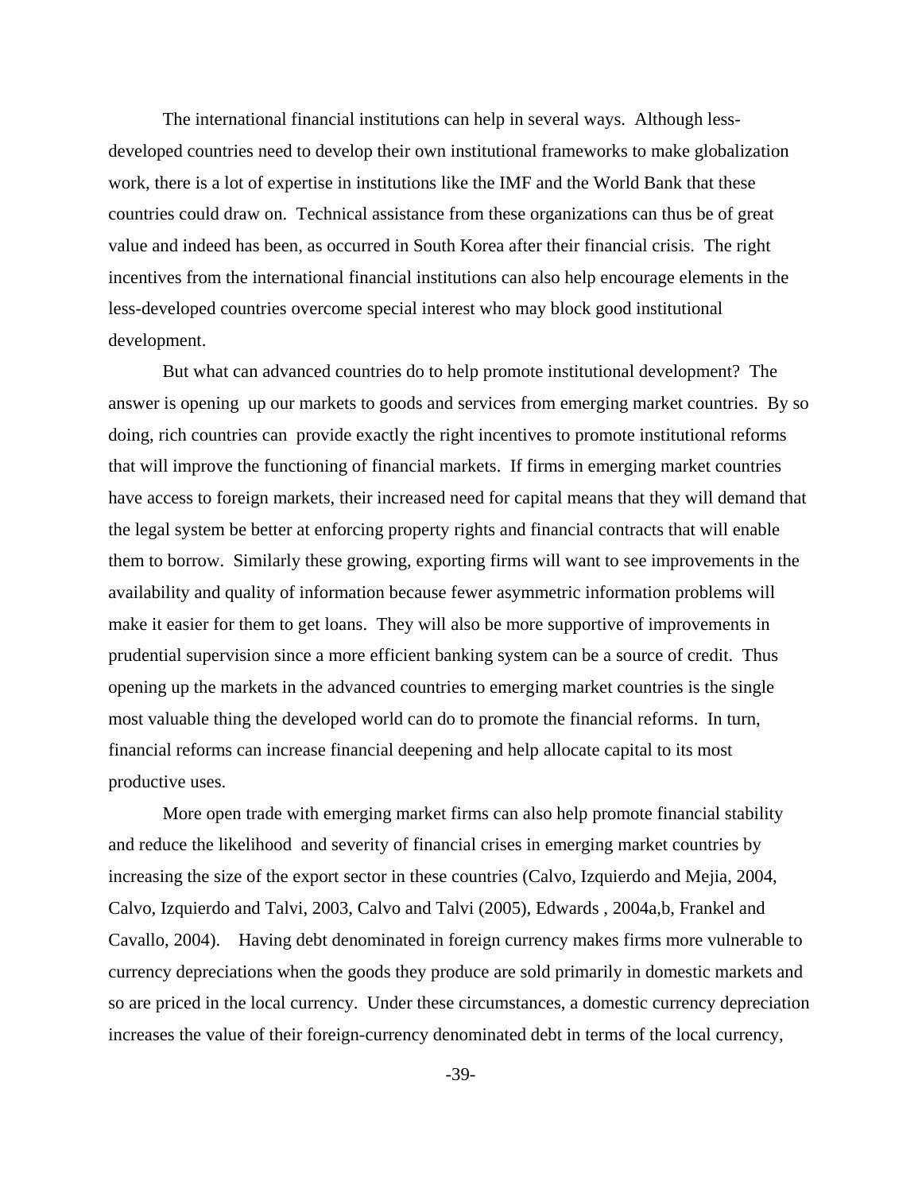The international financial institutions can help in several ways. Although less-developed countries need to develop their own institutional frameworks to make globalization work, there is a lot of expertise in institutions like the IMF and the World Bank that these countries could draw on. Technical assistance from these organizations can thus be of great value and indeed has been, as occurred in South Korea after their financial crisis. The right incentives from the international financial institutions can also help encourage elements in the less-developed countries overcome special interest who may block good institutional development.

But what can advanced countries do to help promote institutional development? The answer is opening up our markets to goods and services from emerging market countries. By so doing, rich countries can provide exactly the right incentives to promote institutional reforms that will improve the functioning of financial markets. If firms in emerging market countries have access to foreign markets, their increased need for capital means that they will demand that the legal system be better at enforcing property rights and financial contracts that will enable them to borrow. Similarly these growing, exporting firms will want to see improvements in the availability and quality of information because fewer asymmetric information problems will make it easier for them to get loans. They will also be more supportive of improvements in prudential supervision since a more efficient banking system can be a source of credit. Thus opening up the markets in the advanced countries to emerging market countries is the single most valuable thing the developed world can do to promote the financial reforms. In turn, financial reforms can increase financial deepening and help allocate capital to its most productive uses.

More open trade with emerging market firms can also help promote financial stability and reduce the likelihood and severity of financial crises in emerging market countries by increasing the size of the export sector in these countries (Calvo, Izquierdo and Mejia, 2004, Calvo, Izquierdo and Talvi, 2003, Calvo and Talvi (2005), Edwards , 2004a,b, Frankel and Cavallo, 2004). Having debt denominated in foreign currency makes firms more vulnerable to currency depreciations when the goods they produce are sold primarily in domestic markets and so are priced in the local currency. Under these circumstances, a domestic currency depreciation increases the value of their foreign-currency denominated debt in terms of the local currency,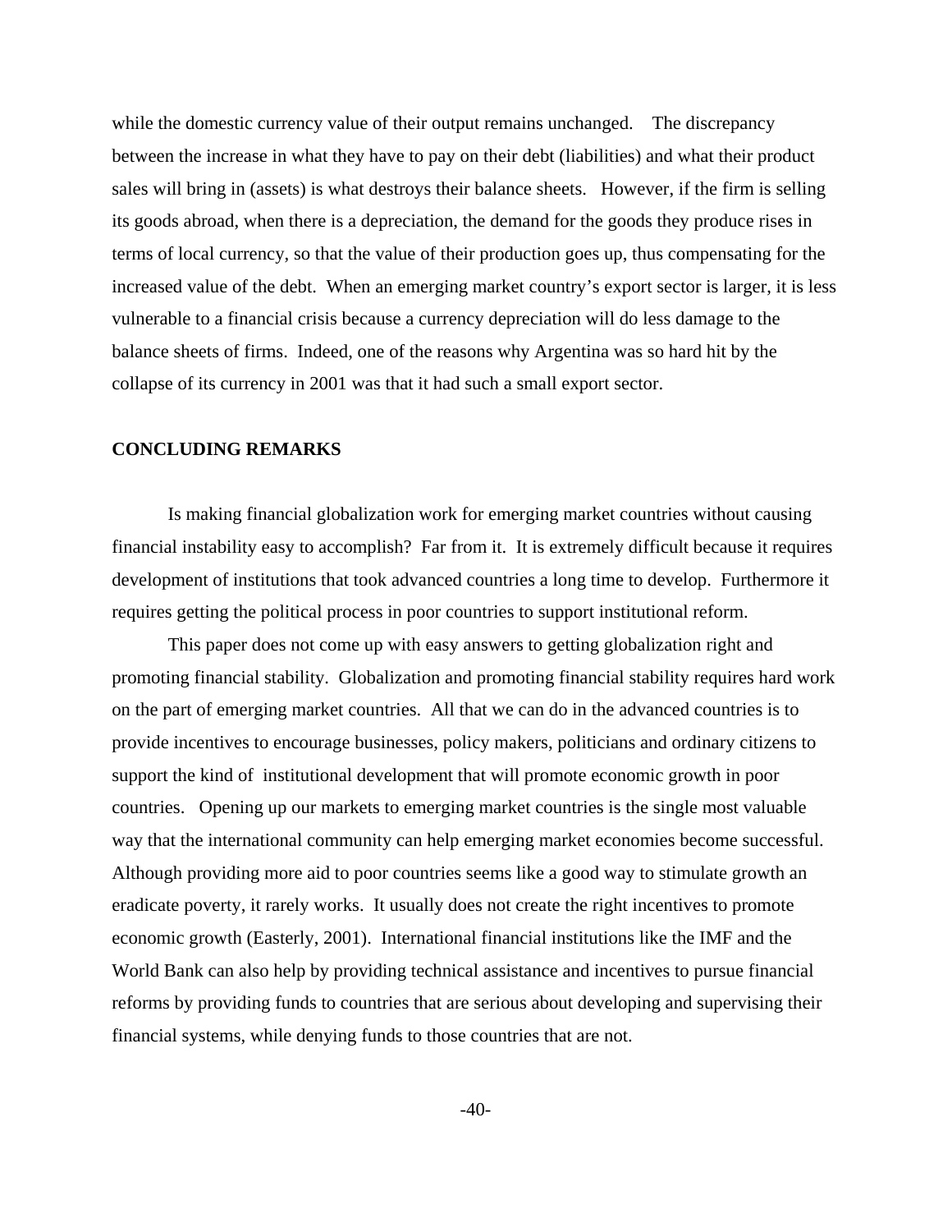while the domestic currency value of their output remains unchanged. The discrepancy between the increase in what they have to pay on their debt (liabilities) and what their product sales will bring in (assets) is what destroys their balance sheets. However, if the firm is selling its goods abroad, when there is a depreciation, the demand for the goods they produce rises in terms of local currency, so that the value of their production goes up, thus compensating for the increased value of the debt. When an emerging market country's export sector is larger, it is less vulnerable to a financial crisis because a currency depreciation will do less damage to the balance sheets of firms. Indeed, one of the reasons why Argentina was so hard hit by the collapse of its currency in 2001 was that it had such a small export sector.

## CONCLUDING REMARKS

Is making financial globalization work for emerging market countries without causing financial instability easy to accomplish? Far from it. It is extremely difficult because it requires development of institutions that took advanced countries a long time to develop. Furthermore it requires getting the political process in poor countries to support institutional reform.

This paper does not come up with easy answers to getting globalization right and promoting financial stability. Globalization and promoting financial stability requires hard work on the part of emerging market countries. All that we can do in the advanced countries is to provide incentives to encourage businesses, policy makers, politicians and ordinary citizens to support the kind of institutional development that will promote economic growth in poor countries. Opening up our markets to emerging market countries is the single most valuable way that the international community can help emerging market economies become successful. Although providing more aid to poor countries seems like a good way to stimulate growth an eradicate poverty, it rarely works. It usually does not create the right incentives to promote economic growth (Easterly, 2001). International financial institutions like the IMF and the World Bank can also help by providing technical assistance and incentives to pursue financial reforms by providing funds to countries that are serious about developing and supervising their financial systems, while denying funds to those countries that are not.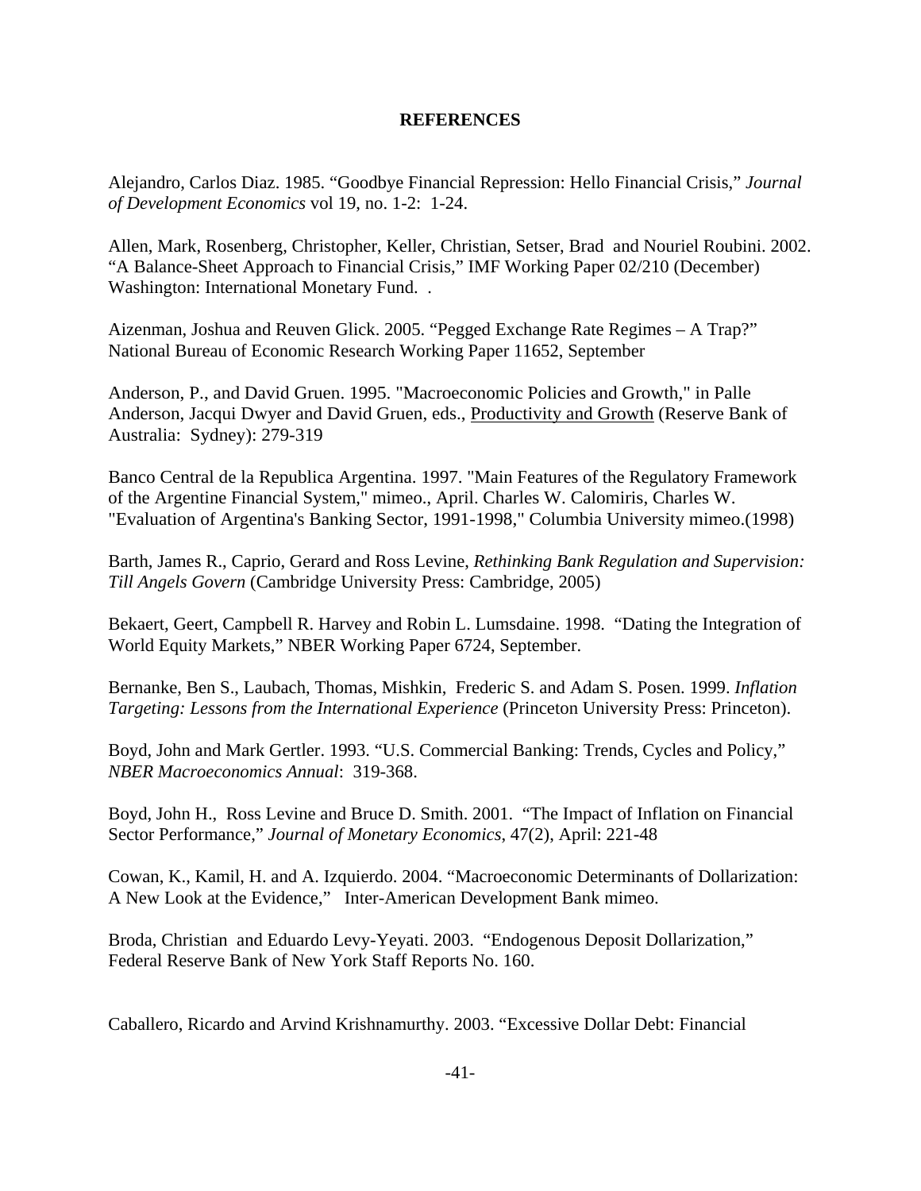## REFERENCES

Alejandro, Carlos Diaz. 1985. "Goodbye Financial Repression: Hello Financial Crisis," *Journal of Development Economics* vol 19, no. 1-2: 1-24.

Allen, Mark, Rosenberg, Christopher, Keller, Christian, Setser, Brad and Nouriel Roubini. 2002. "A Balance-Sheet Approach to Financial Crisis," IMF Working Paper 02/210 (December) Washington: International Monetary Fund. .

Aizenman, Joshua and Reuven Glick. 2005. "Pegged Exchange Rate Regimes – A Trap?" National Bureau of Economic Research Working Paper 11652, September

Anderson, P., and David Gruen. 1995. "Macroeconomic Policies and Growth," in Palle Anderson, Jacqui Dwyer and David Gruen, eds., Productivity and Growth (Reserve Bank of Australia: Sydney): 279-319

Banco Central de la Republica Argentina. 1997. "Main Features of the Regulatory Framework of the Argentine Financial System," mimeo., April. Charles W. Calomiris, Charles W. "Evaluation of Argentina's Banking Sector, 1991-1998," Columbia University mimeo.(1998)

Barth, James R., Caprio, Gerard and Ross Levine, *Rethinking Bank Regulation and Supervision: Till Angels Govern* (Cambridge University Press: Cambridge, 2005)

Bekaert, Geert, Campbell R. Harvey and Robin L. Lumsdaine. 1998. "Dating the Integration of World Equity Markets," NBER Working Paper 6724, September.

Bernanke, Ben S., Laubach, Thomas, Mishkin, Frederic S. and Adam S. Posen. 1999. *Inflation Targeting: Lessons from the International Experience* (Princeton University Press: Princeton).

Boyd, John and Mark Gertler. 1993. "U.S. Commercial Banking: Trends, Cycles and Policy," *NBER Macroeconomics Annual*: 319-368.

Boyd, John H., Ross Levine and Bruce D. Smith. 2001. "The Impact of Inflation on Financial Sector Performance," *Journal of Monetary Economics*, 47(2), April: 221-48

Cowan, K., Kamil, H. and A. Izquierdo. 2004. "Macroeconomic Determinants of Dollarization: A New Look at the Evidence," Inter-American Development Bank mimeo.

Broda, Christian and Eduardo Levy-Yeyati. 2003. "Endogenous Deposit Dollarization," Federal Reserve Bank of New York Staff Reports No. 160.

Caballero, Ricardo and Arvind Krishnamurthy. 2003. "Excessive Dollar Debt: Financial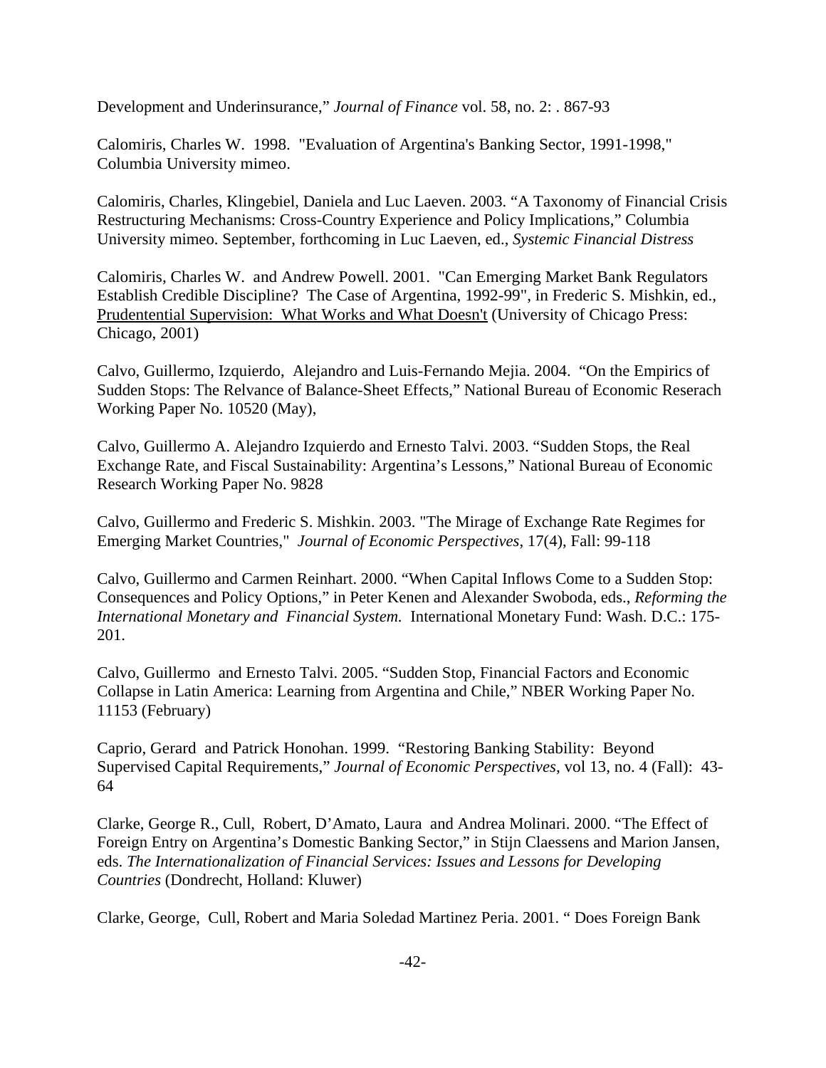Development and Underinsurance," *Journal of Finance* vol. 58, no. 2: . 867-93

Calomiris, Charles W. 1998. "Evaluation of Argentina's Banking Sector, 1991-1998," Columbia University mimeo.

Calomiris, Charles, Klingebiel, Daniela and Luc Laeven. 2003. "A Taxonomy of Financial Crisis Restructuring Mechanisms: Cross-Country Experience and Policy Implications," Columbia University mimeo. September, forthcoming in Luc Laeven, ed., *Systemic Financial Distress*

Calomiris, Charles W. and Andrew Powell. 2001. "Can Emerging Market Bank Regulators Establish Credible Discipline? The Case of Argentina, 1992-99", in Frederic S. Mishkin, ed., Prudentential Supervision: What Works and What Doesn't (University of Chicago Press: Chicago, 2001)

Calvo, Guillermo, Izquierdo, Alejandro and Luis-Fernando Mejia. 2004. "On the Empirics of Sudden Stops: The Relvance of Balance-Sheet Effects," National Bureau of Economic Reserach Working Paper No. 10520 (May),

Calvo, Guillermo A. Alejandro Izquierdo and Ernesto Talvi. 2003. "Sudden Stops, the Real Exchange Rate, and Fiscal Sustainability: Argentina's Lessons," National Bureau of Economic Research Working Paper No. 9828

Calvo, Guillermo and Frederic S. Mishkin. 2003. "The Mirage of Exchange Rate Regimes for Emerging Market Countries," *Journal of Economic Perspectives*, 17(4), Fall: 99-118

Calvo, Guillermo and Carmen Reinhart. 2000. "When Capital Inflows Come to a Sudden Stop: Consequences and Policy Options," in Peter Kenen and Alexander Swoboda, eds., *Reforming the International Monetary and Financial System.* International Monetary Fund: Wash. D.C.: 175-201.

Calvo, Guillermo and Ernesto Talvi. 2005. "Sudden Stop, Financial Factors and Economic Collapse in Latin America: Learning from Argentina and Chile," NBER Working Paper No. 11153 (February)

Caprio, Gerard and Patrick Honohan. 1999. "Restoring Banking Stability: Beyond Supervised Capital Requirements," *Journal of Economic Perspectives*, vol 13, no. 4 (Fall): 43-64

Clarke, George R., Cull, Robert, D'Amato, Laura and Andrea Molinari. 2000. "The Effect of Foreign Entry on Argentina's Domestic Banking Sector," in Stijn Claessens and Marion Jansen, eds. *The Internationalization of Financial Services: Issues and Lessons for Developing Countries* (Dondrecht, Holland: Kluwer)

Clarke, George, Cull, Robert and Maria Soledad Martinez Peria. 2001. " Does Foreign Bank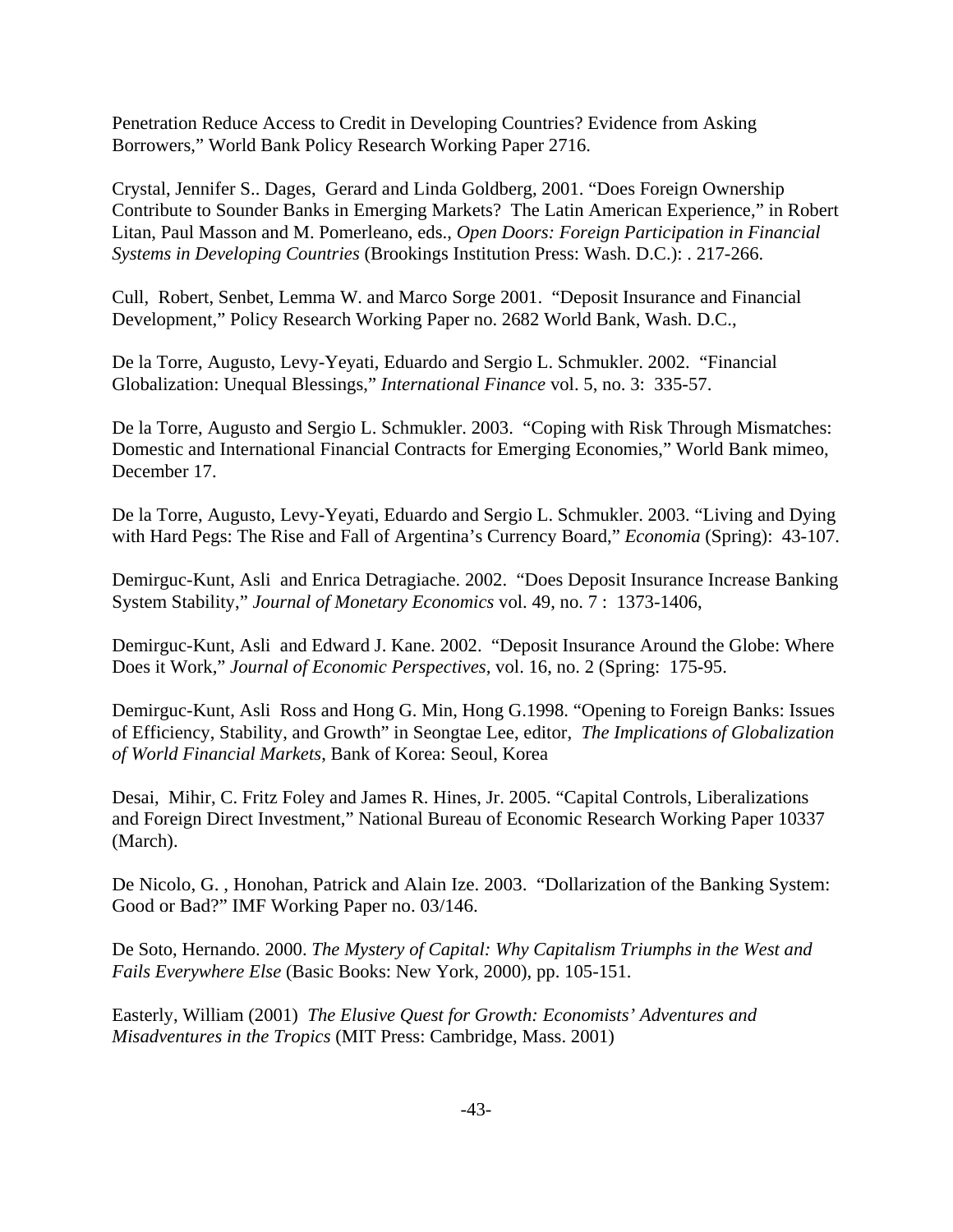Penetration Reduce Access to Credit in Developing Countries? Evidence from Asking Borrowers," World Bank Policy Research Working Paper 2716.

Crystal, Jennifer S.. Dages, Gerard and Linda Goldberg, 2001. "Does Foreign Ownership Contribute to Sounder Banks in Emerging Markets? The Latin American Experience," in Robert Litan, Paul Masson and M. Pomerleano, eds., *Open Doors: Foreign Participation in Financial Systems in Developing Countries* (Brookings Institution Press: Wash. D.C.): . 217-266.

Cull, Robert, Senbet, Lemma W. and Marco Sorge 2001. "Deposit Insurance and Financial Development," Policy Research Working Paper no. 2682 World Bank, Wash. D.C.,

De la Torre, Augusto, Levy-Yeyati, Eduardo and Sergio L. Schmukler. 2002. "Financial Globalization: Unequal Blessings," *International Finance* vol. 5, no. 3: 335-57.

De la Torre, Augusto and Sergio L. Schmukler. 2003. "Coping with Risk Through Mismatches: Domestic and International Financial Contracts for Emerging Economies," World Bank mimeo, December 17.

De la Torre, Augusto, Levy-Yeyati, Eduardo and Sergio L. Schmukler. 2003. "Living and Dying with Hard Pegs: The Rise and Fall of Argentina's Currency Board," *Economia* (Spring): 43-107.

Demirguc-Kunt, Asli and Enrica Detragiache. 2002. "Does Deposit Insurance Increase Banking System Stability," *Journal of Monetary Economics* vol. 49, no. 7 : 1373-1406,

Demirguc-Kunt, Asli and Edward J. Kane. 2002. "Deposit Insurance Around the Globe: Where Does it Work," *Journal of Economic Perspectives*, vol. 16, no. 2 (Spring: 175-95.

Demirguc-Kunt, Asli Ross and Hong G. Min, Hong G.1998. "Opening to Foreign Banks: Issues of Efficiency, Stability, and Growth" in Seongtae Lee, editor, *The Implications of Globalization of World Financial Markets*, Bank of Korea: Seoul, Korea

Desai, Mihir, C. Fritz Foley and James R. Hines, Jr. 2005. "Capital Controls, Liberalizations and Foreign Direct Investment," National Bureau of Economic Research Working Paper 10337 (March).

De Nicolo, G. , Honohan, Patrick and Alain Ize. 2003. "Dollarization of the Banking System: Good or Bad?" IMF Working Paper no. 03/146.

De Soto, Hernando. 2000. *The Mystery of Capital: Why Capitalism Triumphs in the West and Fails Everywhere Else* (Basic Books: New York, 2000), pp. 105-151.

Easterly, William (2001) *The Elusive Quest for Growth: Economists' Adventures and Misadventures in the Tropics* (MIT Press: Cambridge, Mass. 2001)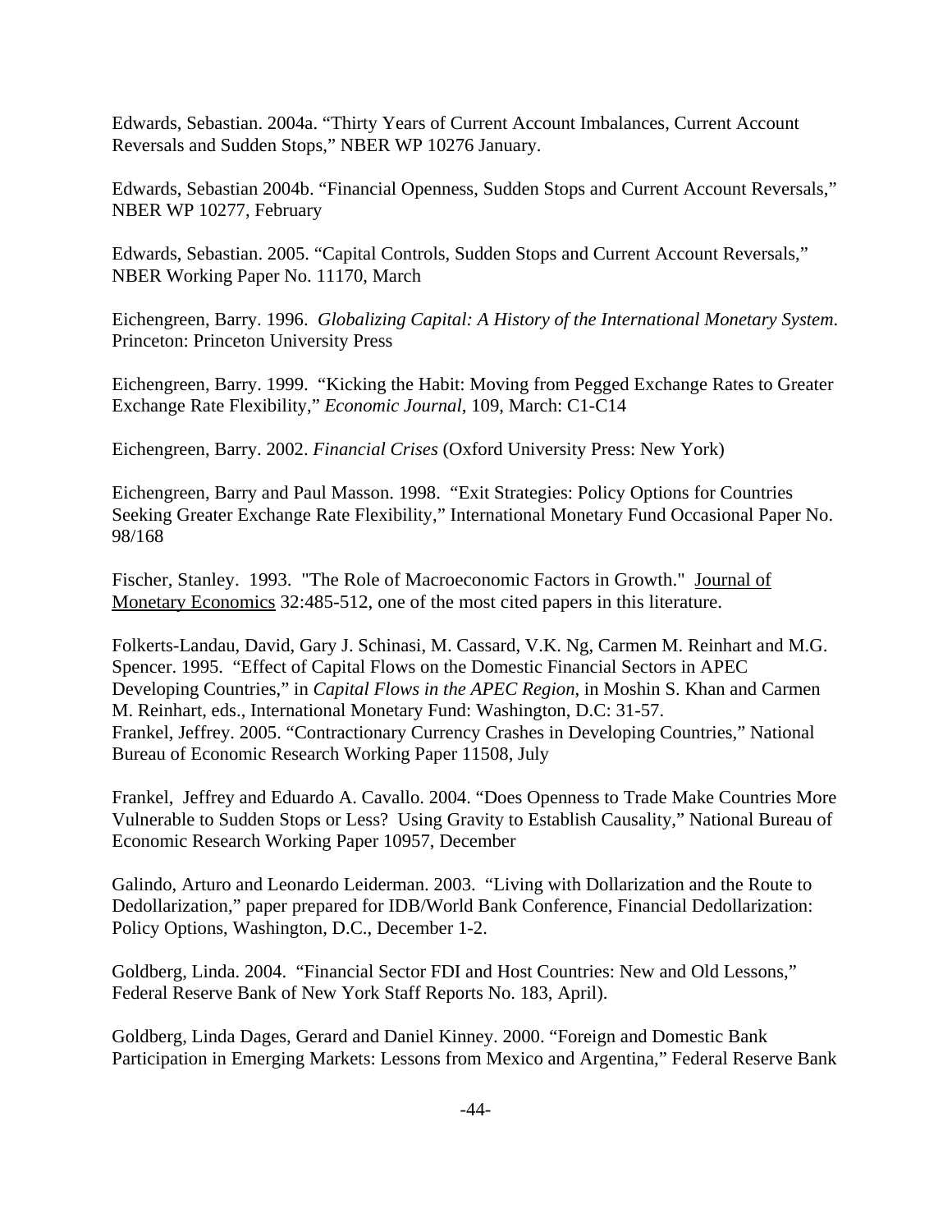Edwards, Sebastian. 2004a. “Thirty Years of Current Account Imbalances, Current Account Reversals and Sudden Stops,” NBER WP 10276 January.

Edwards, Sebastian 2004b. “Financial Openness, Sudden Stops and Current Account Reversals,” NBER WP 10277, February

Edwards, Sebastian. 2005. “Capital Controls, Sudden Stops and Current Account Reversals,” NBER Working Paper No. 11170, March

Eichengreen, Barry. 1996. *Globalizing Capital: A History of the International Monetary System*. Princeton: Princeton University Press

Eichengreen, Barry. 1999. “Kicking the Habit: Moving from Pegged Exchange Rates to Greater Exchange Rate Flexibility,” *Economic Journal*, 109, March: C1-C14

Eichengreen, Barry. 2002. *Financial Crises* (Oxford University Press: New York)

Eichengreen, Barry and Paul Masson. 1998. “Exit Strategies: Policy Options for Countries Seeking Greater Exchange Rate Flexibility,” International Monetary Fund Occasional Paper No. 98/168

Fischer, Stanley. 1993. "The Role of Macroeconomic Factors in Growth." Journal of Monetary Economics 32:485-512, one of the most cited papers in this literature.

Folkerts-Landau, David, Gary J. Schinasi, M. Cassard, V.K. Ng, Carmen M. Reinhart and M.G. Spencer. 1995. “Effect of Capital Flows on the Domestic Financial Sectors in APEC Developing Countries,” in *Capital Flows in the APEC Region*, in Moshin S. Khan and Carmen M. Reinhart, eds., International Monetary Fund: Washington, D.C: 31-57.

Frankel, Jeffrey. 2005. “Contractionary Currency Crashes in Developing Countries,” National Bureau of Economic Research Working Paper 11508, July

Frankel, Jeffrey and Eduardo A. Cavallo. 2004. “Does Openness to Trade Make Countries More Vulnerable to Sudden Stops or Less? Using Gravity to Establish Causality,” National Bureau of Economic Research Working Paper 10957, December

Galindo, Arturo and Leonardo Leiderman. 2003. “Living with Dollarization and the Route to Dedollarization,” paper prepared for IDB/World Bank Conference, Financial Dedollarization: Policy Options, Washington, D.C., December 1-2.

Goldberg, Linda. 2004. “Financial Sector FDI and Host Countries: New and Old Lessons,” Federal Reserve Bank of New York Staff Reports No. 183, April).

Goldberg, Linda Dages, Gerard and Daniel Kinney. 2000. “Foreign and Domestic Bank Participation in Emerging Markets: Lessons from Mexico and Argentina,” Federal Reserve Bank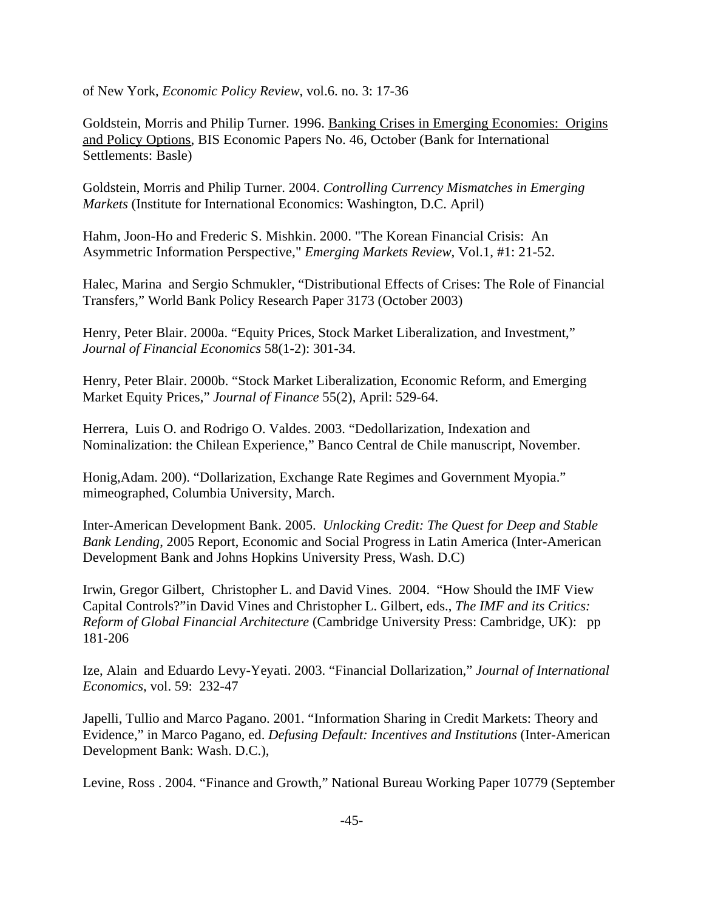of New York, *Economic Policy Review*, vol.6. no. 3: 17-36

Goldstein, Morris and Philip Turner. 1996. Banking Crises in Emerging Economies: Origins and Policy Options, BIS Economic Papers No. 46, October (Bank for International Settlements: Basle)

Goldstein, Morris and Philip Turner. 2004. *Controlling Currency Mismatches in Emerging Markets* (Institute for International Economics: Washington, D.C. April)

Hahm, Joon-Ho and Frederic S. Mishkin. 2000. "The Korean Financial Crisis: An Asymmetric Information Perspective," *Emerging Markets Review*, Vol.1, #1: 21-52.

Halec, Marina and Sergio Schmukler, "Distributional Effects of Crises: The Role of Financial Transfers," World Bank Policy Research Paper 3173 (October 2003)

Henry, Peter Blair. 2000a. "Equity Prices, Stock Market Liberalization, and Investment," *Journal of Financial Economics* 58(1-2): 301-34.

Henry, Peter Blair. 2000b. "Stock Market Liberalization, Economic Reform, and Emerging Market Equity Prices," *Journal of Finance* 55(2), April: 529-64.

Herrera, Luis O. and Rodrigo O. Valdes. 2003. "Dedollarization, Indexation and Nominalization: the Chilean Experience," Banco Central de Chile manuscript, November.

Honig,Adam. 200). "Dollarization, Exchange Rate Regimes and Government Myopia." mimeographed, Columbia University, March.

Inter-American Development Bank. 2005. *Unlocking Credit: The Quest for Deep and Stable Bank Lending*, 2005 Report, Economic and Social Progress in Latin America (Inter-American Development Bank and Johns Hopkins University Press, Wash. D.C)

Irwin, Gregor Gilbert, Christopher L. and David Vines. 2004. "How Should the IMF View Capital Controls?"in David Vines and Christopher L. Gilbert, eds., *The IMF and its Critics: Reform of Global Financial Architecture* (Cambridge University Press: Cambridge, UK): pp 181-206

Ize, Alain and Eduardo Levy-Yeyati. 2003. "Financial Dollarization," *Journal of International Economics*, vol. 59: 232-47

Japelli, Tullio and Marco Pagano. 2001. "Information Sharing in Credit Markets: Theory and Evidence," in Marco Pagano, ed. *Defusing Default: Incentives and Institutions* (Inter-American Development Bank: Wash. D.C.),

Levine, Ross . 2004. "Finance and Growth," National Bureau Working Paper 10779 (September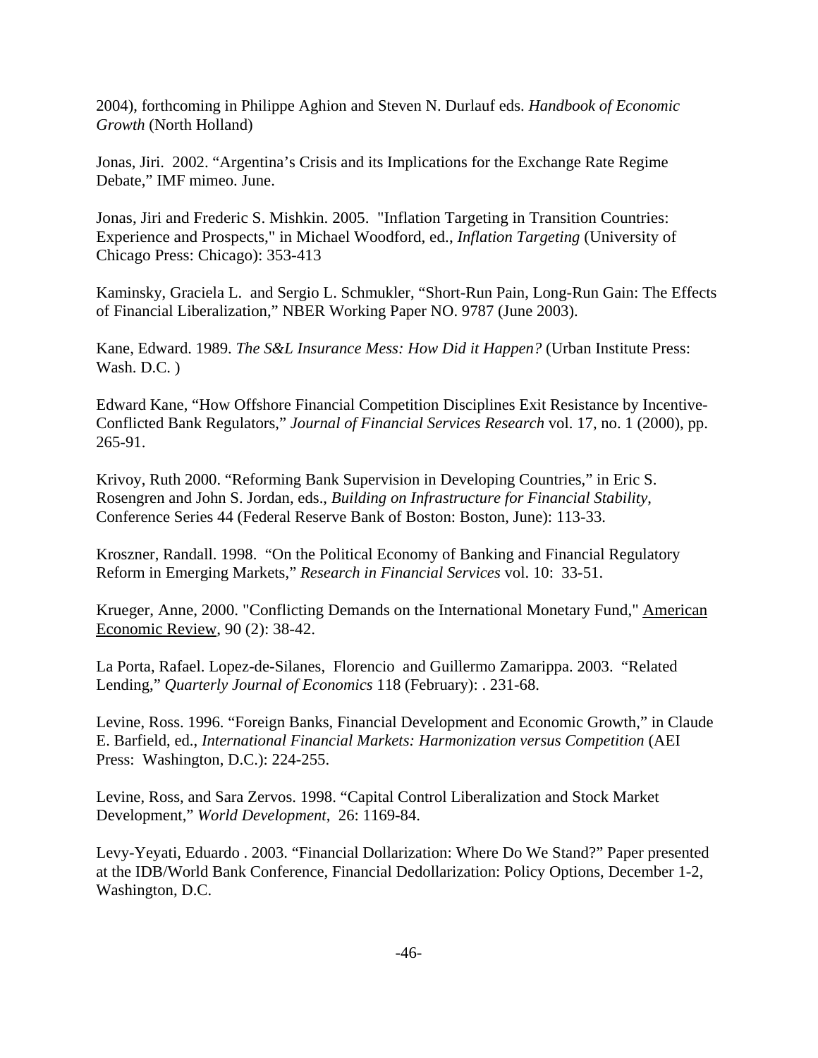2004), forthcoming in Philippe Aghion and Steven N. Durlauf eds. *Handbook of Economic Growth* (North Holland)

Jonas, Jiri. 2002. "Argentina's Crisis and its Implications for the Exchange Rate Regime Debate," IMF mimeo. June.

Jonas, Jiri and Frederic S. Mishkin. 2005. "Inflation Targeting in Transition Countries: Experience and Prospects," in Michael Woodford, ed., *Inflation Targeting* (University of Chicago Press: Chicago): 353-413

Kaminsky, Graciela L. and Sergio L. Schmukler, "Short-Run Pain, Long-Run Gain: The Effects of Financial Liberalization," NBER Working Paper NO. 9787 (June 2003).

Kane, Edward. 1989. *The S&L Insurance Mess: How Did it Happen?* (Urban Institute Press: Wash. D.C. )

Edward Kane, "How Offshore Financial Competition Disciplines Exit Resistance by Incentive-Conflicted Bank Regulators," *Journal of Financial Services Research* vol. 17, no. 1 (2000), pp. 265-91.

Krivoy, Ruth 2000. "Reforming Bank Supervision in Developing Countries," in Eric S. Rosengren and John S. Jordan, eds., *Building on Infrastructure for Financial Stability*, Conference Series 44 (Federal Reserve Bank of Boston: Boston, June): 113-33.

Kroszner, Randall. 1998. "On the Political Economy of Banking and Financial Regulatory Reform in Emerging Markets," *Research in Financial Services* vol. 10: 33-51.

Krueger, Anne, 2000. "Conflicting Demands on the International Monetary Fund," American Economic Review, 90 (2): 38-42.

La Porta, Rafael. Lopez-de-Silanes, Florencio and Guillermo Zamarippa. 2003. "Related Lending," *Quarterly Journal of Economics* 118 (February): . 231-68.

Levine, Ross. 1996. "Foreign Banks, Financial Development and Economic Growth," in Claude E. Barfield, ed., *International Financial Markets: Harmonization versus Competition* (AEI Press: Washington, D.C.): 224-255.

Levine, Ross, and Sara Zervos. 1998. "Capital Control Liberalization and Stock Market Development," *World Development*, 26: 1169-84.

Levy-Yeyati, Eduardo . 2003. "Financial Dollarization: Where Do We Stand?" Paper presented at the IDB/World Bank Conference, Financial Dedollarization: Policy Options, December 1-2, Washington, D.C.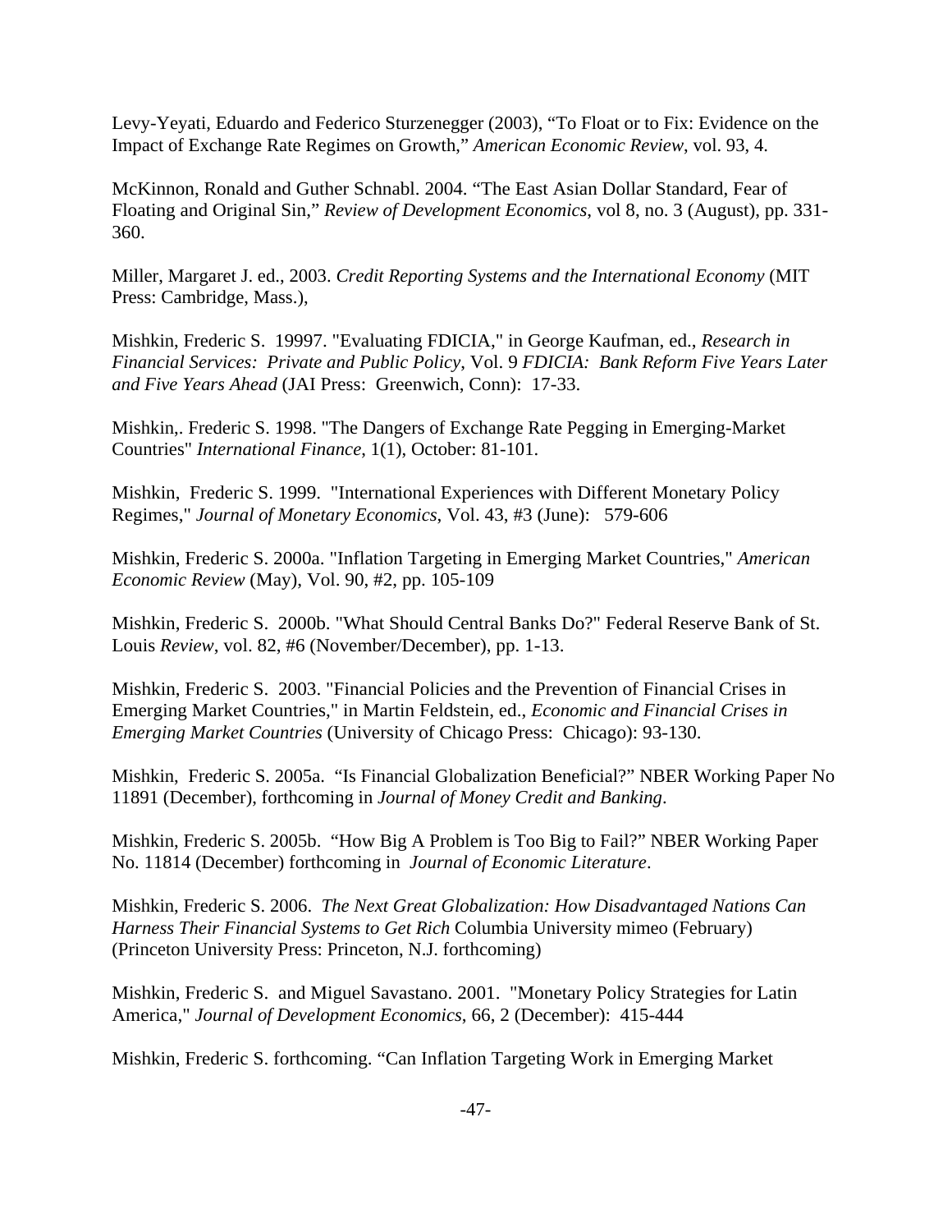Levy-Yeyati, Eduardo and Federico Sturzenegger (2003), "To Float or to Fix: Evidence on the Impact of Exchange Rate Regimes on Growth," *American Economic Review*, vol. 93, 4.

McKinnon, Ronald and Guther Schnabl. 2004. "The East Asian Dollar Standard, Fear of Floating and Original Sin," *Review of Development Economics*, vol 8, no. 3 (August), pp. 331-360.

Miller, Margaret J. ed., 2003. *Credit Reporting Systems and the International Economy* (MIT Press: Cambridge, Mass.),

Mishkin, Frederic S. 19997. "Evaluating FDICIA," in George Kaufman, ed., *Research in Financial Services: Private and Public Policy*, Vol. 9 *FDICIA: Bank Reform Five Years Later and Five Years Ahead* (JAI Press: Greenwich, Conn): 17-33.

Mishkin,. Frederic S. 1998. "The Dangers of Exchange Rate Pegging in Emerging-Market Countries" *International Finance*, 1(1), October: 81-101.

Mishkin, Frederic S. 1999. "International Experiences with Different Monetary Policy Regimes," *Journal of Monetary Economics*, Vol. 43, #3 (June): 579-606

Mishkin, Frederic S. 2000a. "Inflation Targeting in Emerging Market Countries," *American Economic Review* (May), Vol. 90, #2, pp. 105-109

Mishkin, Frederic S. 2000b. "What Should Central Banks Do?" Federal Reserve Bank of St. Louis *Review*, vol. 82, #6 (November/December), pp. 1-13.

Mishkin, Frederic S. 2003. "Financial Policies and the Prevention of Financial Crises in Emerging Market Countries," in Martin Feldstein, ed., *Economic and Financial Crises in Emerging Market Countries* (University of Chicago Press: Chicago): 93-130.

Mishkin, Frederic S. 2005a. "Is Financial Globalization Beneficial?" NBER Working Paper No 11891 (December), forthcoming in *Journal of Money Credit and Banking*.

Mishkin, Frederic S. 2005b. "How Big A Problem is Too Big to Fail?" NBER Working Paper No. 11814 (December) forthcoming in *Journal of Economic Literature*.

Mishkin, Frederic S. 2006. *The Next Great Globalization: How Disadvantaged Nations Can Harness Their Financial Systems to Get Rich* Columbia University mimeo (February) (Princeton University Press: Princeton, N.J. forthcoming)

Mishkin, Frederic S. and Miguel Savastano. 2001. "Monetary Policy Strategies for Latin America," *Journal of Development Economics*, 66, 2 (December): 415-444

Mishkin, Frederic S. forthcoming. "Can Inflation Targeting Work in Emerging Market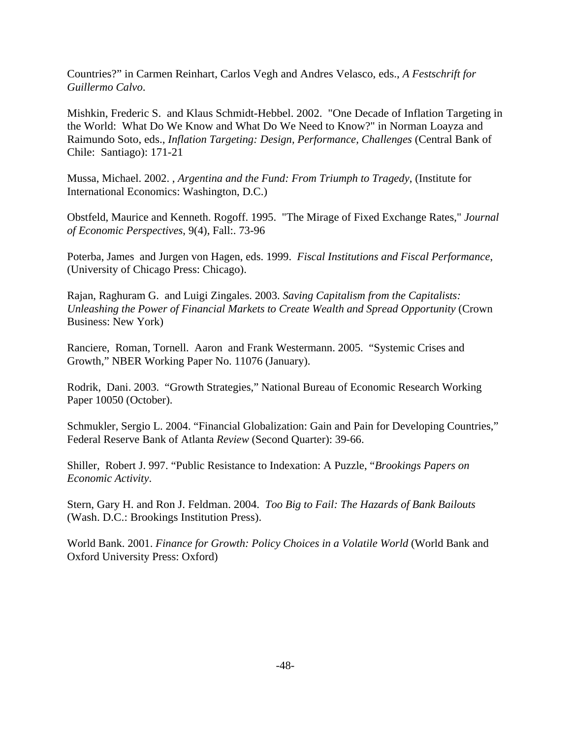Countries?" in Carmen Reinhart, Carlos Vegh and Andres Velasco, eds., *A Festschrift for Guillermo Calvo*.

Mishkin, Frederic S. and Klaus Schmidt-Hebbel. 2002. "One Decade of Inflation Targeting in the World: What Do We Know and What Do We Need to Know?" in Norman Loayza and Raimundo Soto, eds., *Inflation Targeting: Design, Performance, Challenges* (Central Bank of Chile: Santiago): 171-21

Mussa, Michael. 2002. , *Argentina and the Fund: From Triumph to Tragedy*, (Institute for International Economics: Washington, D.C.)

Obstfeld, Maurice and Kenneth. Rogoff. 1995. "The Mirage of Fixed Exchange Rates," *Journal of Economic Perspectives*, 9(4), Fall:. 73-96

Poterba, James and Jurgen von Hagen, eds. 1999. *Fiscal Institutions and Fiscal Performance*, (University of Chicago Press: Chicago).

Rajan, Raghuram G. and Luigi Zingales. 2003. *Saving Capitalism from the Capitalists: Unleashing the Power of Financial Markets to Create Wealth and Spread Opportunity* (Crown Business: New York)

Ranciere, Roman, Tornell. Aaron and Frank Westermann. 2005. "Systemic Crises and Growth," NBER Working Paper No. 11076 (January).

Rodrik, Dani. 2003. "Growth Strategies," National Bureau of Economic Research Working Paper 10050 (October).

Schmukler, Sergio L. 2004. "Financial Globalization: Gain and Pain for Developing Countries," Federal Reserve Bank of Atlanta *Review* (Second Quarter): 39-66.

Shiller, Robert J. 997. "Public Resistance to Indexation: A Puzzle, "*Brookings Papers on Economic Activity*.

Stern, Gary H. and Ron J. Feldman. 2004. *Too Big to Fail: The Hazards of Bank Bailouts* (Wash. D.C.: Brookings Institution Press).

World Bank. 2001. *Finance for Growth: Policy Choices in a Volatile World* (World Bank and Oxford University Press: Oxford)